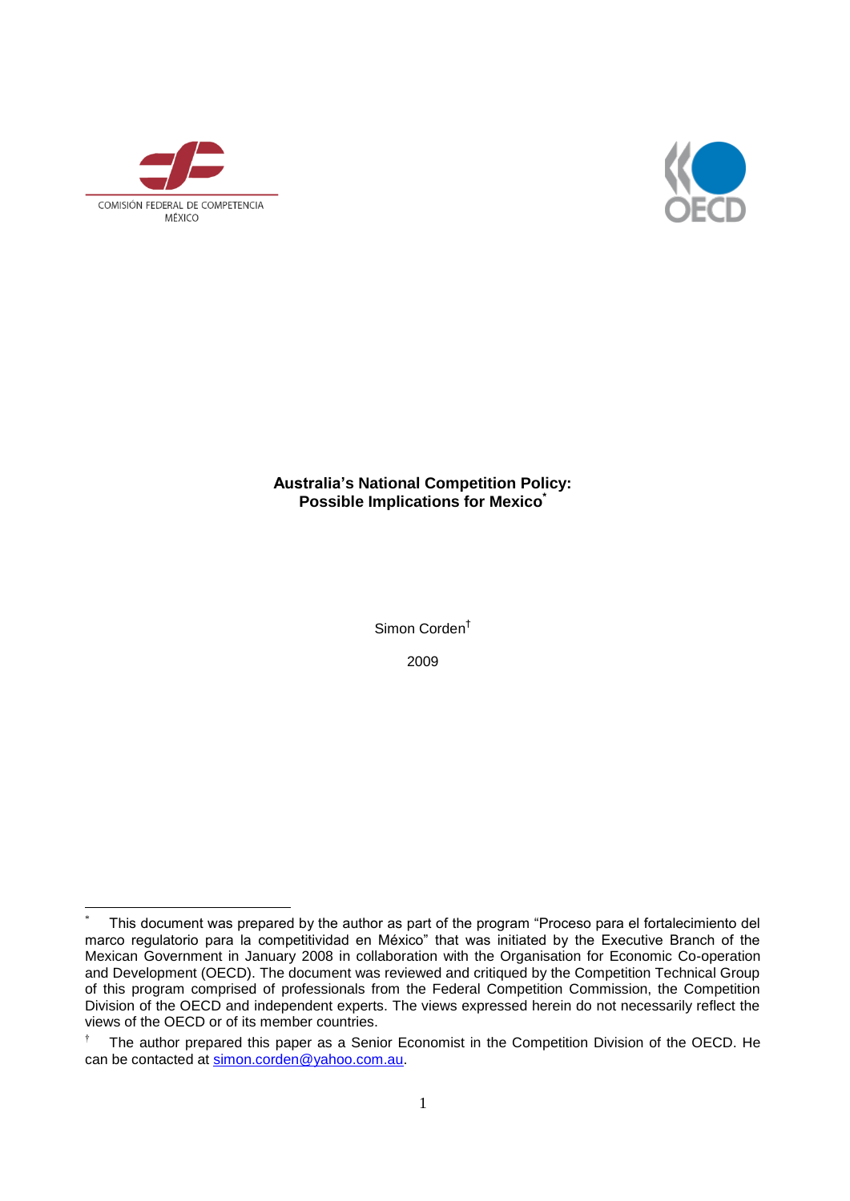COMISIÓN FEDERAL DE COMPETENCIA
MÉXICO

OECD

**Australia's National Competition Policy:
Possible Implications for Mexico**[*]

Simon Corden[†]

2009

---

[*] This document was prepared by the author as part of the program "Proceso para el fortalecimiento del marco regulatorio para la competitividad en México" that was initiated by the Executive Branch of the Mexican Government in January 2008 in collaboration with the Organisation for Economic Co-operation and Development (OECD). The document was reviewed and critiqued by the Competition Technical Group of this program comprised of professionals from the Federal Competition Commission, the Competition Division of the OECD and independent experts. The views expressed herein do not necessarily reflect the views of the OECD or of its member countries.

[†] The author prepared this paper as a Senior Economist in the Competition Division of the OECD. He can be contacted at simon.corden@yahoo.com.au.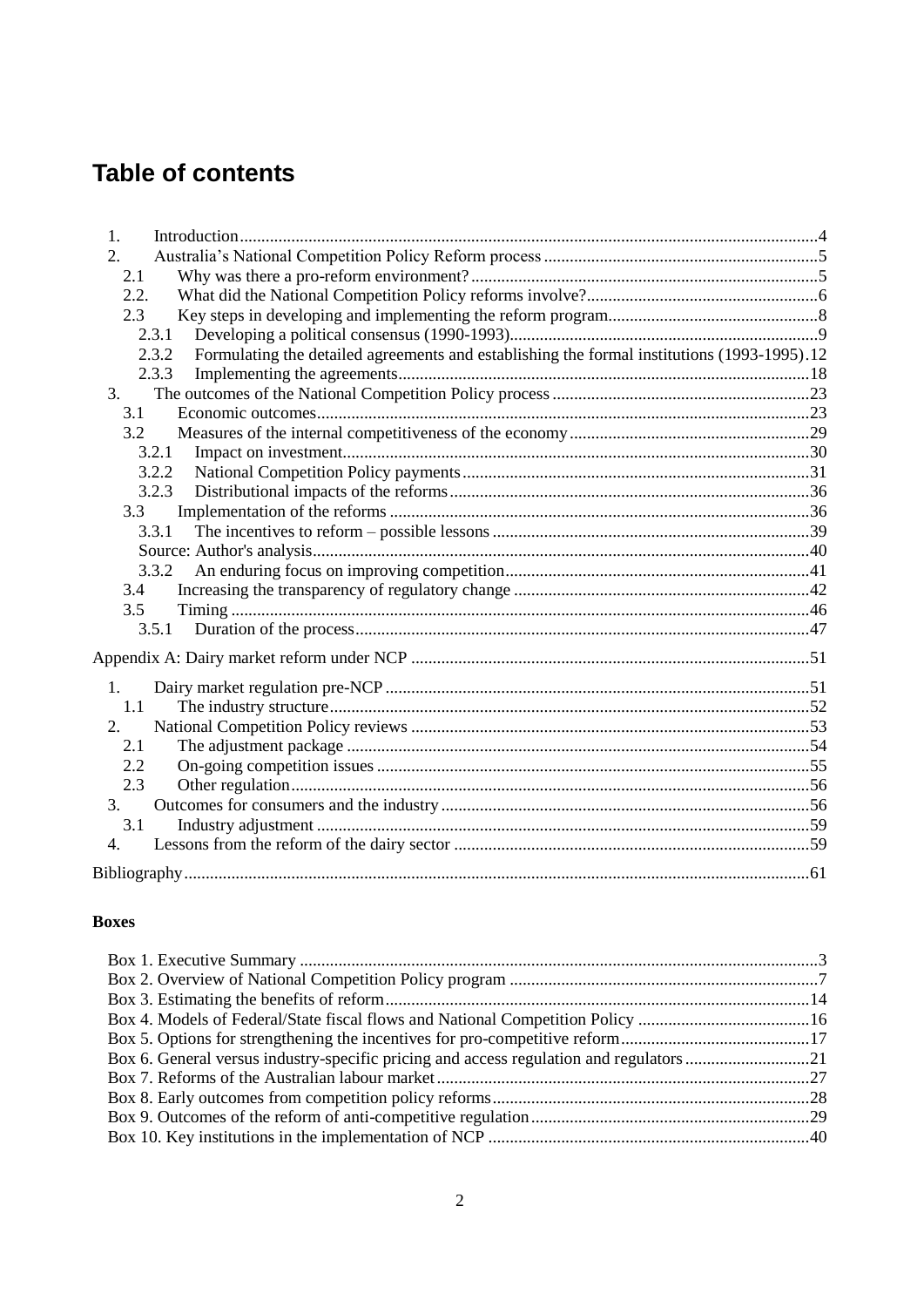# Table of contents

1. Introduction .....4
2. Australia's National Competition Policy Reform process .....5
   - 2.1 Why was there a pro-reform environment? .....5
   - 2.2. What did the National Competition Policy reforms involve? .....6
   - 2.3 Key steps in developing and implementing the reform program .....8
     - 2.3.1 Developing a political consensus (1990-1993) .....9
     - 2.3.2 Formulating the detailed agreements and establishing the formal institutions (1993-1995) .....12
     - 2.3.3 Implementing the agreements .....18
3. The outcomes of the National Competition Policy process .....23
   - 3.1 Economic outcomes .....23
   - 3.2 Measures of the internal competitiveness of the economy .....29
     - 3.2.1 Impact on investment .....30
     - 3.2.2 National Competition Policy payments .....31
     - 3.2.3 Distributional impacts of the reforms .....36
   - 3.3 Implementation of the reforms .....36
     - 3.3.1 The incentives to reform – possible lessons .....39
     - Source: Author's analysis .....40
     - 3.3.2 An enduring focus on improving competition .....41
   - 3.4 Increasing the transparency of regulatory change .....42
   - 3.5 Timing .....46
     - 3.5.1 Duration of the process .....47

Appendix A: Dairy market reform under NCP .....51

1. Dairy market regulation pre-NCP .....51
   - 1.1 The industry structure .....52
2. National Competition Policy reviews .....53
   - 2.1 The adjustment package .....54
   - 2.2 On-going competition issues .....55
   - 2.3 Other regulation .....56
3. Outcomes for consumers and the industry .....56
   - 3.1 Industry adjustment .....59
4. Lessons from the reform of the dairy sector .....59

Bibliography .....61

**Boxes**

- Box 1. Executive Summary .....3
- Box 2. Overview of National Competition Policy program .....7
- Box 3. Estimating the benefits of reform .....14
- Box 4. Models of Federal/State fiscal flows and National Competition Policy .....16
- Box 5. Options for strengthening the incentives for pro-competitive reform .....17
- Box 6. General versus industry-specific pricing and access regulation and regulators .....21
- Box 7. Reforms of the Australian labour market .....27
- Box 8. Early outcomes from competition policy reforms .....28
- Box 9. Outcomes of the reform of anti-competitive regulation .....29
- Box 10. Key institutions in the implementation of NCP .....40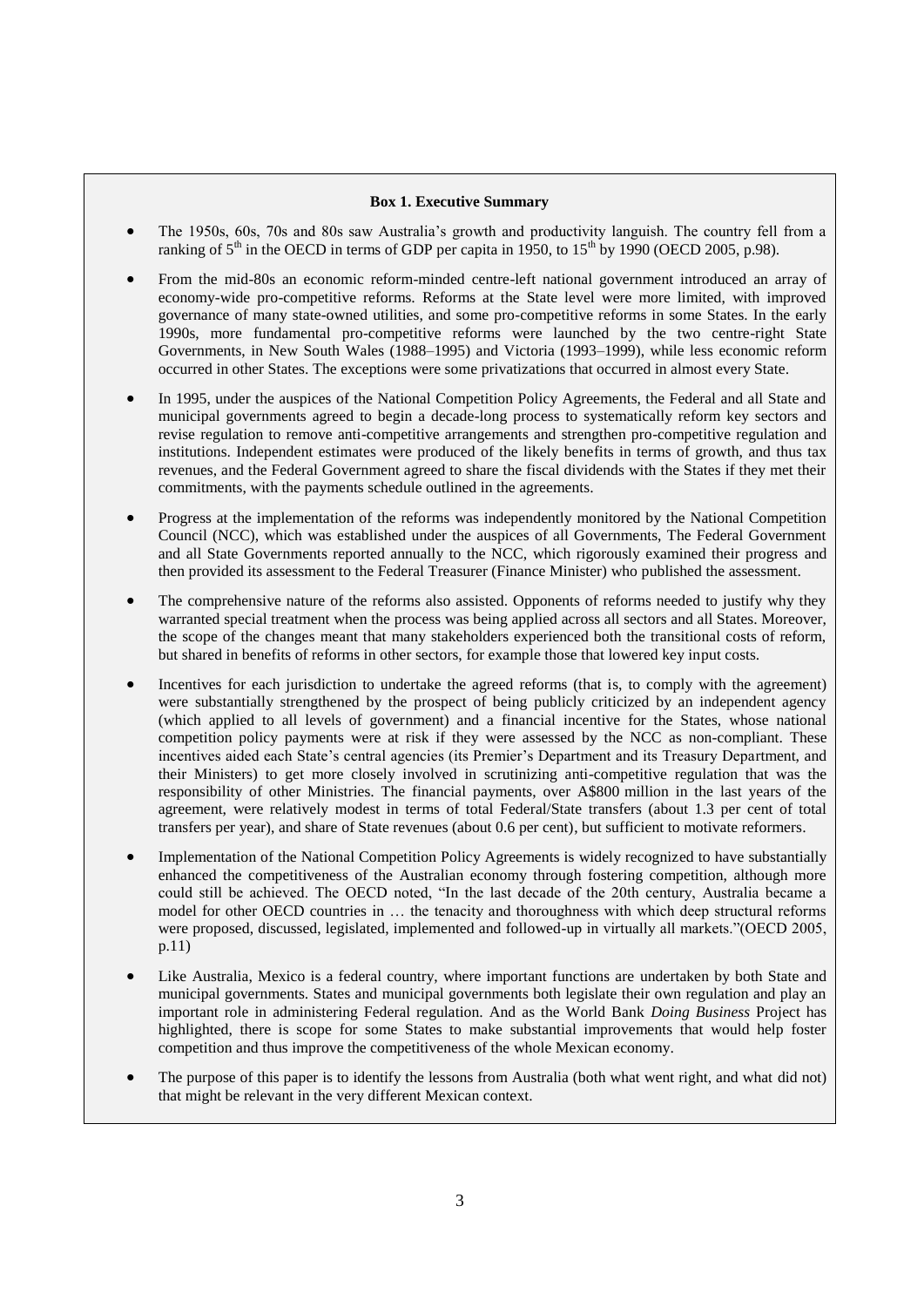**Box 1. Executive Summary**

- The 1950s, 60s, 70s and 80s saw Australia's growth and productivity languish. The country fell from a ranking of 5th in the OECD in terms of GDP per capita in 1950, to 15th by 1990 (OECD 2005, p.98).

- From the mid-80s an economic reform-minded centre-left national government introduced an array of economy-wide pro-competitive reforms. Reforms at the State level were more limited, with improved governance of many state-owned utilities, and some pro-competitive reforms in some States. In the early 1990s, more fundamental pro-competitive reforms were launched by the two centre-right State Governments, in New South Wales (1988–1995) and Victoria (1993–1999), while less economic reform occurred in other States. The exceptions were some privatizations that occurred in almost every State.

- In 1995, under the auspices of the National Competition Policy Agreements, the Federal and all State and municipal governments agreed to begin a decade-long process to systematically reform key sectors and revise regulation to remove anti-competitive arrangements and strengthen pro-competitive regulation and institutions. Independent estimates were produced of the likely benefits in terms of growth, and thus tax revenues, and the Federal Government agreed to share the fiscal dividends with the States if they met their commitments, with the payments schedule outlined in the agreements.

- Progress at the implementation of the reforms was independently monitored by the National Competition Council (NCC), which was established under the auspices of all Governments, The Federal Government and all State Governments reported annually to the NCC, which rigorously examined their progress and then provided its assessment to the Federal Treasurer (Finance Minister) who published the assessment.

- The comprehensive nature of the reforms also assisted. Opponents of reforms needed to justify why they warranted special treatment when the process was being applied across all sectors and all States. Moreover, the scope of the changes meant that many stakeholders experienced both the transitional costs of reform, but shared in benefits of reforms in other sectors, for example those that lowered key input costs.

- Incentives for each jurisdiction to undertake the agreed reforms (that is, to comply with the agreement) were substantially strengthened by the prospect of being publicly criticized by an independent agency (which applied to all levels of government) and a financial incentive for the States, whose national competition policy payments were at risk if they were assessed by the NCC as non-compliant. These incentives aided each State's central agencies (its Premier's Department and its Treasury Department, and their Ministers) to get more closely involved in scrutinizing anti-competitive regulation that was the responsibility of other Ministries. The financial payments, over A$800 million in the last years of the agreement, were relatively modest in terms of total Federal/State transfers (about 1.3 per cent of total transfers per year), and share of State revenues (about 0.6 per cent), but sufficient to motivate reformers.

- Implementation of the National Competition Policy Agreements is widely recognized to have substantially enhanced the competitiveness of the Australian economy through fostering competition, although more could still be achieved. The OECD noted, "In the last decade of the 20th century, Australia became a model for other OECD countries in … the tenacity and thoroughness with which deep structural reforms were proposed, discussed, legislated, implemented and followed-up in virtually all markets."(OECD 2005, p.11)

- Like Australia, Mexico is a federal country, where important functions are undertaken by both State and municipal governments. States and municipal governments both legislate their own regulation and play an important role in administering Federal regulation. And as the World Bank *Doing Business* Project has highlighted, there is scope for some States to make substantial improvements that would help foster competition and thus improve the competitiveness of the whole Mexican economy.

- The purpose of this paper is to identify the lessons from Australia (both what went right, and what did not) that might be relevant in the very different Mexican context.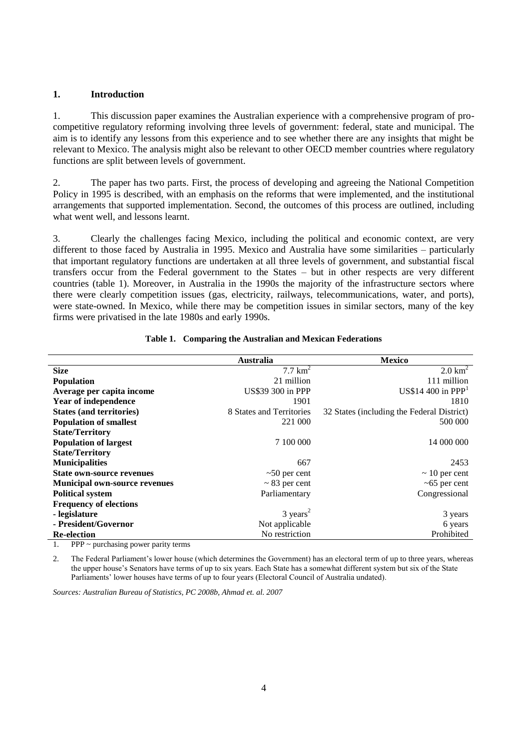## 1. Introduction

1. This discussion paper examines the Australian experience with a comprehensive program of pro-competitive regulatory reforming involving three levels of government: federal, state and municipal. The aim is to identify any lessons from this experience and to see whether there are any insights that might be relevant to Mexico. The analysis might also be relevant to other OECD member countries where regulatory functions are split between levels of government.

2. The paper has two parts. First, the process of developing and agreeing the National Competition Policy in 1995 is described, with an emphasis on the reforms that were implemented, and the institutional arrangements that supported implementation. Second, the outcomes of this process are outlined, including what went well, and lessons learnt.

3. Clearly the challenges facing Mexico, including the political and economic context, are very different to those faced by Australia in 1995. Mexico and Australia have some similarities – particularly that important regulatory functions are undertaken at all three levels of government, and substantial fiscal transfers occur from the Federal government to the States – but in other respects are very different countries (table 1). Moreover, in Australia in the 1990s the majority of the infrastructure sectors where there were clearly competition issues (gas, electricity, railways, telecommunications, water, and ports), were state-owned. In Mexico, while there may be competition issues in similar sectors, many of the key firms were privatised in the late 1980s and early 1990s.

**Table 1. Comparing the Australian and Mexican Federations**

| | **Australia** | **Mexico** |
|---|---|---|
| **Size** | 7.7 $km^2$ | 2.0 $km^2$ |
| **Population** | 21 million | 111 million |
| **Average per capita income** | US$39 300 in PPP | US$14 400 in PPP[1] |
| **Year of independence** | 1901 | 1810 |
| **States (and territories)** | 8 States and Territories | 32 States (including the Federal District) |
| **Population of smallest State/Territory** | 221 000 | 500 000 |
| **Population of largest State/Territory** | 7 100 000 | 14 000 000 |
| **Municipalities** | 667 | 2453 |
| **State own-source revenues** | ~50 per cent | ~ 10 per cent |
| **Municipal own-source revenues** | ~ 83 per cent | ~65 per cent |
| **Political system** | Parliamentary | Congressional |
| **Frequency of elections** | | |
| **- legislature** | 3 years[2] | 3 years |
| **- President/Governor** | Not applicable | 6 years |
| **Re-election** | No restriction | Prohibited |

1. PPP ~ purchasing power parity terms

2. The Federal Parliament's lower house (which determines the Government) has an electoral term of up to three years, whereas the upper house's Senators have terms of up to six years. Each State has a somewhat different system but six of the State Parliaments' lower houses have terms of up to four years (Electoral Council of Australia undated).

*Sources: Australian Bureau of Statistics, PC 2008b, Ahmad et. al. 2007*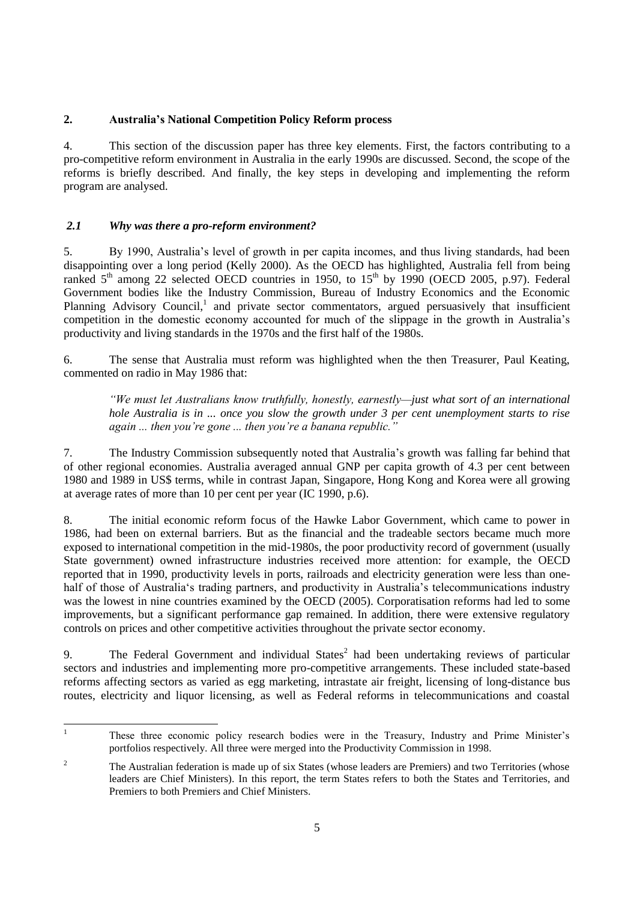## 2. Australia's National Competition Policy Reform process

4. This section of the discussion paper has three key elements. First, the factors contributing to a pro-competitive reform environment in Australia in the early 1990s are discussed. Second, the scope of the reforms is briefly described. And finally, the key steps in developing and implementing the reform program are analysed.

### *2.1 Why was there a pro-reform environment?*

5. By 1990, Australia's level of growth in per capita incomes, and thus living standards, had been disappointing over a long period (Kelly 2000). As the OECD has highlighted, Australia fell from being ranked 5th among 22 selected OECD countries in 1950, to 15th by 1990 (OECD 2005, p.97). Federal Government bodies like the Industry Commission, Bureau of Industry Economics and the Economic Planning Advisory Council,[1] and private sector commentators, argued persuasively that insufficient competition in the domestic economy accounted for much of the slippage in the growth in Australia's productivity and living standards in the 1970s and the first half of the 1980s.

6. The sense that Australia must reform was highlighted when the then Treasurer, Paul Keating, commented on radio in May 1986 that:

> *"We must let Australians know truthfully, honestly, earnestly—just what sort of an international hole Australia is in ... once you slow the growth under 3 per cent unemployment starts to rise again ... then you're gone ... then you're a banana republic."*

7. The Industry Commission subsequently noted that Australia's growth was falling far behind that of other regional economies. Australia averaged annual GNP per capita growth of 4.3 per cent between 1980 and 1989 in US$ terms, while in contrast Japan, Singapore, Hong Kong and Korea were all growing at average rates of more than 10 per cent per year (IC 1990, p.6).

8. The initial economic reform focus of the Hawke Labor Government, which came to power in 1986, had been on external barriers. But as the financial and the tradeable sectors became much more exposed to international competition in the mid-1980s, the poor productivity record of government (usually State government) owned infrastructure industries received more attention: for example, the OECD reported that in 1990, productivity levels in ports, railroads and electricity generation were less than one-half of those of Australia's trading partners, and productivity in Australia's telecommunications industry was the lowest in nine countries examined by the OECD (2005). Corporatisation reforms had led to some improvements, but a significant performance gap remained. In addition, there were extensive regulatory controls on prices and other competitive activities throughout the private sector economy.

9. The Federal Government and individual States[2] had been undertaking reviews of particular sectors and industries and implementing more pro-competitive arrangements. These included state-based reforms affecting sectors as varied as egg marketing, intrastate air freight, licensing of long-distance bus routes, electricity and liquor licensing, as well as Federal reforms in telecommunications and coastal

---

[1] These three economic policy research bodies were in the Treasury, Industry and Prime Minister's portfolios respectively. All three were merged into the Productivity Commission in 1998.

[2] The Australian federation is made up of six States (whose leaders are Premiers) and two Territories (whose leaders are Chief Ministers). In this report, the term States refers to both the States and Territories, and Premiers to both Premiers and Chief Ministers.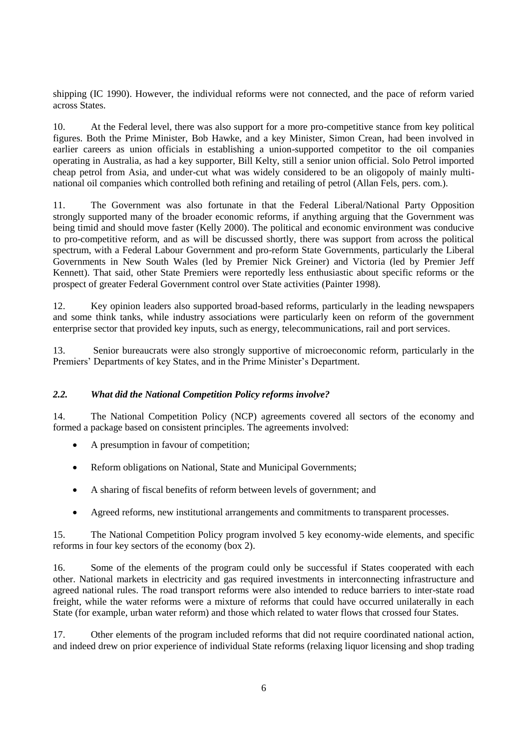shipping (IC 1990). However, the individual reforms were not connected, and the pace of reform varied across States.

10. At the Federal level, there was also support for a more pro-competitive stance from key political figures. Both the Prime Minister, Bob Hawke, and a key Minister, Simon Crean, had been involved in earlier careers as union officials in establishing a union-supported competitor to the oil companies operating in Australia, as had a key supporter, Bill Kelty, still a senior union official. Solo Petrol imported cheap petrol from Asia, and under-cut what was widely considered to be an oligopoly of mainly multi-national oil companies which controlled both refining and retailing of petrol (Allan Fels, pers. com.).

11. The Government was also fortunate in that the Federal Liberal/National Party Opposition strongly supported many of the broader economic reforms, if anything arguing that the Government was being timid and should move faster (Kelly 2000). The political and economic environment was conducive to pro-competitive reform, and as will be discussed shortly, there was support from across the political spectrum, with a Federal Labour Government and pro-reform State Governments, particularly the Liberal Governments in New South Wales (led by Premier Nick Greiner) and Victoria (led by Premier Jeff Kennett). That said, other State Premiers were reportedly less enthusiastic about specific reforms or the prospect of greater Federal Government control over State activities (Painter 1998).

12. Key opinion leaders also supported broad-based reforms, particularly in the leading newspapers and some think tanks, while industry associations were particularly keen on reform of the government enterprise sector that provided key inputs, such as energy, telecommunications, rail and port services.

13. Senior bureaucrats were also strongly supportive of microeconomic reform, particularly in the Premiers' Departments of key States, and in the Prime Minister's Department.

### *2.2. What did the National Competition Policy reforms involve?*

14. The National Competition Policy (NCP) agreements covered all sectors of the economy and formed a package based on consistent principles. The agreements involved:

- A presumption in favour of competition;
- Reform obligations on National, State and Municipal Governments;
- A sharing of fiscal benefits of reform between levels of government; and
- Agreed reforms, new institutional arrangements and commitments to transparent processes.

15. The National Competition Policy program involved 5 key economy-wide elements, and specific reforms in four key sectors of the economy (box 2).

16. Some of the elements of the program could only be successful if States cooperated with each other. National markets in electricity and gas required investments in interconnecting infrastructure and agreed national rules. The road transport reforms were also intended to reduce barriers to inter-state road freight, while the water reforms were a mixture of reforms that could have occurred unilaterally in each State (for example, urban water reform) and those which related to water flows that crossed four States.

17. Other elements of the program included reforms that did not require coordinated national action, and indeed drew on prior experience of individual State reforms (relaxing liquor licensing and shop trading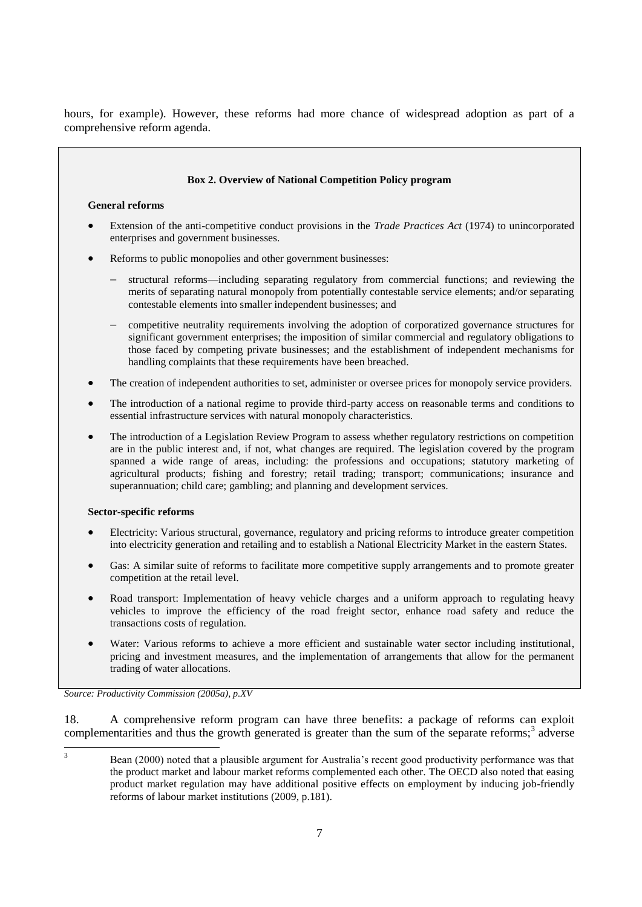hours, for example). However, these reforms had more chance of widespread adoption as part of a comprehensive reform agenda.

**Box 2. Overview of National Competition Policy program**

**General reforms**

- Extension of the anti-competitive conduct provisions in the *Trade Practices Act* (1974) to unincorporated enterprises and government businesses.
- Reforms to public monopolies and other government businesses:
  - structural reforms—including separating regulatory from commercial functions; and reviewing the merits of separating natural monopoly from potentially contestable service elements; and/or separating contestable elements into smaller independent businesses; and
  - competitive neutrality requirements involving the adoption of corporatized governance structures for significant government enterprises; the imposition of similar commercial and regulatory obligations to those faced by competing private businesses; and the establishment of independent mechanisms for handling complaints that these requirements have been breached.
- The creation of independent authorities to set, administer or oversee prices for monopoly service providers.
- The introduction of a national regime to provide third-party access on reasonable terms and conditions to essential infrastructure services with natural monopoly characteristics.
- The introduction of a Legislation Review Program to assess whether regulatory restrictions on competition are in the public interest and, if not, what changes are required. The legislation covered by the program spanned a wide range of areas, including: the professions and occupations; statutory marketing of agricultural products; fishing and forestry; retail trading; transport; communications; insurance and superannuation; child care; gambling; and planning and development services.

**Sector-specific reforms**

- Electricity: Various structural, governance, regulatory and pricing reforms to introduce greater competition into electricity generation and retailing and to establish a National Electricity Market in the eastern States.
- Gas: A similar suite of reforms to facilitate more competitive supply arrangements and to promote greater competition at the retail level.
- Road transport: Implementation of heavy vehicle charges and a uniform approach to regulating heavy vehicles to improve the efficiency of the road freight sector, enhance road safety and reduce the transactions costs of regulation.
- Water: Various reforms to achieve a more efficient and sustainable water sector including institutional, pricing and investment measures, and the implementation of arrangements that allow for the permanent trading of water allocations.

*Source: Productivity Commission (2005a), p.XV*

18. A comprehensive reform program can have three benefits: a package of reforms can exploit complementarities and thus the growth generated is greater than the sum of the separate reforms;[3] adverse

[3] Bean (2000) noted that a plausible argument for Australia's recent good productivity performance was that the product market and labour market reforms complemented each other. The OECD also noted that easing product market regulation may have additional positive effects on employment by inducing job-friendly reforms of labour market institutions (2009, p.181).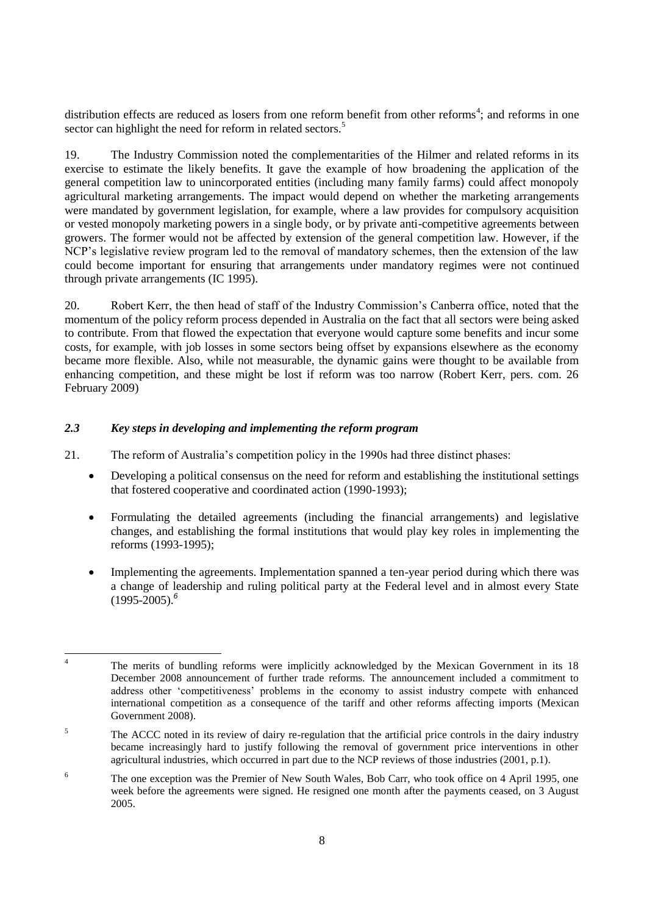distribution effects are reduced as losers from one reform benefit from other reforms[4]; and reforms in one sector can highlight the need for reform in related sectors.[5]

19. The Industry Commission noted the complementarities of the Hilmer and related reforms in its exercise to estimate the likely benefits. It gave the example of how broadening the application of the general competition law to unincorporated entities (including many family farms) could affect monopoly agricultural marketing arrangements. The impact would depend on whether the marketing arrangements were mandated by government legislation, for example, where a law provides for compulsory acquisition or vested monopoly marketing powers in a single body, or by private anti-competitive agreements between growers. The former would not be affected by extension of the general competition law. However, if the NCP's legislative review program led to the removal of mandatory schemes, then the extension of the law could become important for ensuring that arrangements under mandatory regimes were not continued through private arrangements (IC 1995).

20. Robert Kerr, the then head of staff of the Industry Commission's Canberra office, noted that the momentum of the policy reform process depended in Australia on the fact that all sectors were being asked to contribute. From that flowed the expectation that everyone would capture some benefits and incur some costs, for example, with job losses in some sectors being offset by expansions elsewhere as the economy became more flexible. Also, while not measurable, the dynamic gains were thought to be available from enhancing competition, and these might be lost if reform was too narrow (Robert Kerr, pers. com. 26 February 2009)

### *2.3 Key steps in developing and implementing the reform program*

21. The reform of Australia's competition policy in the 1990s had three distinct phases:

- Developing a political consensus on the need for reform and establishing the institutional settings that fostered cooperative and coordinated action (1990-1993);
- Formulating the detailed agreements (including the financial arrangements) and legislative changes, and establishing the formal institutions that would play key roles in implementing the reforms (1993-1995);
- Implementing the agreements. Implementation spanned a ten-year period during which there was a change of leadership and ruling political party at the Federal level and in almost every State (1995-2005).[6]

---

[4] The merits of bundling reforms were implicitly acknowledged by the Mexican Government in its 18 December 2008 announcement of further trade reforms. The announcement included a commitment to address other 'competitiveness' problems in the economy to assist industry compete with enhanced international competition as a consequence of the tariff and other reforms affecting imports (Mexican Government 2008).

[5] The ACCC noted in its review of dairy re-regulation that the artificial price controls in the dairy industry became increasingly hard to justify following the removal of government price interventions in other agricultural industries, which occurred in part due to the NCP reviews of those industries (2001, p.1).

[6] The one exception was the Premier of New South Wales, Bob Carr, who took office on 4 April 1995, one week before the agreements were signed. He resigned one month after the payments ceased, on 3 August 2005.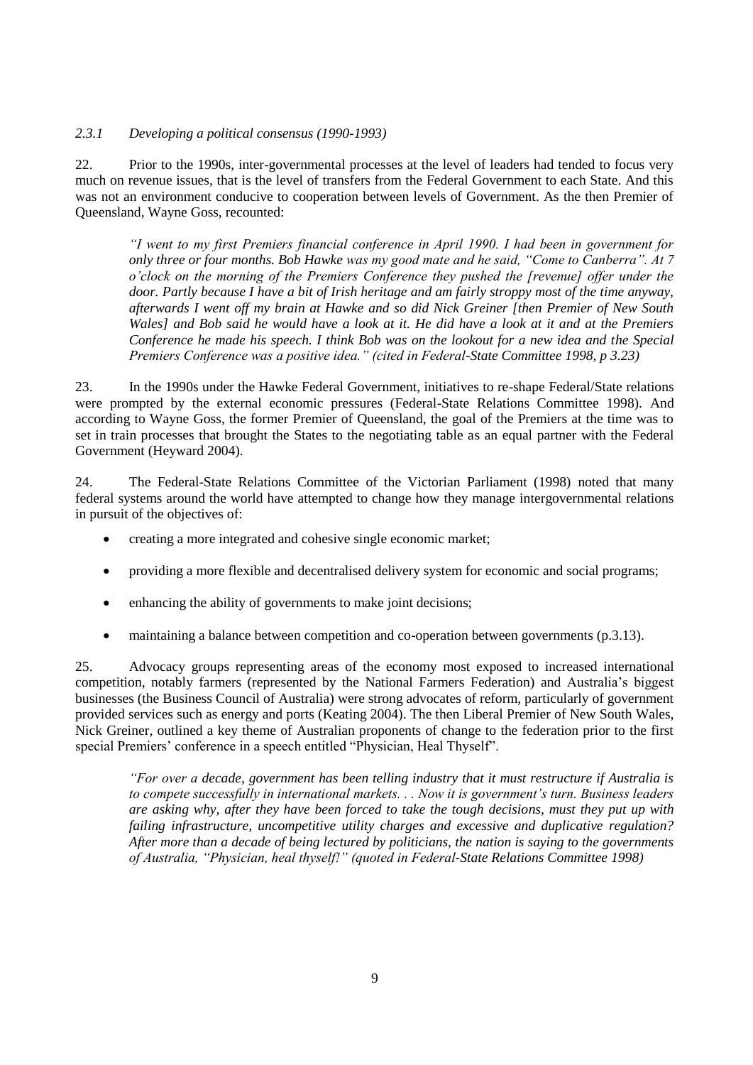#### *2.3.1 Developing a political consensus (1990-1993)*

22. Prior to the 1990s, inter-governmental processes at the level of leaders had tended to focus very much on revenue issues, that is the level of transfers from the Federal Government to each State. And this was not an environment conducive to cooperation between levels of Government. As the then Premier of Queensland, Wayne Goss, recounted:

> *"I went to my first Premiers financial conference in April 1990. I had been in government for only three or four months. Bob Hawke was my good mate and he said, "Come to Canberra". At 7 o'clock on the morning of the Premiers Conference they pushed the [revenue] offer under the door. Partly because I have a bit of Irish heritage and am fairly stroppy most of the time anyway, afterwards I went off my brain at Hawke and so did Nick Greiner [then Premier of New South Wales] and Bob said he would have a look at it. He did have a look at it and at the Premiers Conference he made his speech. I think Bob was on the lookout for a new idea and the Special Premiers Conference was a positive idea." (cited in Federal-State Committee 1998, p 3.23)*

23. In the 1990s under the Hawke Federal Government, initiatives to re-shape Federal/State relations were prompted by the external economic pressures (Federal-State Relations Committee 1998). And according to Wayne Goss, the former Premier of Queensland, the goal of the Premiers at the time was to set in train processes that brought the States to the negotiating table as an equal partner with the Federal Government (Heyward 2004).

24. The Federal-State Relations Committee of the Victorian Parliament (1998) noted that many federal systems around the world have attempted to change how they manage intergovernmental relations in pursuit of the objectives of:

- creating a more integrated and cohesive single economic market;
- providing a more flexible and decentralised delivery system for economic and social programs;
- enhancing the ability of governments to make joint decisions;
- maintaining a balance between competition and co-operation between governments (p.3.13).

25. Advocacy groups representing areas of the economy most exposed to increased international competition, notably farmers (represented by the National Farmers Federation) and Australia's biggest businesses (the Business Council of Australia) were strong advocates of reform, particularly of government provided services such as energy and ports (Keating 2004). The then Liberal Premier of New South Wales, Nick Greiner, outlined a key theme of Australian proponents of change to the federation prior to the first special Premiers' conference in a speech entitled "Physician, Heal Thyself".

> *"For over a decade, government has been telling industry that it must restructure if Australia is to compete successfully in international markets. . . Now it is government's turn. Business leaders are asking why, after they have been forced to take the tough decisions, must they put up with failing infrastructure, uncompetitive utility charges and excessive and duplicative regulation? After more than a decade of being lectured by politicians, the nation is saying to the governments of Australia, "Physician, heal thyself!" (quoted in Federal-State Relations Committee 1998)*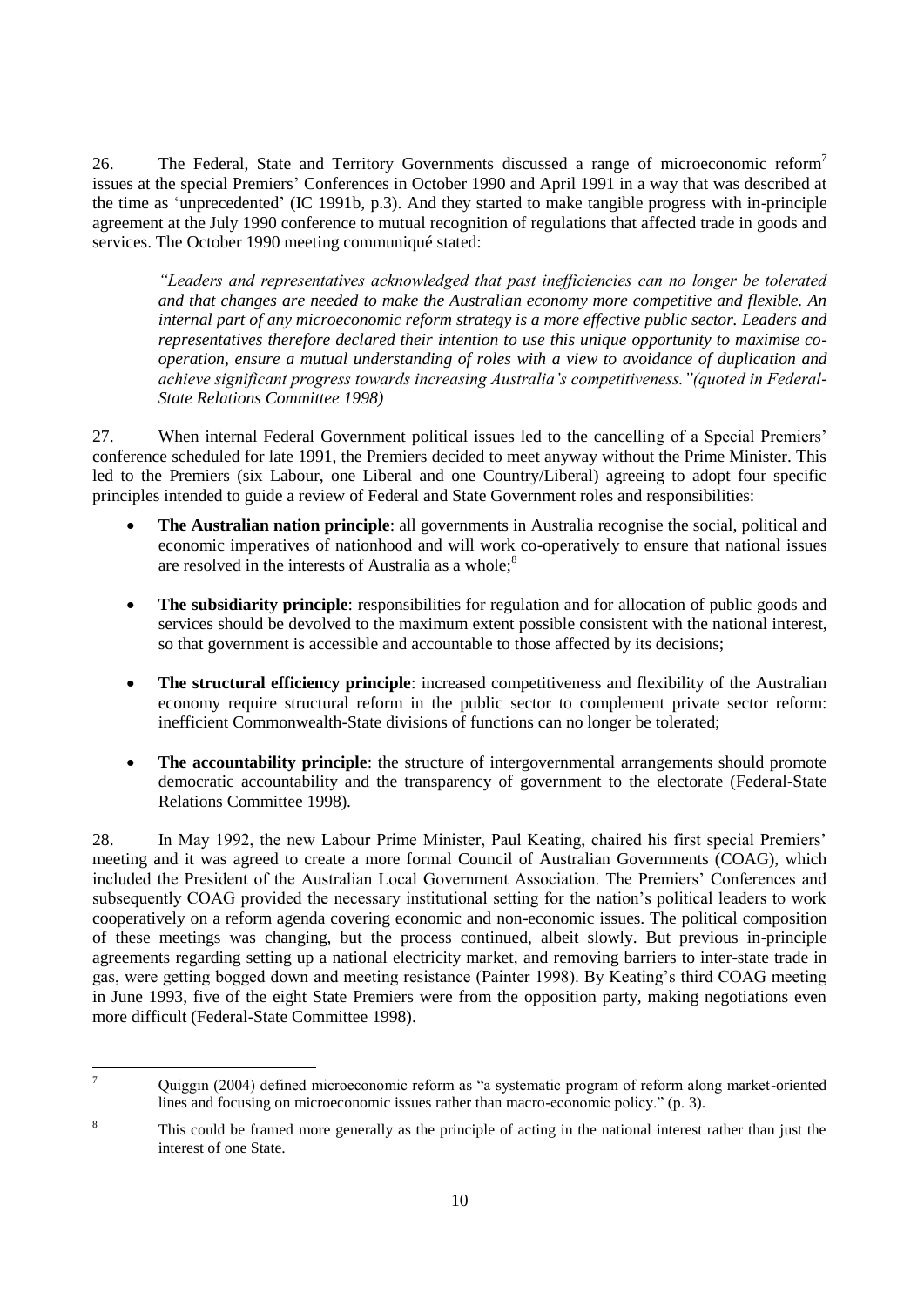26. The Federal, State and Territory Governments discussed a range of microeconomic reform[7] issues at the special Premiers' Conferences in October 1990 and April 1991 in a way that was described at the time as 'unprecedented' (IC 1991b, p.3). And they started to make tangible progress with in-principle agreement at the July 1990 conference to mutual recognition of regulations that affected trade in goods and services. The October 1990 meeting communiqué stated:

> *"Leaders and representatives acknowledged that past inefficiencies can no longer be tolerated and that changes are needed to make the Australian economy more competitive and flexible. An internal part of any microeconomic reform strategy is a more effective public sector. Leaders and representatives therefore declared their intention to use this unique opportunity to maximise co-operation, ensure a mutual understanding of roles with a view to avoidance of duplication and achieve significant progress towards increasing Australia's competitiveness."(quoted in Federal-State Relations Committee 1998)*

27. When internal Federal Government political issues led to the cancelling of a Special Premiers' conference scheduled for late 1991, the Premiers decided to meet anyway without the Prime Minister. This led to the Premiers (six Labour, one Liberal and one Country/Liberal) agreeing to adopt four specific principles intended to guide a review of Federal and State Government roles and responsibilities:

- **The Australian nation principle**: all governments in Australia recognise the social, political and economic imperatives of nationhood and will work co-operatively to ensure that national issues are resolved in the interests of Australia as a whole;[8]

- **The subsidiarity principle**: responsibilities for regulation and for allocation of public goods and services should be devolved to the maximum extent possible consistent with the national interest, so that government is accessible and accountable to those affected by its decisions;

- **The structural efficiency principle**: increased competitiveness and flexibility of the Australian economy require structural reform in the public sector to complement private sector reform: inefficient Commonwealth-State divisions of functions can no longer be tolerated;

- **The accountability principle**: the structure of intergovernmental arrangements should promote democratic accountability and the transparency of government to the electorate (Federal-State Relations Committee 1998).

28. In May 1992, the new Labour Prime Minister, Paul Keating, chaired his first special Premiers' meeting and it was agreed to create a more formal Council of Australian Governments (COAG), which included the President of the Australian Local Government Association. The Premiers' Conferences and subsequently COAG provided the necessary institutional setting for the nation's political leaders to work cooperatively on a reform agenda covering economic and non-economic issues. The political composition of these meetings was changing, but the process continued, albeit slowly. But previous in-principle agreements regarding setting up a national electricity market, and removing barriers to inter-state trade in gas, were getting bogged down and meeting resistance (Painter 1998). By Keating's third COAG meeting in June 1993, five of the eight State Premiers were from the opposition party, making negotiations even more difficult (Federal-State Committee 1998).

---

[7] Quiggin (2004) defined microeconomic reform as "a systematic program of reform along market-oriented lines and focusing on microeconomic issues rather than macro-economic policy." (p. 3).

[8] This could be framed more generally as the principle of acting in the national interest rather than just the interest of one State.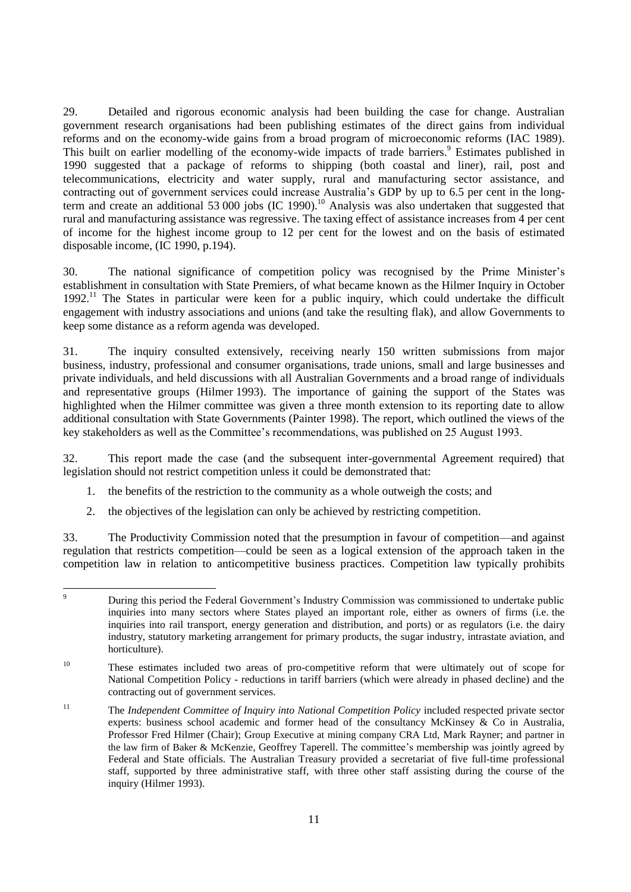29. Detailed and rigorous economic analysis had been building the case for change. Australian government research organisations had been publishing estimates of the direct gains from individual reforms and on the economy-wide gains from a broad program of microeconomic reforms (IAC 1989). This built on earlier modelling of the economy-wide impacts of trade barriers.[9] Estimates published in 1990 suggested that a package of reforms to shipping (both coastal and liner), rail, post and telecommunications, electricity and water supply, rural and manufacturing sector assistance, and contracting out of government services could increase Australia's GDP by up to 6.5 per cent in the long-term and create an additional 53 000 jobs (IC 1990).[10] Analysis was also undertaken that suggested that rural and manufacturing assistance was regressive. The taxing effect of assistance increases from 4 per cent of income for the highest income group to 12 per cent for the lowest and on the basis of estimated disposable income, (IC 1990, p.194).

30. The national significance of competition policy was recognised by the Prime Minister's establishment in consultation with State Premiers, of what became known as the Hilmer Inquiry in October 1992.[11] The States in particular were keen for a public inquiry, which could undertake the difficult engagement with industry associations and unions (and take the resulting flak), and allow Governments to keep some distance as a reform agenda was developed.

31. The inquiry consulted extensively, receiving nearly 150 written submissions from major business, industry, professional and consumer organisations, trade unions, small and large businesses and private individuals, and held discussions with all Australian Governments and a broad range of individuals and representative groups (Hilmer 1993). The importance of gaining the support of the States was highlighted when the Hilmer committee was given a three month extension to its reporting date to allow additional consultation with State Governments (Painter 1998). The report, which outlined the views of the key stakeholders as well as the Committee's recommendations, was published on 25 August 1993.

32. This report made the case (and the subsequent inter-governmental Agreement required) that legislation should not restrict competition unless it could be demonstrated that:

1. the benefits of the restriction to the community as a whole outweigh the costs; and
2. the objectives of the legislation can only be achieved by restricting competition.

33. The Productivity Commission noted that the presumption in favour of competition—and against regulation that restricts competition—could be seen as a logical extension of the approach taken in the competition law in relation to anticompetitive business practices. Competition law typically prohibits

---

[9] During this period the Federal Government's Industry Commission was commissioned to undertake public inquiries into many sectors where States played an important role, either as owners of firms (i.e. the inquiries into rail transport, energy generation and distribution, and ports) or as regulators (i.e. the dairy industry, statutory marketing arrangement for primary products, the sugar industry, intrastate aviation, and horticulture).

[10] These estimates included two areas of pro-competitive reform that were ultimately out of scope for National Competition Policy - reductions in tariff barriers (which were already in phased decline) and the contracting out of government services.

[11] The *Independent Committee of Inquiry into National Competition Policy* included respected private sector experts: business school academic and former head of the consultancy McKinsey & Co in Australia, Professor Fred Hilmer (Chair); Group Executive at mining company CRA Ltd, Mark Rayner; and partner in the law firm of Baker & McKenzie, Geoffrey Taperell. The committee's membership was jointly agreed by Federal and State officials. The Australian Treasury provided a secretariat of five full-time professional staff, supported by three administrative staff, with three other staff assisting during the course of the inquiry (Hilmer 1993).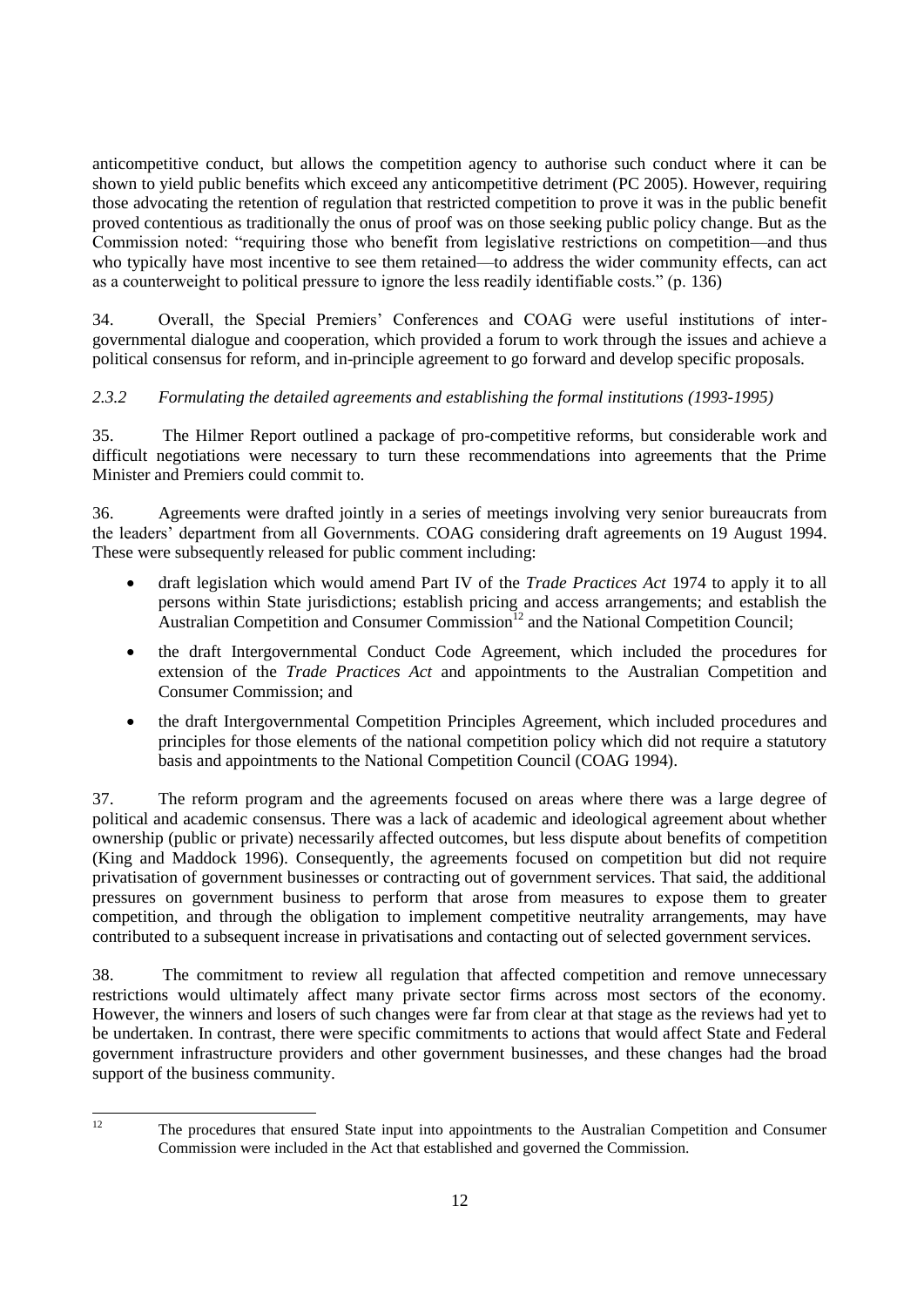anticompetitive conduct, but allows the competition agency to authorise such conduct where it can be shown to yield public benefits which exceed any anticompetitive detriment (PC 2005). However, requiring those advocating the retention of regulation that restricted competition to prove it was in the public benefit proved contentious as traditionally the onus of proof was on those seeking public policy change. But as the Commission noted: "requiring those who benefit from legislative restrictions on competition—and thus who typically have most incentive to see them retained—to address the wider community effects, can act as a counterweight to political pressure to ignore the less readily identifiable costs." (p. 136)

34. Overall, the Special Premiers' Conferences and COAG were useful institutions of inter-governmental dialogue and cooperation, which provided a forum to work through the issues and achieve a political consensus for reform, and in-principle agreement to go forward and develop specific proposals.

*2.3.2 Formulating the detailed agreements and establishing the formal institutions (1993-1995)*

35. The Hilmer Report outlined a package of pro-competitive reforms, but considerable work and difficult negotiations were necessary to turn these recommendations into agreements that the Prime Minister and Premiers could commit to.

36. Agreements were drafted jointly in a series of meetings involving very senior bureaucrats from the leaders' department from all Governments. COAG considering draft agreements on 19 August 1994. These were subsequently released for public comment including:

- draft legislation which would amend Part IV of the *Trade Practices Act* 1974 to apply it to all persons within State jurisdictions; establish pricing and access arrangements; and establish the Australian Competition and Consumer Commission[12] and the National Competition Council;
- the draft Intergovernmental Conduct Code Agreement, which included the procedures for extension of the *Trade Practices Act* and appointments to the Australian Competition and Consumer Commission; and
- the draft Intergovernmental Competition Principles Agreement, which included procedures and principles for those elements of the national competition policy which did not require a statutory basis and appointments to the National Competition Council (COAG 1994).

37. The reform program and the agreements focused on areas where there was a large degree of political and academic consensus. There was a lack of academic and ideological agreement about whether ownership (public or private) necessarily affected outcomes, but less dispute about benefits of competition (King and Maddock 1996). Consequently, the agreements focused on competition but did not require privatisation of government businesses or contracting out of government services. That said, the additional pressures on government business to perform that arose from measures to expose them to greater competition, and through the obligation to implement competitive neutrality arrangements, may have contributed to a subsequent increase in privatisations and contacting out of selected government services.

38. The commitment to review all regulation that affected competition and remove unnecessary restrictions would ultimately affect many private sector firms across most sectors of the economy. However, the winners and losers of such changes were far from clear at that stage as the reviews had yet to be undertaken. In contrast, there were specific commitments to actions that would affect State and Federal government infrastructure providers and other government businesses, and these changes had the broad support of the business community.

[12] The procedures that ensured State input into appointments to the Australian Competition and Consumer Commission were included in the Act that established and governed the Commission.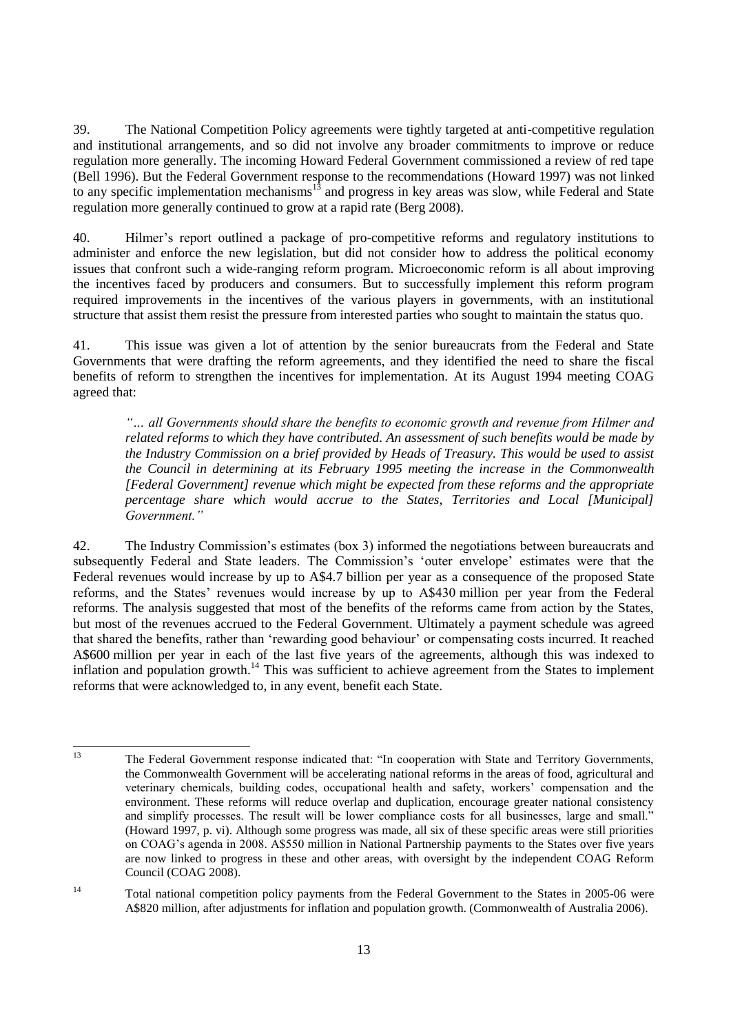39. The National Competition Policy agreements were tightly targeted at anti-competitive regulation and institutional arrangements, and so did not involve any broader commitments to improve or reduce regulation more generally. The incoming Howard Federal Government commissioned a review of red tape (Bell 1996). But the Federal Government response to the recommendations (Howard 1997) was not linked to any specific implementation mechanisms[13] and progress in key areas was slow, while Federal and State regulation more generally continued to grow at a rapid rate (Berg 2008).

40. Hilmer's report outlined a package of pro-competitive reforms and regulatory institutions to administer and enforce the new legislation, but did not consider how to address the political economy issues that confront such a wide-ranging reform program. Microeconomic reform is all about improving the incentives faced by producers and consumers. But to successfully implement this reform program required improvements in the incentives of the various players in governments, with an institutional structure that assist them resist the pressure from interested parties who sought to maintain the status quo.

41. This issue was given a lot of attention by the senior bureaucrats from the Federal and State Governments that were drafting the reform agreements, and they identified the need to share the fiscal benefits of reform to strengthen the incentives for implementation. At its August 1994 meeting COAG agreed that:

> *"… all Governments should share the benefits to economic growth and revenue from Hilmer and related reforms to which they have contributed. An assessment of such benefits would be made by the Industry Commission on a brief provided by Heads of Treasury. This would be used to assist the Council in determining at its February 1995 meeting the increase in the Commonwealth [Federal Government] revenue which might be expected from these reforms and the appropriate percentage share which would accrue to the States, Territories and Local [Municipal] Government."*

42. The Industry Commission's estimates (box 3) informed the negotiations between bureaucrats and subsequently Federal and State leaders. The Commission's 'outer envelope' estimates were that the Federal revenues would increase by up to A\$4.7 billion per year as a consequence of the proposed State reforms, and the States' revenues would increase by up to A\$430 million per year from the Federal reforms. The analysis suggested that most of the benefits of the reforms came from action by the States, but most of the revenues accrued to the Federal Government. Ultimately a payment schedule was agreed that shared the benefits, rather than 'rewarding good behaviour' or compensating costs incurred. It reached A\$600 million per year in each of the last five years of the agreements, although this was indexed to inflation and population growth.[14] This was sufficient to achieve agreement from the States to implement reforms that were acknowledged to, in any event, benefit each State.

---

[13] The Federal Government response indicated that: "In cooperation with State and Territory Governments, the Commonwealth Government will be accelerating national reforms in the areas of food, agricultural and veterinary chemicals, building codes, occupational health and safety, workers' compensation and the environment. These reforms will reduce overlap and duplication, encourage greater national consistency and simplify processes. The result will be lower compliance costs for all businesses, large and small." (Howard 1997, p. vi). Although some progress was made, all six of these specific areas were still priorities on COAG's agenda in 2008. A\$550 million in National Partnership payments to the States over five years are now linked to progress in these and other areas, with oversight by the independent COAG Reform Council (COAG 2008).

[14] Total national competition policy payments from the Federal Government to the States in 2005-06 were A\$820 million, after adjustments for inflation and population growth. (Commonwealth of Australia 2006).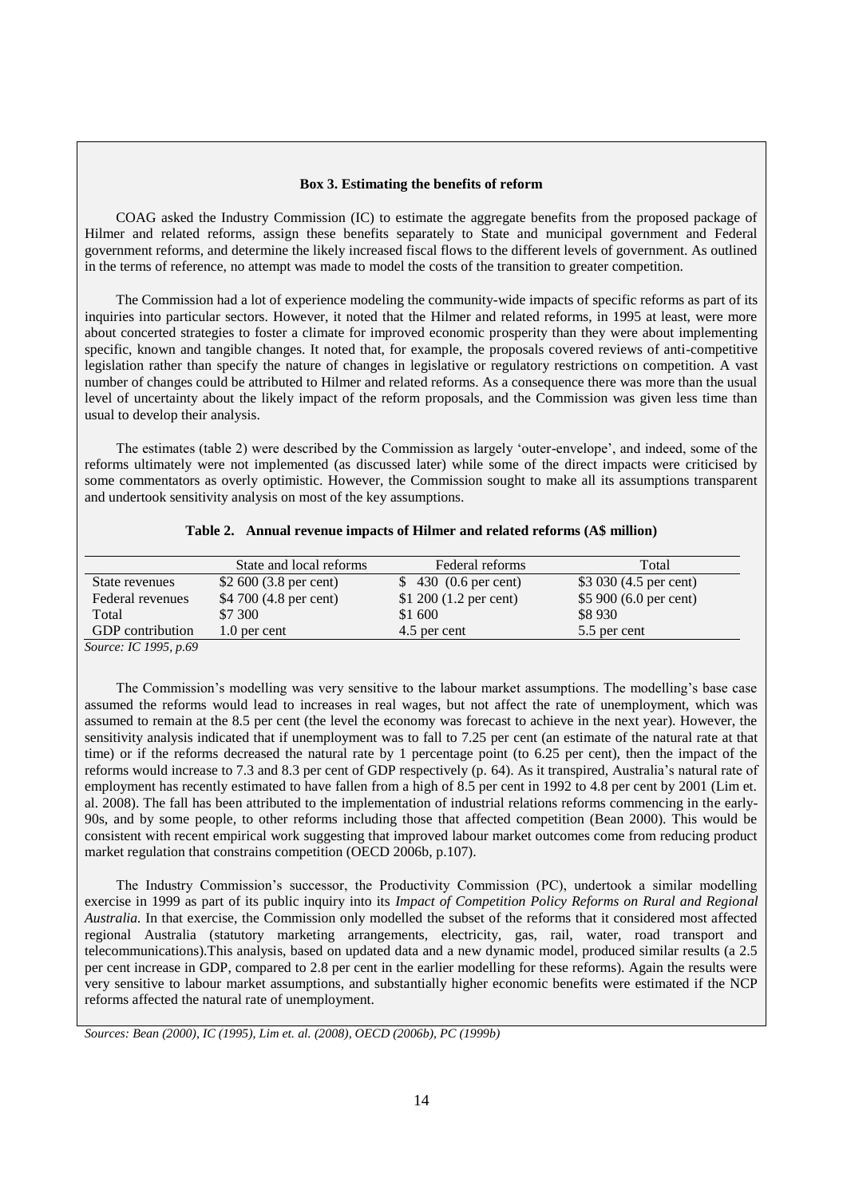**Box 3. Estimating the benefits of reform**

COAG asked the Industry Commission (IC) to estimate the aggregate benefits from the proposed package of Hilmer and related reforms, assign these benefits separately to State and municipal government and Federal government reforms, and determine the likely increased fiscal flows to the different levels of government. As outlined in the terms of reference, no attempt was made to model the costs of the transition to greater competition.

The Commission had a lot of experience modeling the community-wide impacts of specific reforms as part of its inquiries into particular sectors. However, it noted that the Hilmer and related reforms, in 1995 at least, were more about concerted strategies to foster a climate for improved economic prosperity than they were about implementing specific, known and tangible changes. It noted that, for example, the proposals covered reviews of anti-competitive legislation rather than specify the nature of changes in legislative or regulatory restrictions on competition. A vast number of changes could be attributed to Hilmer and related reforms. As a consequence there was more than the usual level of uncertainty about the likely impact of the reform proposals, and the Commission was given less time than usual to develop their analysis.

The estimates (table 2) were described by the Commission as largely 'outer-envelope', and indeed, some of the reforms ultimately were not implemented (as discussed later) while some of the direct impacts were criticised by some commentators as overly optimistic. However, the Commission sought to make all its assumptions transparent and undertook sensitivity analysis on most of the key assumptions.

**Table 2. Annual revenue impacts of Hilmer and related reforms (A$ million)**

| | State and local reforms | Federal reforms | Total |
|---|---|---|---|
| State revenues | $2 600 (3.8 per cent) | $ 430 (0.6 per cent) | $3 030 (4.5 per cent) |
| Federal revenues | $4 700 (4.8 per cent) | $1 200 (1.2 per cent) | $5 900 (6.0 per cent) |
| Total | $7 300 | $1 600 | $8 930 |
| GDP contribution | 1.0 per cent | 4.5 per cent | 5.5 per cent |

*Source: IC 1995, p.69*

The Commission's modelling was very sensitive to the labour market assumptions. The modelling's base case assumed the reforms would lead to increases in real wages, but not affect the rate of unemployment, which was assumed to remain at the 8.5 per cent (the level the economy was forecast to achieve in the next year). However, the sensitivity analysis indicated that if unemployment was to fall to 7.25 per cent (an estimate of the natural rate at that time) or if the reforms decreased the natural rate by 1 percentage point (to 6.25 per cent), then the impact of the reforms would increase to 7.3 and 8.3 per cent of GDP respectively (p. 64). As it transpired, Australia's natural rate of employment has recently estimated to have fallen from a high of 8.5 per cent in 1992 to 4.8 per cent by 2001 (Lim et. al. 2008). The fall has been attributed to the implementation of industrial relations reforms commencing in the early-90s, and by some people, to other reforms including those that affected competition (Bean 2000). This would be consistent with recent empirical work suggesting that improved labour market outcomes come from reducing product market regulation that constrains competition (OECD 2006b, p.107).

The Industry Commission's successor, the Productivity Commission (PC), undertook a similar modelling exercise in 1999 as part of its public inquiry into its *Impact of Competition Policy Reforms on Rural and Regional Australia.* In that exercise, the Commission only modelled the subset of the reforms that it considered most affected regional Australia (statutory marketing arrangements, electricity, gas, rail, water, road transport and telecommunications).This analysis, based on updated data and a new dynamic model, produced similar results (a 2.5 per cent increase in GDP, compared to 2.8 per cent in the earlier modelling for these reforms). Again the results were very sensitive to labour market assumptions, and substantially higher economic benefits were estimated if the NCP reforms affected the natural rate of unemployment.

*Sources: Bean (2000), IC (1995), Lim et. al. (2008), OECD (2006b), PC (1999b)*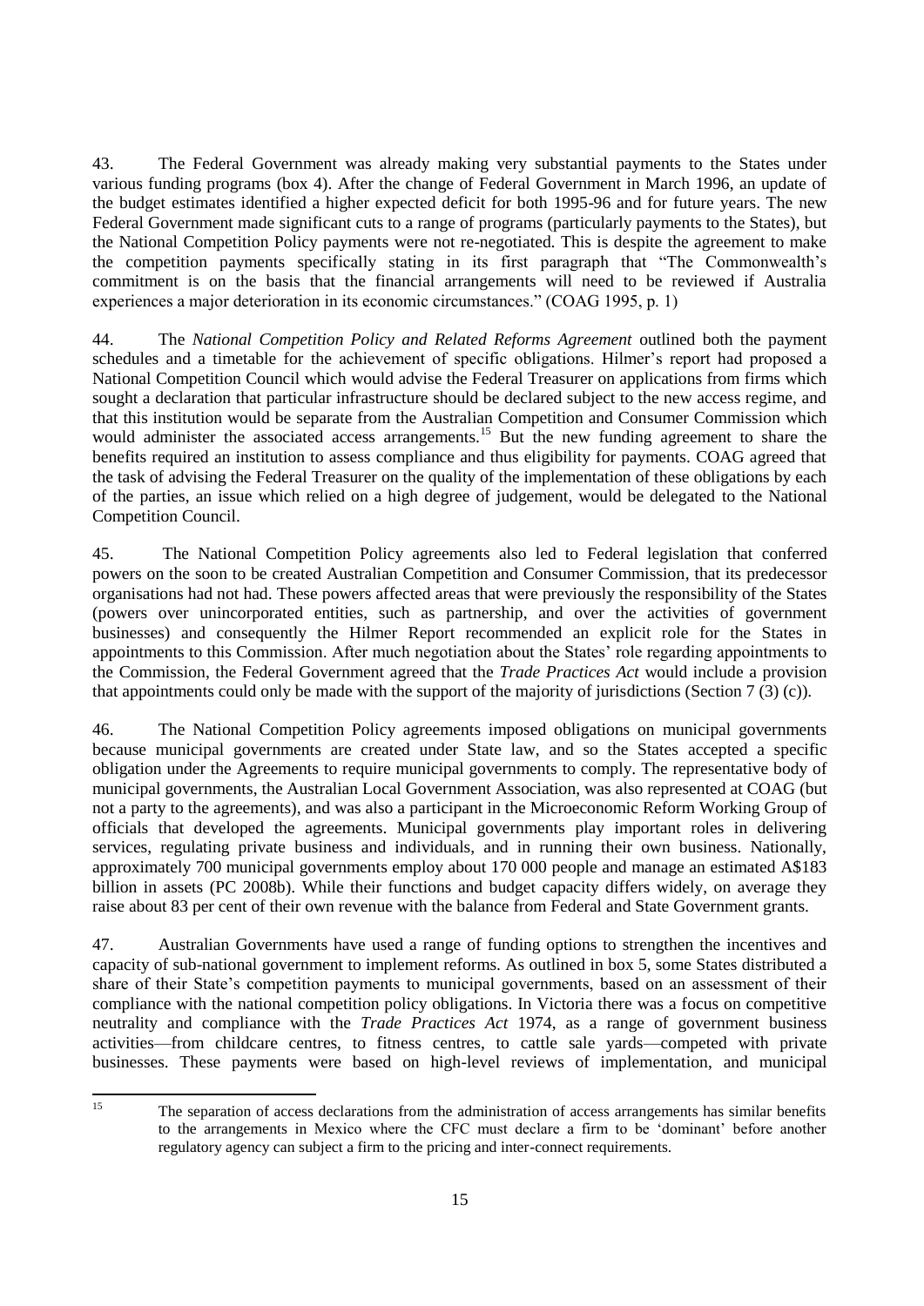43. The Federal Government was already making very substantial payments to the States under various funding programs (box 4). After the change of Federal Government in March 1996, an update of the budget estimates identified a higher expected deficit for both 1995-96 and for future years. The new Federal Government made significant cuts to a range of programs (particularly payments to the States), but the National Competition Policy payments were not re-negotiated. This is despite the agreement to make the competition payments specifically stating in its first paragraph that "The Commonwealth's commitment is on the basis that the financial arrangements will need to be reviewed if Australia experiences a major deterioration in its economic circumstances." (COAG 1995, p. 1)

44. The *National Competition Policy and Related Reforms Agreement* outlined both the payment schedules and a timetable for the achievement of specific obligations. Hilmer's report had proposed a National Competition Council which would advise the Federal Treasurer on applications from firms which sought a declaration that particular infrastructure should be declared subject to the new access regime, and that this institution would be separate from the Australian Competition and Consumer Commission which would administer the associated access arrangements.[15] But the new funding agreement to share the benefits required an institution to assess compliance and thus eligibility for payments. COAG agreed that the task of advising the Federal Treasurer on the quality of the implementation of these obligations by each of the parties, an issue which relied on a high degree of judgement, would be delegated to the National Competition Council.

45. The National Competition Policy agreements also led to Federal legislation that conferred powers on the soon to be created Australian Competition and Consumer Commission, that its predecessor organisations had not had. These powers affected areas that were previously the responsibility of the States (powers over unincorporated entities, such as partnership, and over the activities of government businesses) and consequently the Hilmer Report recommended an explicit role for the States in appointments to this Commission. After much negotiation about the States' role regarding appointments to the Commission, the Federal Government agreed that the *Trade Practices Act* would include a provision that appointments could only be made with the support of the majority of jurisdictions (Section 7 (3) (c)).

46. The National Competition Policy agreements imposed obligations on municipal governments because municipal governments are created under State law, and so the States accepted a specific obligation under the Agreements to require municipal governments to comply. The representative body of municipal governments, the Australian Local Government Association, was also represented at COAG (but not a party to the agreements), and was also a participant in the Microeconomic Reform Working Group of officials that developed the agreements. Municipal governments play important roles in delivering services, regulating private business and individuals, and in running their own business. Nationally, approximately 700 municipal governments employ about 170 000 people and manage an estimated A$183 billion in assets (PC 2008b). While their functions and budget capacity differs widely, on average they raise about 83 per cent of their own revenue with the balance from Federal and State Government grants.

47. Australian Governments have used a range of funding options to strengthen the incentives and capacity of sub-national government to implement reforms. As outlined in box 5, some States distributed a share of their State's competition payments to municipal governments, based on an assessment of their compliance with the national competition policy obligations. In Victoria there was a focus on competitive neutrality and compliance with the *Trade Practices Act* 1974, as a range of government business activities—from childcare centres, to fitness centres, to cattle sale yards—competed with private businesses. These payments were based on high-level reviews of implementation, and municipal

[15] The separation of access declarations from the administration of access arrangements has similar benefits to the arrangements in Mexico where the CFC must declare a firm to be 'dominant' before another regulatory agency can subject a firm to the pricing and inter-connect requirements.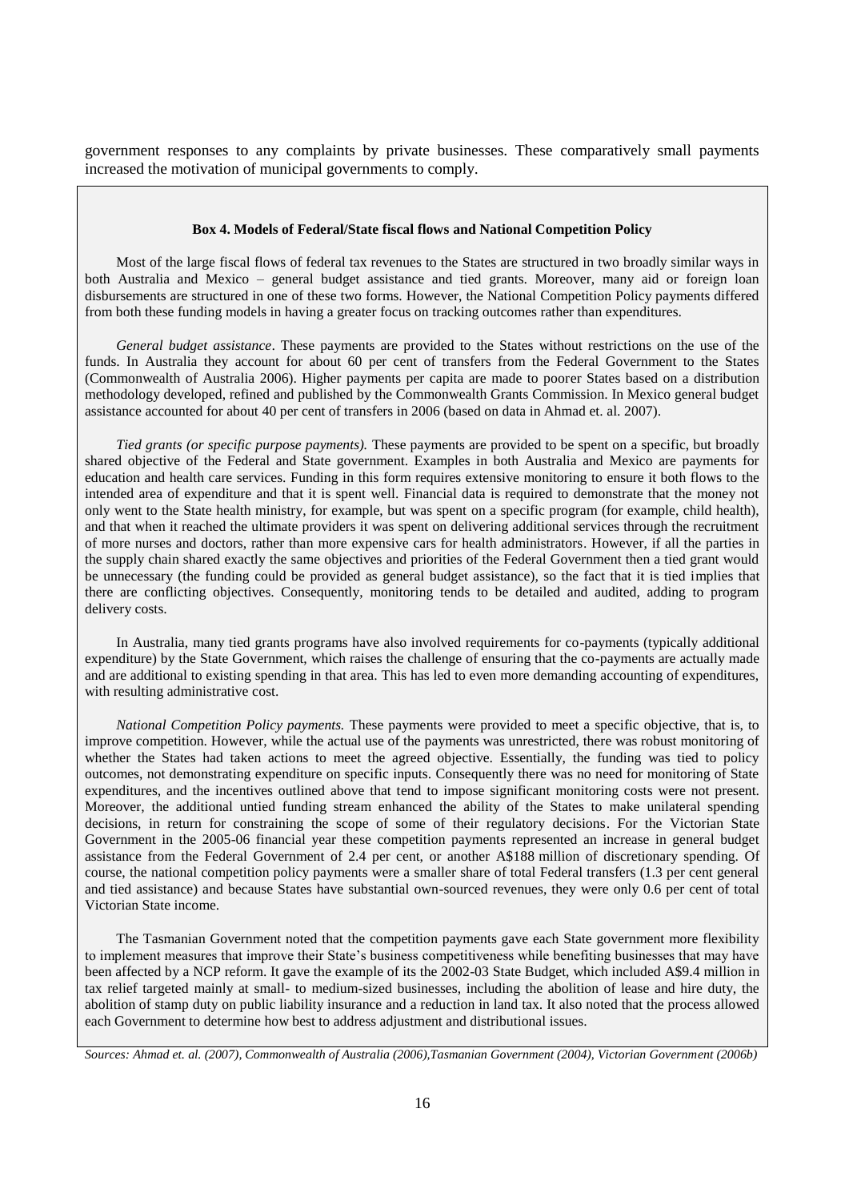government responses to any complaints by private businesses. These comparatively small payments increased the motivation of municipal governments to comply.

**Box 4. Models of Federal/State fiscal flows and National Competition Policy**

Most of the large fiscal flows of federal tax revenues to the States are structured in two broadly similar ways in both Australia and Mexico – general budget assistance and tied grants. Moreover, many aid or foreign loan disbursements are structured in one of these two forms. However, the National Competition Policy payments differed from both these funding models in having a greater focus on tracking outcomes rather than expenditures.

*General budget assistance*. These payments are provided to the States without restrictions on the use of the funds. In Australia they account for about 60 per cent of transfers from the Federal Government to the States (Commonwealth of Australia 2006). Higher payments per capita are made to poorer States based on a distribution methodology developed, refined and published by the Commonwealth Grants Commission. In Mexico general budget assistance accounted for about 40 per cent of transfers in 2006 (based on data in Ahmad et. al. 2007).

*Tied grants (or specific purpose payments).* These payments are provided to be spent on a specific, but broadly shared objective of the Federal and State government. Examples in both Australia and Mexico are payments for education and health care services. Funding in this form requires extensive monitoring to ensure it both flows to the intended area of expenditure and that it is spent well. Financial data is required to demonstrate that the money not only went to the State health ministry, for example, but was spent on a specific program (for example, child health), and that when it reached the ultimate providers it was spent on delivering additional services through the recruitment of more nurses and doctors, rather than more expensive cars for health administrators. However, if all the parties in the supply chain shared exactly the same objectives and priorities of the Federal Government then a tied grant would be unnecessary (the funding could be provided as general budget assistance), so the fact that it is tied implies that there are conflicting objectives. Consequently, monitoring tends to be detailed and audited, adding to program delivery costs.

In Australia, many tied grants programs have also involved requirements for co-payments (typically additional expenditure) by the State Government, which raises the challenge of ensuring that the co-payments are actually made and are additional to existing spending in that area. This has led to even more demanding accounting of expenditures, with resulting administrative cost.

*National Competition Policy payments.* These payments were provided to meet a specific objective, that is, to improve competition. However, while the actual use of the payments was unrestricted, there was robust monitoring of whether the States had taken actions to meet the agreed objective. Essentially, the funding was tied to policy outcomes, not demonstrating expenditure on specific inputs. Consequently there was no need for monitoring of State expenditures, and the incentives outlined above that tend to impose significant monitoring costs were not present. Moreover, the additional untied funding stream enhanced the ability of the States to make unilateral spending decisions, in return for constraining the scope of some of their regulatory decisions. For the Victorian State Government in the 2005-06 financial year these competition payments represented an increase in general budget assistance from the Federal Government of 2.4 per cent, or another A$188 million of discretionary spending. Of course, the national competition policy payments were a smaller share of total Federal transfers (1.3 per cent general and tied assistance) and because States have substantial own-sourced revenues, they were only 0.6 per cent of total Victorian State income.

The Tasmanian Government noted that the competition payments gave each State government more flexibility to implement measures that improve their State's business competitiveness while benefiting businesses that may have been affected by a NCP reform. It gave the example of its the 2002-03 State Budget, which included A$9.4 million in tax relief targeted mainly at small- to medium-sized businesses, including the abolition of lease and hire duty, the abolition of stamp duty on public liability insurance and a reduction in land tax. It also noted that the process allowed each Government to determine how best to address adjustment and distributional issues.

*Sources: Ahmad et. al. (2007), Commonwealth of Australia (2006),Tasmanian Government (2004), Victorian Government (2006b)*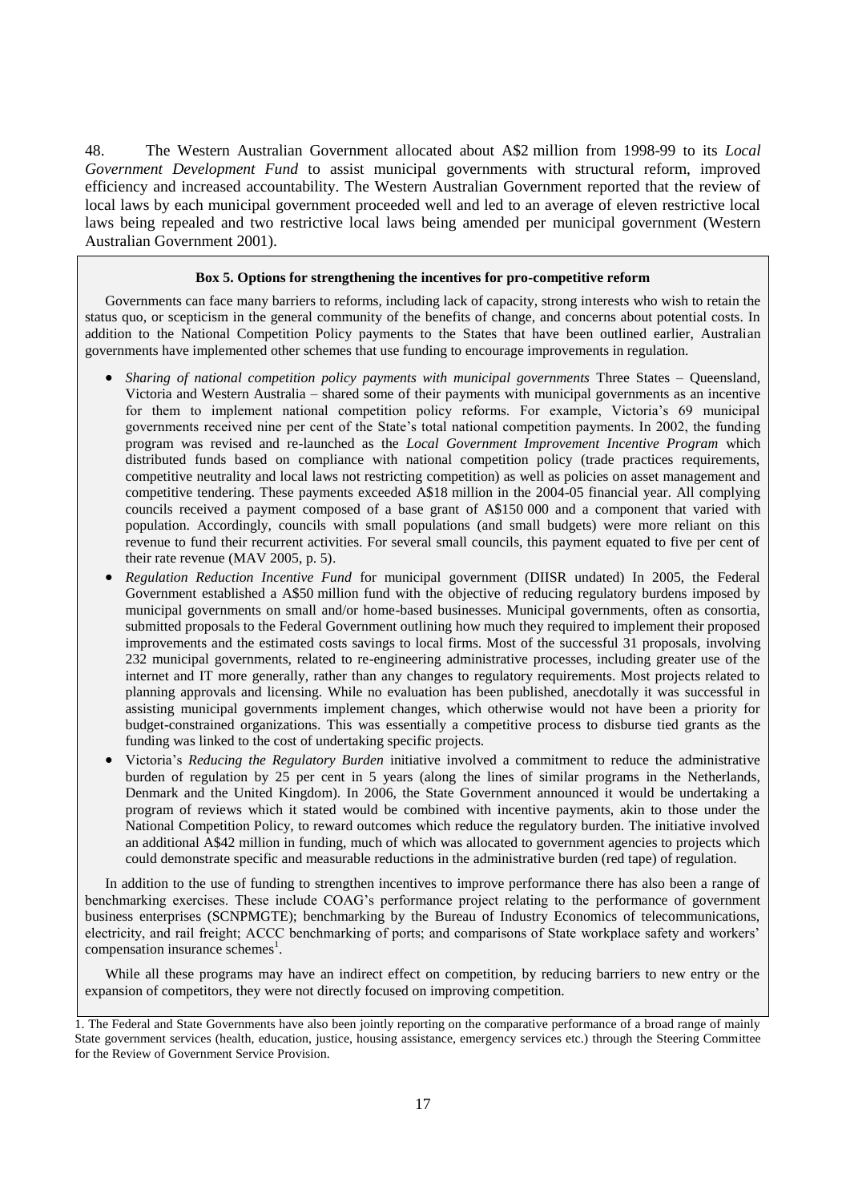48. The Western Australian Government allocated about A$2 million from 1998-99 to its *Local Government Development Fund* to assist municipal governments with structural reform, improved efficiency and increased accountability. The Western Australian Government reported that the review of local laws by each municipal government proceeded well and led to an average of eleven restrictive local laws being repealed and two restrictive local laws being amended per municipal government (Western Australian Government 2001).

**Box 5. Options for strengthening the incentives for pro-competitive reform**

Governments can face many barriers to reforms, including lack of capacity, strong interests who wish to retain the status quo, or scepticism in the general community of the benefits of change, and concerns about potential costs. In addition to the National Competition Policy payments to the States that have been outlined earlier, Australian governments have implemented other schemes that use funding to encourage improvements in regulation.

- *Sharing of national competition policy payments with municipal governments* Three States – Queensland, Victoria and Western Australia – shared some of their payments with municipal governments as an incentive for them to implement national competition policy reforms. For example, Victoria's 69 municipal governments received nine per cent of the State's total national competition payments. In 2002, the funding program was revised and re-launched as the *Local Government Improvement Incentive Program* which distributed funds based on compliance with national competition policy (trade practices requirements, competitive neutrality and local laws not restricting competition) as well as policies on asset management and competitive tendering. These payments exceeded A$18 million in the 2004-05 financial year. All complying councils received a payment composed of a base grant of A$150 000 and a component that varied with population. Accordingly, councils with small populations (and small budgets) were more reliant on this revenue to fund their recurrent activities. For several small councils, this payment equated to five per cent of their rate revenue (MAV 2005, p. 5).
- *Regulation Reduction Incentive Fund* for municipal government (DIISR undated) In 2005, the Federal Government established a A$50 million fund with the objective of reducing regulatory burdens imposed by municipal governments on small and/or home-based businesses. Municipal governments, often as consortia, submitted proposals to the Federal Government outlining how much they required to implement their proposed improvements and the estimated costs savings to local firms. Most of the successful 31 proposals, involving 232 municipal governments, related to re-engineering administrative processes, including greater use of the internet and IT more generally, rather than any changes to regulatory requirements. Most projects related to planning approvals and licensing. While no evaluation has been published, anecdotally it was successful in assisting municipal governments implement changes, which otherwise would not have been a priority for budget-constrained organizations. This was essentially a competitive process to disburse tied grants as the funding was linked to the cost of undertaking specific projects.
- Victoria's *Reducing the Regulatory Burden* initiative involved a commitment to reduce the administrative burden of regulation by 25 per cent in 5 years (along the lines of similar programs in the Netherlands, Denmark and the United Kingdom). In 2006, the State Government announced it would be undertaking a program of reviews which it stated would be combined with incentive payments, akin to those under the National Competition Policy, to reward outcomes which reduce the regulatory burden. The initiative involved an additional A$42 million in funding, much of which was allocated to government agencies to projects which could demonstrate specific and measurable reductions in the administrative burden (red tape) of regulation.

In addition to the use of funding to strengthen incentives to improve performance there has also been a range of benchmarking exercises. These include COAG's performance project relating to the performance of government business enterprises (SCNPMGTE); benchmarking by the Bureau of Industry Economics of telecommunications, electricity, and rail freight; ACCC benchmarking of ports; and comparisons of State workplace safety and workers' compensation insurance schemes[1].

While all these programs may have an indirect effect on competition, by reducing barriers to new entry or the expansion of competitors, they were not directly focused on improving competition.

1. The Federal and State Governments have also been jointly reporting on the comparative performance of a broad range of mainly State government services (health, education, justice, housing assistance, emergency services etc.) through the Steering Committee for the Review of Government Service Provision.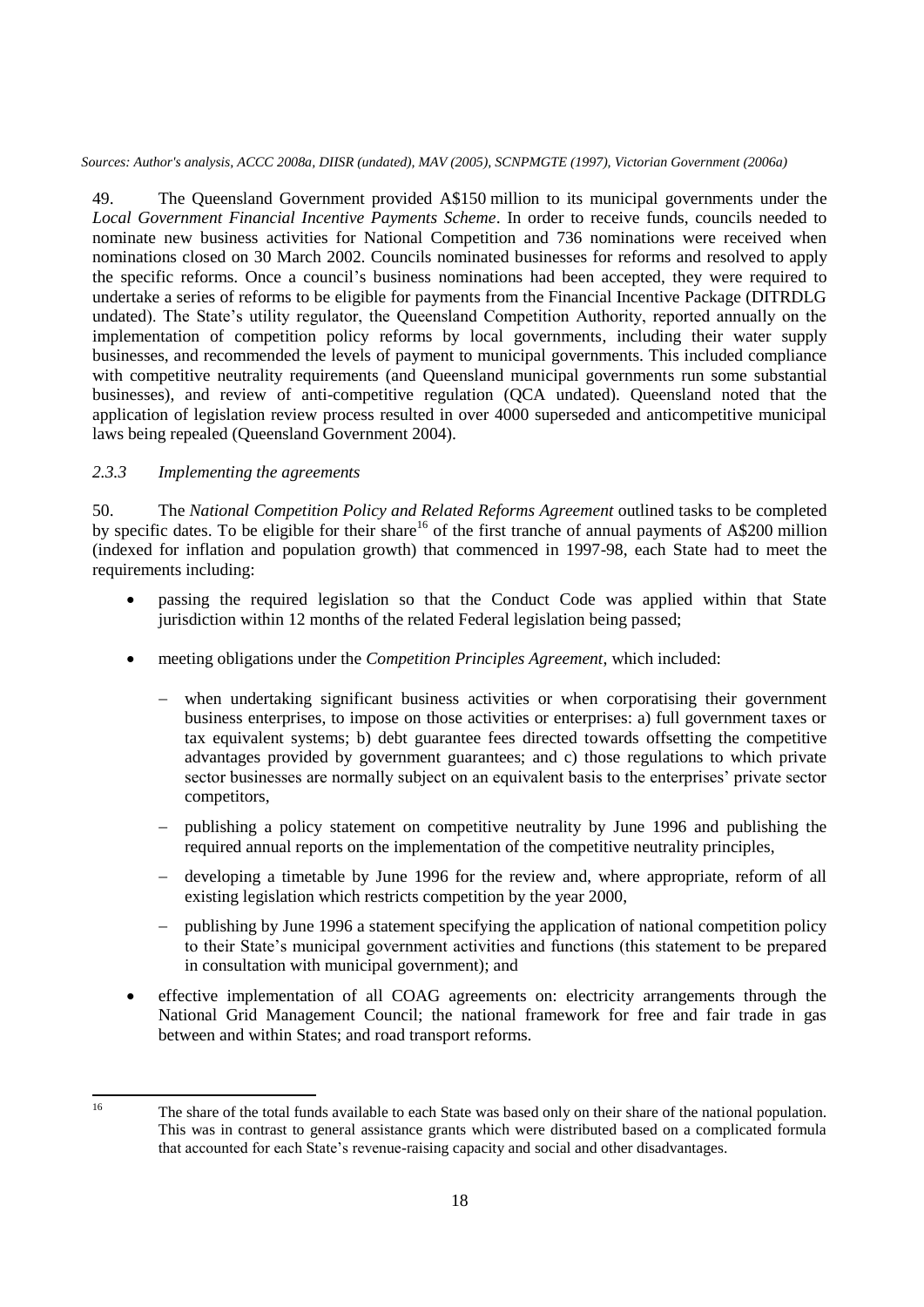*Sources: Author's analysis, ACCC 2008a, DIISR (undated), MAV (2005), SCNPMGTE (1997), Victorian Government (2006a)*

49. The Queensland Government provided A$150 million to its municipal governments under the *Local Government Financial Incentive Payments Scheme*. In order to receive funds, councils needed to nominate new business activities for National Competition and 736 nominations were received when nominations closed on 30 March 2002. Councils nominated businesses for reforms and resolved to apply the specific reforms. Once a council's business nominations had been accepted, they were required to undertake a series of reforms to be eligible for payments from the Financial Incentive Package (DITRDLG undated). The State's utility regulator, the Queensland Competition Authority, reported annually on the implementation of competition policy reforms by local governments, including their water supply businesses, and recommended the levels of payment to municipal governments. This included compliance with competitive neutrality requirements (and Queensland municipal governments run some substantial businesses), and review of anti-competitive regulation (QCA undated). Queensland noted that the application of legislation review process resulted in over 4000 superseded and anticompetitive municipal laws being repealed (Queensland Government 2004).

### *2.3.3 Implementing the agreements*

50. The *National Competition Policy and Related Reforms Agreement* outlined tasks to be completed by specific dates. To be eligible for their share[16] of the first tranche of annual payments of A$200 million (indexed for inflation and population growth) that commenced in 1997-98, each State had to meet the requirements including:

- passing the required legislation so that the Conduct Code was applied within that State jurisdiction within 12 months of the related Federal legislation being passed;
- meeting obligations under the *Competition Principles Agreement*, which included:
  - when undertaking significant business activities or when corporatising their government business enterprises, to impose on those activities or enterprises: a) full government taxes or tax equivalent systems; b) debt guarantee fees directed towards offsetting the competitive advantages provided by government guarantees; and c) those regulations to which private sector businesses are normally subject on an equivalent basis to the enterprises' private sector competitors,
  - publishing a policy statement on competitive neutrality by June 1996 and publishing the required annual reports on the implementation of the competitive neutrality principles,
  - developing a timetable by June 1996 for the review and, where appropriate, reform of all existing legislation which restricts competition by the year 2000,
  - publishing by June 1996 a statement specifying the application of national competition policy to their State's municipal government activities and functions (this statement to be prepared in consultation with municipal government); and
- effective implementation of all COAG agreements on: electricity arrangements through the National Grid Management Council; the national framework for free and fair trade in gas between and within States; and road transport reforms.

---

[16] The share of the total funds available to each State was based only on their share of the national population. This was in contrast to general assistance grants which were distributed based on a complicated formula that accounted for each State's revenue-raising capacity and social and other disadvantages.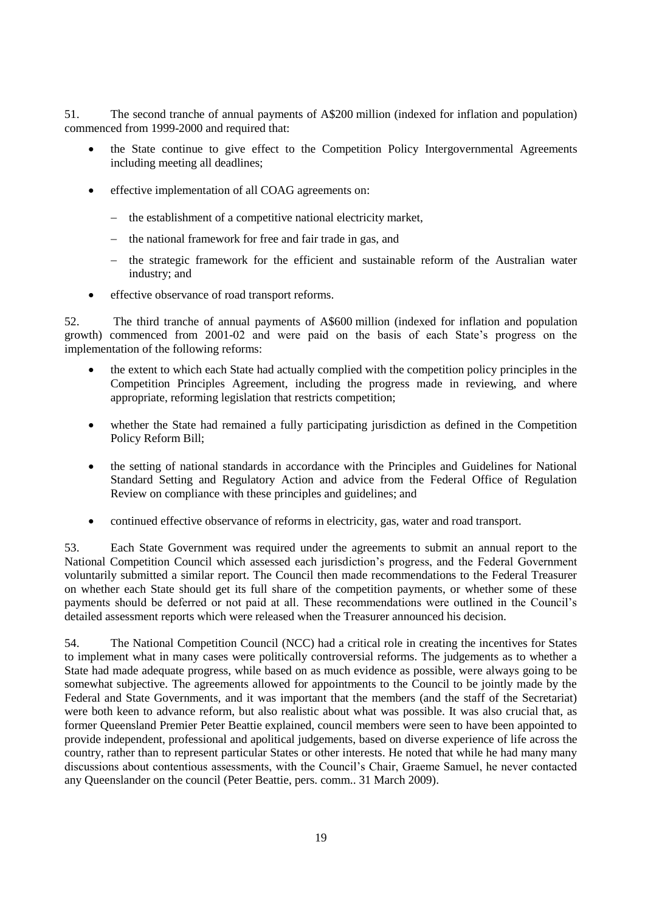51. The second tranche of annual payments of A$200 million (indexed for inflation and population) commenced from 1999-2000 and required that:

- the State continue to give effect to the Competition Policy Intergovernmental Agreements including meeting all deadlines;
- effective implementation of all COAG agreements on:
  - the establishment of a competitive national electricity market,
  - the national framework for free and fair trade in gas, and
  - the strategic framework for the efficient and sustainable reform of the Australian water industry; and
- effective observance of road transport reforms.

52. The third tranche of annual payments of A$600 million (indexed for inflation and population growth) commenced from 2001-02 and were paid on the basis of each State's progress on the implementation of the following reforms:

- the extent to which each State had actually complied with the competition policy principles in the Competition Principles Agreement, including the progress made in reviewing, and where appropriate, reforming legislation that restricts competition;
- whether the State had remained a fully participating jurisdiction as defined in the Competition Policy Reform Bill;
- the setting of national standards in accordance with the Principles and Guidelines for National Standard Setting and Regulatory Action and advice from the Federal Office of Regulation Review on compliance with these principles and guidelines; and
- continued effective observance of reforms in electricity, gas, water and road transport.

53. Each State Government was required under the agreements to submit an annual report to the National Competition Council which assessed each jurisdiction's progress, and the Federal Government voluntarily submitted a similar report. The Council then made recommendations to the Federal Treasurer on whether each State should get its full share of the competition payments, or whether some of these payments should be deferred or not paid at all. These recommendations were outlined in the Council's detailed assessment reports which were released when the Treasurer announced his decision.

54. The National Competition Council (NCC) had a critical role in creating the incentives for States to implement what in many cases were politically controversial reforms. The judgements as to whether a State had made adequate progress, while based on as much evidence as possible, were always going to be somewhat subjective. The agreements allowed for appointments to the Council to be jointly made by the Federal and State Governments, and it was important that the members (and the staff of the Secretariat) were both keen to advance reform, but also realistic about what was possible. It was also crucial that, as former Queensland Premier Peter Beattie explained, council members were seen to have been appointed to provide independent, professional and apolitical judgements, based on diverse experience of life across the country, rather than to represent particular States or other interests. He noted that while he had many many discussions about contentious assessments, with the Council's Chair, Graeme Samuel, he never contacted any Queenslander on the council (Peter Beattie, pers. comm.. 31 March 2009).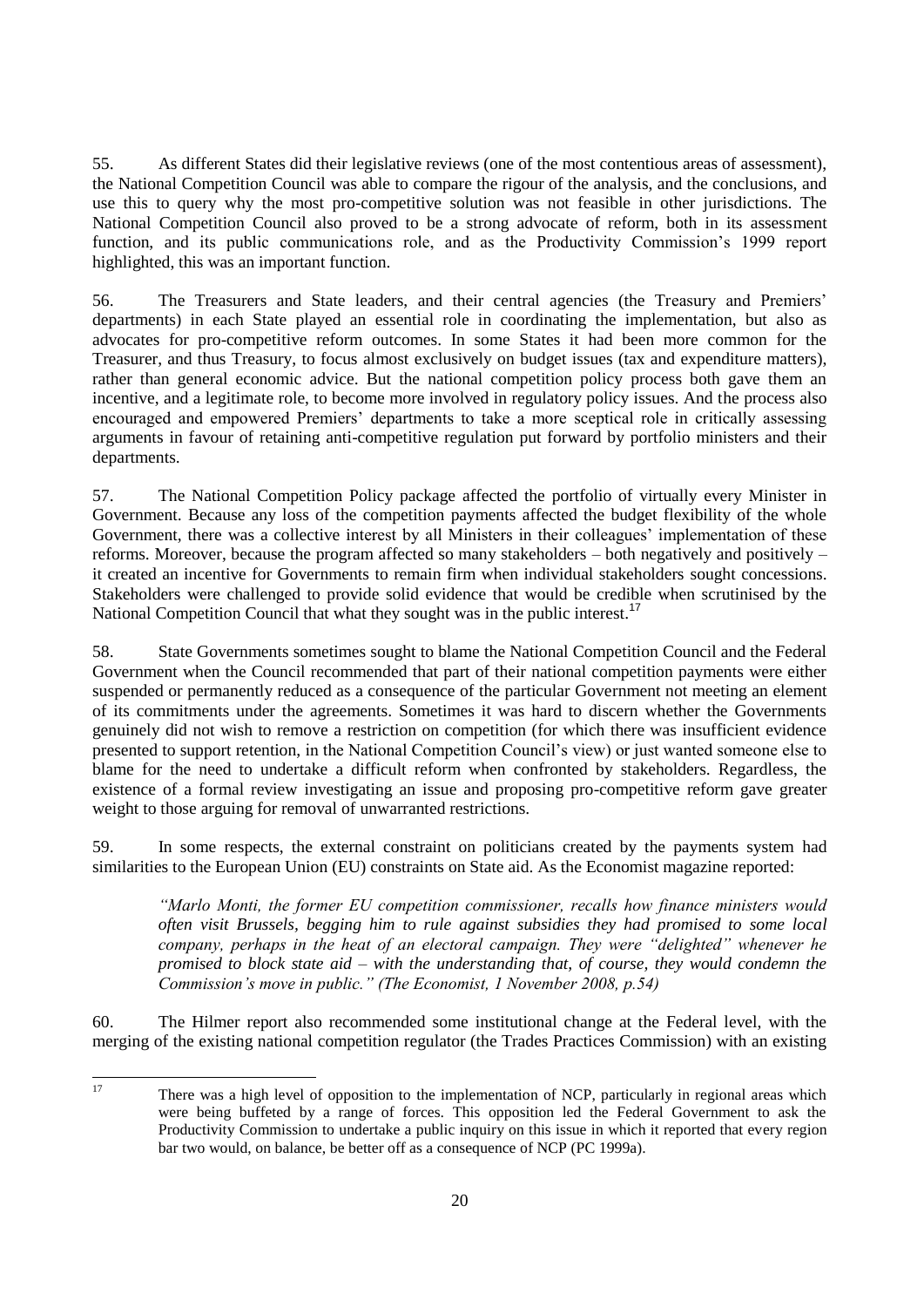55. As different States did their legislative reviews (one of the most contentious areas of assessment), the National Competition Council was able to compare the rigour of the analysis, and the conclusions, and use this to query why the most pro-competitive solution was not feasible in other jurisdictions. The National Competition Council also proved to be a strong advocate of reform, both in its assessment function, and its public communications role, and as the Productivity Commission's 1999 report highlighted, this was an important function.

56. The Treasurers and State leaders, and their central agencies (the Treasury and Premiers' departments) in each State played an essential role in coordinating the implementation, but also as advocates for pro-competitive reform outcomes. In some States it had been more common for the Treasurer, and thus Treasury, to focus almost exclusively on budget issues (tax and expenditure matters), rather than general economic advice. But the national competition policy process both gave them an incentive, and a legitimate role, to become more involved in regulatory policy issues. And the process also encouraged and empowered Premiers' departments to take a more sceptical role in critically assessing arguments in favour of retaining anti-competitive regulation put forward by portfolio ministers and their departments.

57. The National Competition Policy package affected the portfolio of virtually every Minister in Government. Because any loss of the competition payments affected the budget flexibility of the whole Government, there was a collective interest by all Ministers in their colleagues' implementation of these reforms. Moreover, because the program affected so many stakeholders – both negatively and positively – it created an incentive for Governments to remain firm when individual stakeholders sought concessions. Stakeholders were challenged to provide solid evidence that would be credible when scrutinised by the National Competition Council that what they sought was in the public interest.[17]

58. State Governments sometimes sought to blame the National Competition Council and the Federal Government when the Council recommended that part of their national competition payments were either suspended or permanently reduced as a consequence of the particular Government not meeting an element of its commitments under the agreements. Sometimes it was hard to discern whether the Governments genuinely did not wish to remove a restriction on competition (for which there was insufficient evidence presented to support retention, in the National Competition Council's view) or just wanted someone else to blame for the need to undertake a difficult reform when confronted by stakeholders. Regardless, the existence of a formal review investigating an issue and proposing pro-competitive reform gave greater weight to those arguing for removal of unwarranted restrictions.

59. In some respects, the external constraint on politicians created by the payments system had similarities to the European Union (EU) constraints on State aid. As the Economist magazine reported:

> *"Marlo Monti, the former EU competition commissioner, recalls how finance ministers would often visit Brussels, begging him to rule against subsidies they had promised to some local company, perhaps in the heat of an electoral campaign. They were "delighted" whenever he promised to block state aid – with the understanding that, of course, they would condemn the Commission's move in public." (The Economist, 1 November 2008, p.54)*

60. The Hilmer report also recommended some institutional change at the Federal level, with the merging of the existing national competition regulator (the Trades Practices Commission) with an existing

---

[17] There was a high level of opposition to the implementation of NCP, particularly in regional areas which were being buffeted by a range of forces. This opposition led the Federal Government to ask the Productivity Commission to undertake a public inquiry on this issue in which it reported that every region bar two would, on balance, be better off as a consequence of NCP (PC 1999a).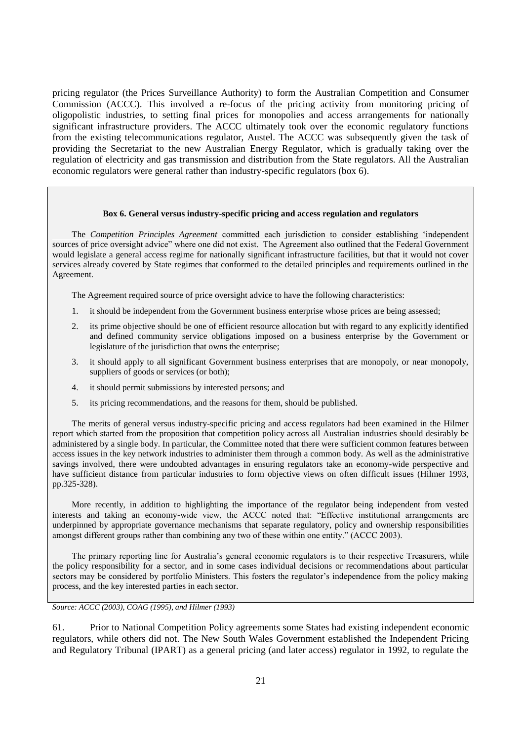pricing regulator (the Prices Surveillance Authority) to form the Australian Competition and Consumer Commission (ACCC). This involved a re-focus of the pricing activity from monitoring pricing of oligopolistic industries, to setting final prices for monopolies and access arrangements for nationally significant infrastructure providers. The ACCC ultimately took over the economic regulatory functions from the existing telecommunications regulator, Austel. The ACCC was subsequently given the task of providing the Secretariat to the new Australian Energy Regulator, which is gradually taking over the regulation of electricity and gas transmission and distribution from the State regulators. All the Australian economic regulators were general rather than industry-specific regulators (box 6).

**Box 6. General versus industry-specific pricing and access regulation and regulators**

The *Competition Principles Agreement* committed each jurisdiction to consider establishing 'independent sources of price oversight advice" where one did not exist. The Agreement also outlined that the Federal Government would legislate a general access regime for nationally significant infrastructure facilities, but that it would not cover services already covered by State regimes that conformed to the detailed principles and requirements outlined in the Agreement.

The Agreement required source of price oversight advice to have the following characteristics:

1. it should be independent from the Government business enterprise whose prices are being assessed;
2. its prime objective should be one of efficient resource allocation but with regard to any explicitly identified and defined community service obligations imposed on a business enterprise by the Government or legislature of the jurisdiction that owns the enterprise;
3. it should apply to all significant Government business enterprises that are monopoly, or near monopoly, suppliers of goods or services (or both);
4. it should permit submissions by interested persons; and
5. its pricing recommendations, and the reasons for them, should be published.

The merits of general versus industry-specific pricing and access regulators had been examined in the Hilmer report which started from the proposition that competition policy across all Australian industries should desirably be administered by a single body. In particular, the Committee noted that there were sufficient common features between access issues in the key network industries to administer them through a common body. As well as the administrative savings involved, there were undoubted advantages in ensuring regulators take an economy-wide perspective and have sufficient distance from particular industries to form objective views on often difficult issues (Hilmer 1993, pp.325-328).

More recently, in addition to highlighting the importance of the regulator being independent from vested interests and taking an economy-wide view, the ACCC noted that: "Effective institutional arrangements are underpinned by appropriate governance mechanisms that separate regulatory, policy and ownership responsibilities amongst different groups rather than combining any two of these within one entity." (ACCC 2003).

The primary reporting line for Australia's general economic regulators is to their respective Treasurers, while the policy responsibility for a sector, and in some cases individual decisions or recommendations about particular sectors may be considered by portfolio Ministers. This fosters the regulator's independence from the policy making process, and the key interested parties in each sector.

*Source: ACCC (2003), COAG (1995), and Hilmer (1993)*

61. Prior to National Competition Policy agreements some States had existing independent economic regulators, while others did not. The New South Wales Government established the Independent Pricing and Regulatory Tribunal (IPART) as a general pricing (and later access) regulator in 1992, to regulate the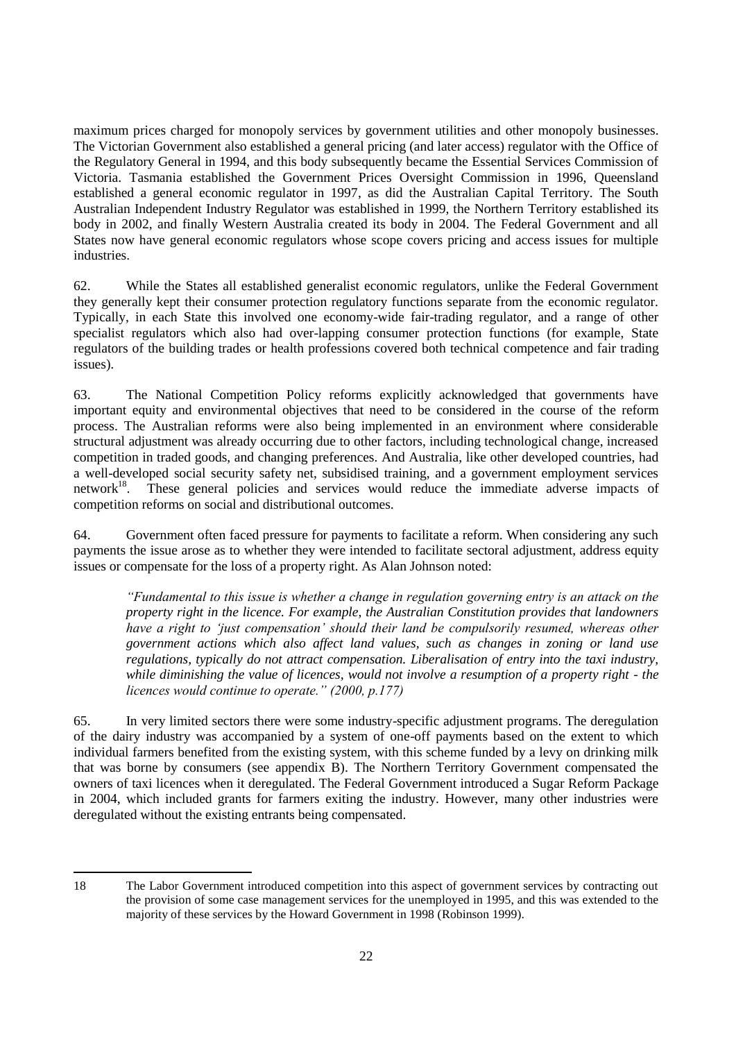maximum prices charged for monopoly services by government utilities and other monopoly businesses. The Victorian Government also established a general pricing (and later access) regulator with the Office of the Regulatory General in 1994, and this body subsequently became the Essential Services Commission of Victoria. Tasmania established the Government Prices Oversight Commission in 1996, Queensland established a general economic regulator in 1997, as did the Australian Capital Territory. The South Australian Independent Industry Regulator was established in 1999, the Northern Territory established its body in 2002, and finally Western Australia created its body in 2004. The Federal Government and all States now have general economic regulators whose scope covers pricing and access issues for multiple industries.

62. While the States all established generalist economic regulators, unlike the Federal Government they generally kept their consumer protection regulatory functions separate from the economic regulator. Typically, in each State this involved one economy-wide fair-trading regulator, and a range of other specialist regulators which also had over-lapping consumer protection functions (for example, State regulators of the building trades or health professions covered both technical competence and fair trading issues).

63. The National Competition Policy reforms explicitly acknowledged that governments have important equity and environmental objectives that need to be considered in the course of the reform process. The Australian reforms were also being implemented in an environment where considerable structural adjustment was already occurring due to other factors, including technological change, increased competition in traded goods, and changing preferences. And Australia, like other developed countries, had a well-developed social security safety net, subsidised training, and a government employment services network[18]. These general policies and services would reduce the immediate adverse impacts of competition reforms on social and distributional outcomes.

64. Government often faced pressure for payments to facilitate a reform. When considering any such payments the issue arose as to whether they were intended to facilitate sectoral adjustment, address equity issues or compensate for the loss of a property right. As Alan Johnson noted:

> *"Fundamental to this issue is whether a change in regulation governing entry is an attack on the property right in the licence. For example, the Australian Constitution provides that landowners have a right to 'just compensation' should their land be compulsorily resumed, whereas other government actions which also affect land values, such as changes in zoning or land use regulations, typically do not attract compensation. Liberalisation of entry into the taxi industry, while diminishing the value of licences, would not involve a resumption of a property right - the licences would continue to operate." (2000, p.177)*

65. In very limited sectors there were some industry-specific adjustment programs. The deregulation of the dairy industry was accompanied by a system of one-off payments based on the extent to which individual farmers benefited from the existing system, with this scheme funded by a levy on drinking milk that was borne by consumers (see appendix B). The Northern Territory Government compensated the owners of taxi licences when it deregulated. The Federal Government introduced a Sugar Reform Package in 2004, which included grants for farmers exiting the industry. However, many other industries were deregulated without the existing entrants being compensated.

---

18 The Labor Government introduced competition into this aspect of government services by contracting out the provision of some case management services for the unemployed in 1995, and this was extended to the majority of these services by the Howard Government in 1998 (Robinson 1999).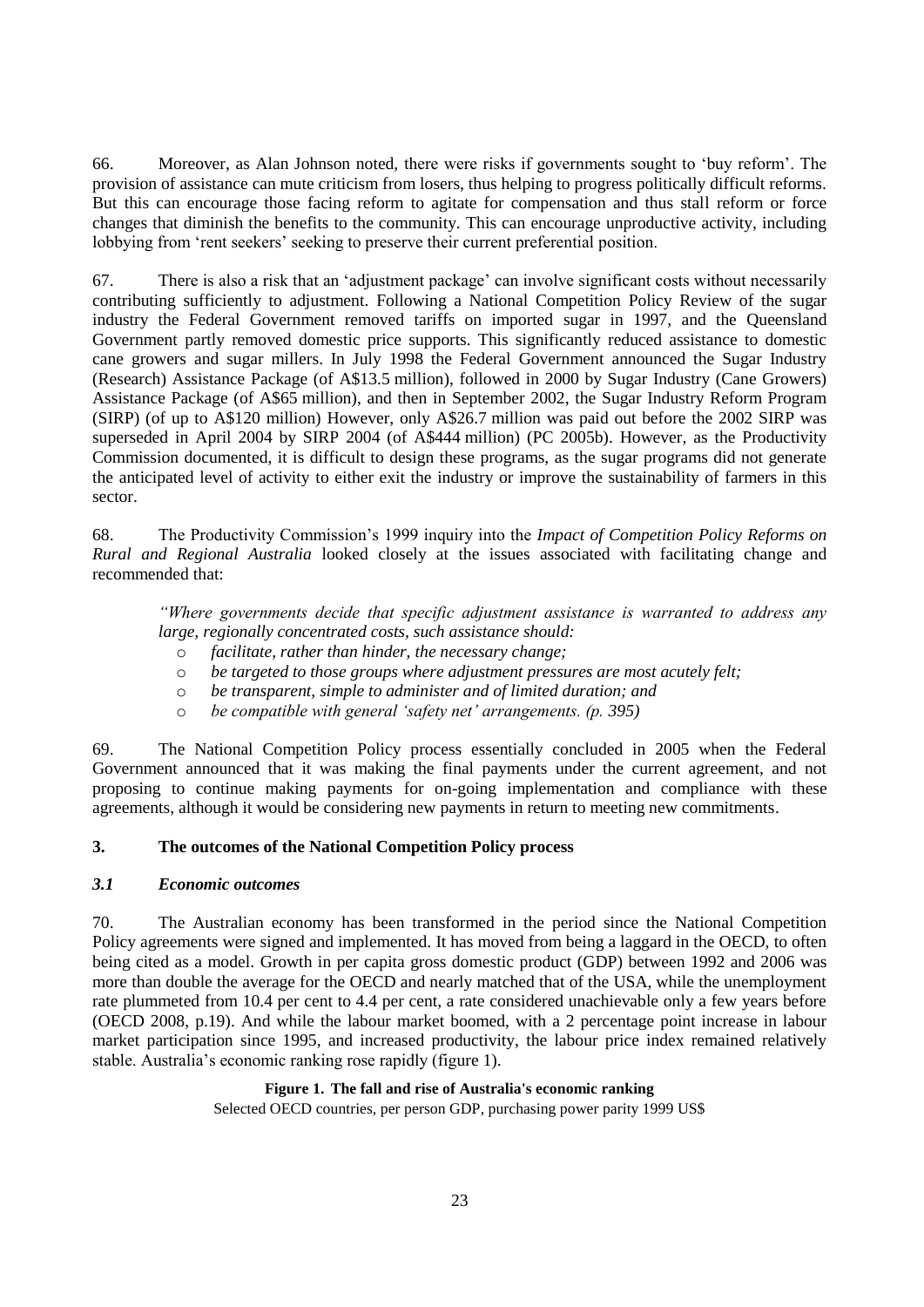66. Moreover, as Alan Johnson noted, there were risks if governments sought to 'buy reform'. The provision of assistance can mute criticism from losers, thus helping to progress politically difficult reforms. But this can encourage those facing reform to agitate for compensation and thus stall reform or force changes that diminish the benefits to the community. This can encourage unproductive activity, including lobbying from 'rent seekers' seeking to preserve their current preferential position.

67. There is also a risk that an 'adjustment package' can involve significant costs without necessarily contributing sufficiently to adjustment. Following a National Competition Policy Review of the sugar industry the Federal Government removed tariffs on imported sugar in 1997, and the Queensland Government partly removed domestic price supports. This significantly reduced assistance to domestic cane growers and sugar millers. In July 1998 the Federal Government announced the Sugar Industry (Research) Assistance Package (of A$13.5 million), followed in 2000 by Sugar Industry (Cane Growers) Assistance Package (of A$65 million), and then in September 2002, the Sugar Industry Reform Program (SIRP) (of up to A$120 million) However, only A$26.7 million was paid out before the 2002 SIRP was superseded in April 2004 by SIRP 2004 (of A$444 million) (PC 2005b). However, as the Productivity Commission documented, it is difficult to design these programs, as the sugar programs did not generate the anticipated level of activity to either exit the industry or improve the sustainability of farmers in this sector.

68. The Productivity Commission's 1999 inquiry into the *Impact of Competition Policy Reforms on Rural and Regional Australia* looked closely at the issues associated with facilitating change and recommended that:

> *"Where governments decide that specific adjustment assistance is warranted to address any large, regionally concentrated costs, such assistance should:*
>
> - *facilitate, rather than hinder, the necessary change;*
> - *be targeted to those groups where adjustment pressures are most acutely felt;*
> - *be transparent, simple to administer and of limited duration; and*
> - *be compatible with general 'safety net' arrangements. (p. 395)*

69. The National Competition Policy process essentially concluded in 2005 when the Federal Government announced that it was making the final payments under the current agreement, and not proposing to continue making payments for on-going implementation and compliance with these agreements, although it would be considering new payments in return to meeting new commitments.

## 3. The outcomes of the National Competition Policy process

### *3.1 Economic outcomes*

70. The Australian economy has been transformed in the period since the National Competition Policy agreements were signed and implemented. It has moved from being a laggard in the OECD, to often being cited as a model. Growth in per capita gross domestic product (GDP) between 1992 and 2006 was more than double the average for the OECD and nearly matched that of the USA, while the unemployment rate plummeted from 10.4 per cent to 4.4 per cent, a rate considered unachievable only a few years before (OECD 2008, p.19). And while the labour market boomed, with a 2 percentage point increase in labour market participation since 1995, and increased productivity, the labour price index remained relatively stable. Australia's economic ranking rose rapidly (figure 1).

**Figure 1. The fall and rise of Australia's economic ranking**

Selected OECD countries, per person GDP, purchasing power parity 1999 US$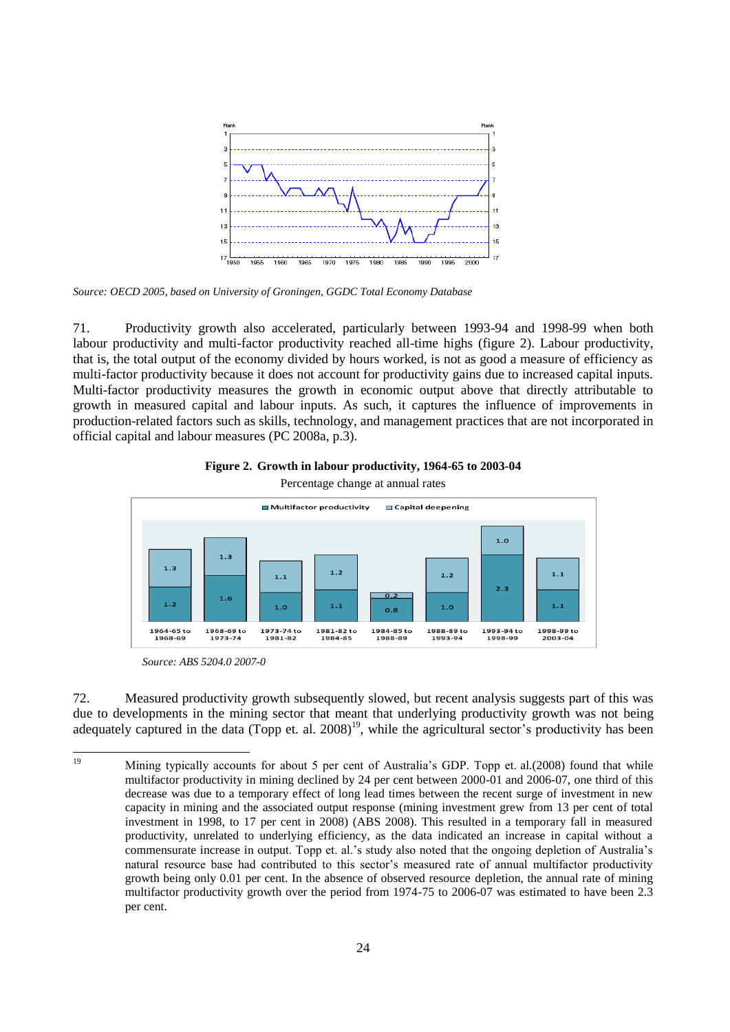Source: *OECD 2005, based on University of Groningen, GGDC Total Economy Database*

71. Productivity growth also accelerated, particularly between 1993-94 and 1998-99 when both labour productivity and multi-factor productivity reached all-time highs (figure 2). Labour productivity, that is, the total output of the economy divided by hours worked, is not as good a measure of efficiency as multi-factor productivity because it does not account for productivity gains due to increased capital inputs. Multi-factor productivity measures the growth in economic output above that directly attributable to growth in measured capital and labour inputs. As such, it captures the influence of improvements in production-related factors such as skills, technology, and management practices that are not incorporated in official capital and labour measures (PC 2008a, p.3).

**Figure 2. Growth in labour productivity, 1964-65 to 2003-04**

Percentage change at annual rates

| | 1964-65 to 1968-69 | 1968-69 to 1973-74 | 1973-74 to 1981-82 | 1981-82 to 1984-85 | 1984-85 to 1988-89 | 1988-89 to 1993-94 | 1993-94 to 1998-99 | 1998-99 to 2003-04 |
|---|---|---|---|---|---|---|---|---|
| Multifactor productivity | 1.2 | 1.6 | 1.0 | 1.1 | 0.8 | 1.0 | 2.3 | 1.1 |
| Capital deepening | 1.3 | 1.3 | 1.1 | 1.2 | 0.2 | 1.2 | 1.0 | 1.1 |

*Source: ABS 5204.0 2007-0*

72. Measured productivity growth subsequently slowed, but recent analysis suggests part of this was due to developments in the mining sector that meant that underlying productivity growth was not being adequately captured in the data (Topp et. al. 2008)[19], while the agricultural sector's productivity has been

---

[19] Mining typically accounts for about 5 per cent of Australia's GDP. Topp et. al.(2008) found that while multifactor productivity in mining declined by 24 per cent between 2000-01 and 2006-07, one third of this decrease was due to a temporary effect of long lead times between the recent surge of investment in new capacity in mining and the associated output response (mining investment grew from 13 per cent of total investment in 1998, to 17 per cent in 2008) (ABS 2008). This resulted in a temporary fall in measured productivity, unrelated to underlying efficiency, as the data indicated an increase in capital without a commensurate increase in output. Topp et. al.'s study also noted that the ongoing depletion of Australia's natural resource base had contributed to this sector's measured rate of annual multifactor productivity growth being only 0.01 per cent. In the absence of observed resource depletion, the annual rate of mining multifactor productivity growth over the period from 1974-75 to 2006-07 was estimated to have been 2.3 per cent.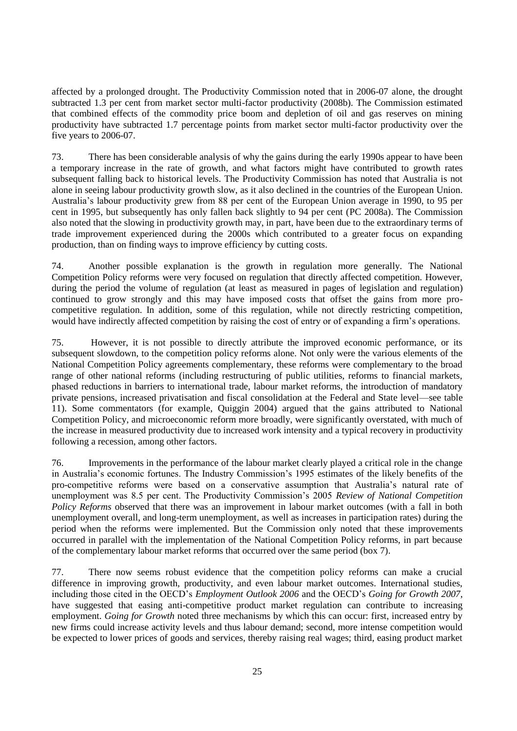affected by a prolonged drought. The Productivity Commission noted that in 2006-07 alone, the drought subtracted 1.3 per cent from market sector multi-factor productivity (2008b). The Commission estimated that combined effects of the commodity price boom and depletion of oil and gas reserves on mining productivity have subtracted 1.7 percentage points from market sector multi-factor productivity over the five years to 2006-07.

73. There has been considerable analysis of why the gains during the early 1990s appear to have been a temporary increase in the rate of growth, and what factors might have contributed to growth rates subsequent falling back to historical levels. The Productivity Commission has noted that Australia is not alone in seeing labour productivity growth slow, as it also declined in the countries of the European Union. Australia's labour productivity grew from 88 per cent of the European Union average in 1990, to 95 per cent in 1995, but subsequently has only fallen back slightly to 94 per cent (PC 2008a). The Commission also noted that the slowing in productivity growth may, in part, have been due to the extraordinary terms of trade improvement experienced during the 2000s which contributed to a greater focus on expanding production, than on finding ways to improve efficiency by cutting costs.

74. Another possible explanation is the growth in regulation more generally. The National Competition Policy reforms were very focused on regulation that directly affected competition. However, during the period the volume of regulation (at least as measured in pages of legislation and regulation) continued to grow strongly and this may have imposed costs that offset the gains from more pro-competitive regulation. In addition, some of this regulation, while not directly restricting competition, would have indirectly affected competition by raising the cost of entry or of expanding a firm's operations.

75. However, it is not possible to directly attribute the improved economic performance, or its subsequent slowdown, to the competition policy reforms alone. Not only were the various elements of the National Competition Policy agreements complementary, these reforms were complementary to the broad range of other national reforms (including restructuring of public utilities, reforms to financial markets, phased reductions in barriers to international trade, labour market reforms, the introduction of mandatory private pensions, increased privatisation and fiscal consolidation at the Federal and State level—see table 11). Some commentators (for example, Quiggin 2004) argued that the gains attributed to National Competition Policy, and microeconomic reform more broadly, were significantly overstated, with much of the increase in measured productivity due to increased work intensity and a typical recovery in productivity following a recession, among other factors.

76. Improvements in the performance of the labour market clearly played a critical role in the change in Australia's economic fortunes. The Industry Commission's 1995 estimates of the likely benefits of the pro-competitive reforms were based on a conservative assumption that Australia's natural rate of unemployment was 8.5 per cent. The Productivity Commission's 2005 *Review of National Competition Policy Reforms* observed that there was an improvement in labour market outcomes (with a fall in both unemployment overall, and long-term unemployment, as well as increases in participation rates) during the period when the reforms were implemented. But the Commission only noted that these improvements occurred in parallel with the implementation of the National Competition Policy reforms, in part because of the complementary labour market reforms that occurred over the same period (box 7).

77. There now seems robust evidence that the competition policy reforms can make a crucial difference in improving growth, productivity, and even labour market outcomes. International studies, including those cited in the OECD's *Employment Outlook 2006* and the OECD's *Going for Growth 2007,* have suggested that easing anti-competitive product market regulation can contribute to increasing employment. *Going for Growth* noted three mechanisms by which this can occur: first, increased entry by new firms could increase activity levels and thus labour demand; second, more intense competition would be expected to lower prices of goods and services, thereby raising real wages; third, easing product market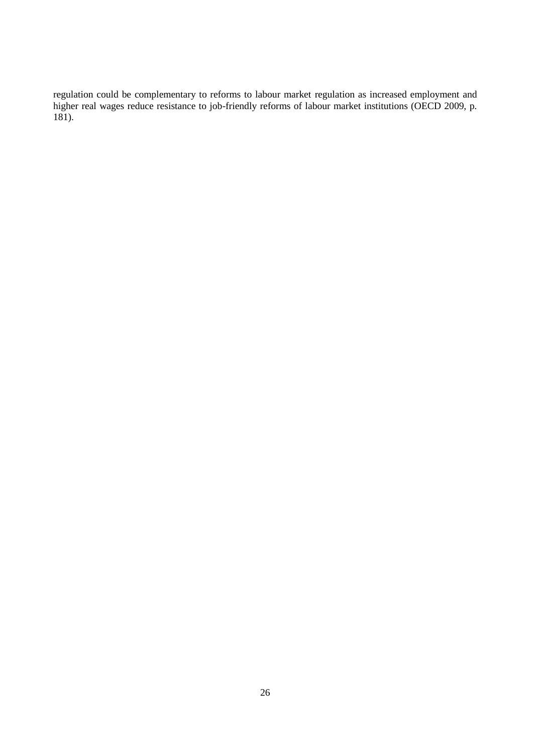regulation could be complementary to reforms to labour market regulation as increased employment and higher real wages reduce resistance to job-friendly reforms of labour market institutions (OECD 2009, p. 181).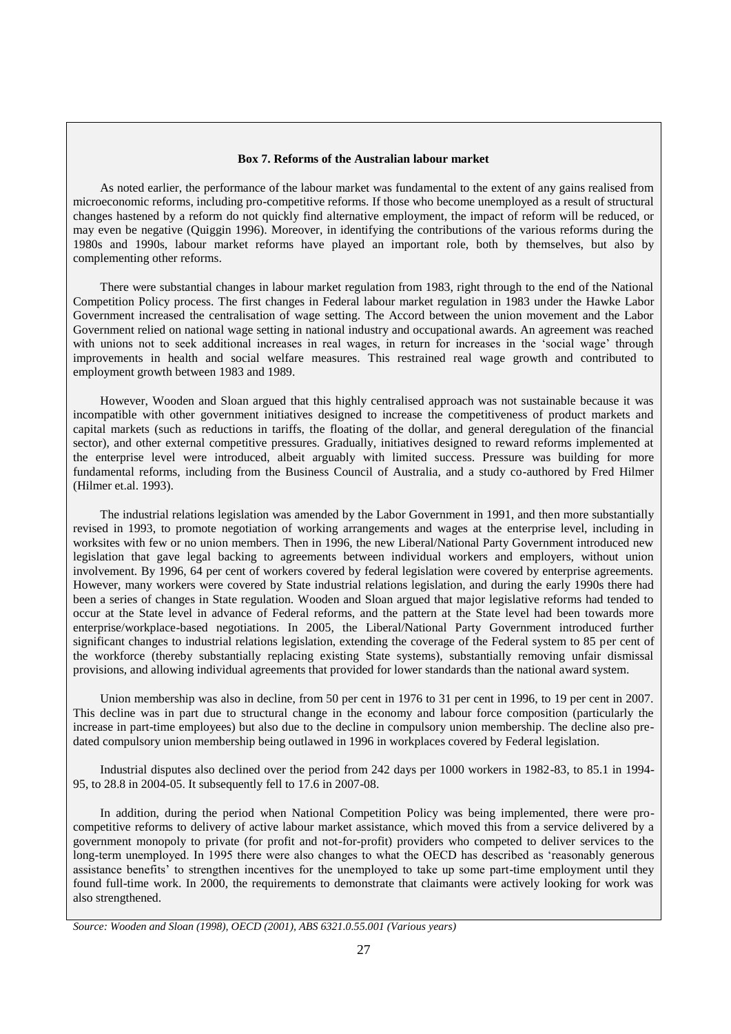**Box 7. Reforms of the Australian labour market**

As noted earlier, the performance of the labour market was fundamental to the extent of any gains realised from microeconomic reforms, including pro-competitive reforms. If those who become unemployed as a result of structural changes hastened by a reform do not quickly find alternative employment, the impact of reform will be reduced, or may even be negative (Quiggin 1996). Moreover, in identifying the contributions of the various reforms during the 1980s and 1990s, labour market reforms have played an important role, both by themselves, but also by complementing other reforms.

There were substantial changes in labour market regulation from 1983, right through to the end of the National Competition Policy process. The first changes in Federal labour market regulation in 1983 under the Hawke Labor Government increased the centralisation of wage setting. The Accord between the union movement and the Labor Government relied on national wage setting in national industry and occupational awards. An agreement was reached with unions not to seek additional increases in real wages, in return for increases in the 'social wage' through improvements in health and social welfare measures. This restrained real wage growth and contributed to employment growth between 1983 and 1989.

However, Wooden and Sloan argued that this highly centralised approach was not sustainable because it was incompatible with other government initiatives designed to increase the competitiveness of product markets and capital markets (such as reductions in tariffs, the floating of the dollar, and general deregulation of the financial sector), and other external competitive pressures. Gradually, initiatives designed to reward reforms implemented at the enterprise level were introduced, albeit arguably with limited success. Pressure was building for more fundamental reforms, including from the Business Council of Australia, and a study co-authored by Fred Hilmer (Hilmer et.al. 1993).

The industrial relations legislation was amended by the Labor Government in 1991, and then more substantially revised in 1993, to promote negotiation of working arrangements and wages at the enterprise level, including in worksites with few or no union members. Then in 1996, the new Liberal/National Party Government introduced new legislation that gave legal backing to agreements between individual workers and employers, without union involvement. By 1996, 64 per cent of workers covered by federal legislation were covered by enterprise agreements. However, many workers were covered by State industrial relations legislation, and during the early 1990s there had been a series of changes in State regulation. Wooden and Sloan argued that major legislative reforms had tended to occur at the State level in advance of Federal reforms, and the pattern at the State level had been towards more enterprise/workplace-based negotiations. In 2005, the Liberal/National Party Government introduced further significant changes to industrial relations legislation, extending the coverage of the Federal system to 85 per cent of the workforce (thereby substantially replacing existing State systems), substantially removing unfair dismissal provisions, and allowing individual agreements that provided for lower standards than the national award system.

Union membership was also in decline, from 50 per cent in 1976 to 31 per cent in 1996, to 19 per cent in 2007. This decline was in part due to structural change in the economy and labour force composition (particularly the increase in part-time employees) but also due to the decline in compulsory union membership. The decline also pre-dated compulsory union membership being outlawed in 1996 in workplaces covered by Federal legislation.

Industrial disputes also declined over the period from 242 days per 1000 workers in 1982-83, to 85.1 in 1994-95, to 28.8 in 2004-05. It subsequently fell to 17.6 in 2007-08.

In addition, during the period when National Competition Policy was being implemented, there were pro-competitive reforms to delivery of active labour market assistance, which moved this from a service delivered by a government monopoly to private (for profit and not-for-profit) providers who competed to deliver services to the long-term unemployed. In 1995 there were also changes to what the OECD has described as 'reasonably generous assistance benefits' to strengthen incentives for the unemployed to take up some part-time employment until they found full-time work. In 2000, the requirements to demonstrate that claimants were actively looking for work was also strengthened.

*Source: Wooden and Sloan (1998), OECD (2001), ABS 6321.0.55.001 (Various years)*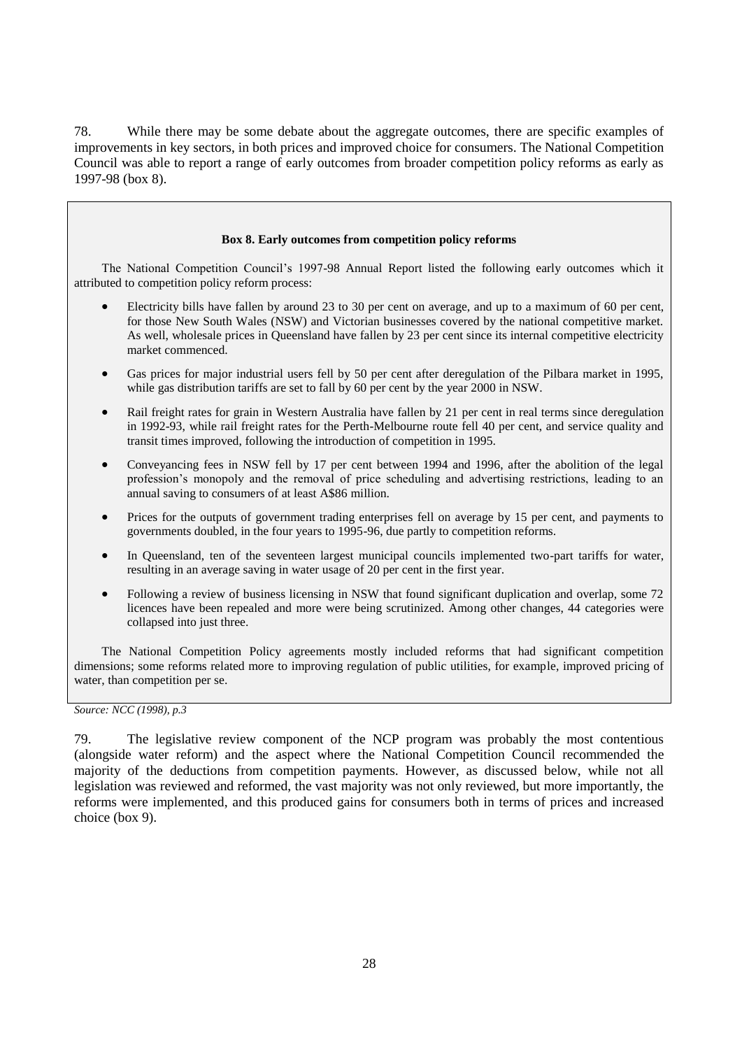78. While there may be some debate about the aggregate outcomes, there are specific examples of improvements in key sectors, in both prices and improved choice for consumers. The National Competition Council was able to report a range of early outcomes from broader competition policy reforms as early as 1997-98 (box 8).

**Box 8. Early outcomes from competition policy reforms**

The National Competition Council's 1997-98 Annual Report listed the following early outcomes which it attributed to competition policy reform process:

- Electricity bills have fallen by around 23 to 30 per cent on average, and up to a maximum of 60 per cent, for those New South Wales (NSW) and Victorian businesses covered by the national competitive market. As well, wholesale prices in Queensland have fallen by 23 per cent since its internal competitive electricity market commenced.
- Gas prices for major industrial users fell by 50 per cent after deregulation of the Pilbara market in 1995, while gas distribution tariffs are set to fall by 60 per cent by the year 2000 in NSW.
- Rail freight rates for grain in Western Australia have fallen by 21 per cent in real terms since deregulation in 1992-93, while rail freight rates for the Perth-Melbourne route fell 40 per cent, and service quality and transit times improved, following the introduction of competition in 1995.
- Conveyancing fees in NSW fell by 17 per cent between 1994 and 1996, after the abolition of the legal profession's monopoly and the removal of price scheduling and advertising restrictions, leading to an annual saving to consumers of at least A$86 million.
- Prices for the outputs of government trading enterprises fell on average by 15 per cent, and payments to governments doubled, in the four years to 1995-96, due partly to competition reforms.
- In Queensland, ten of the seventeen largest municipal councils implemented two-part tariffs for water, resulting in an average saving in water usage of 20 per cent in the first year.
- Following a review of business licensing in NSW that found significant duplication and overlap, some 72 licences have been repealed and more were being scrutinized. Among other changes, 44 categories were collapsed into just three.

The National Competition Policy agreements mostly included reforms that had significant competition dimensions; some reforms related more to improving regulation of public utilities, for example, improved pricing of water, than competition per se.

*Source: NCC (1998), p.3*

79. The legislative review component of the NCP program was probably the most contentious (alongside water reform) and the aspect where the National Competition Council recommended the majority of the deductions from competition payments. However, as discussed below, while not all legislation was reviewed and reformed, the vast majority was not only reviewed, but more importantly, the reforms were implemented, and this produced gains for consumers both in terms of prices and increased choice (box 9).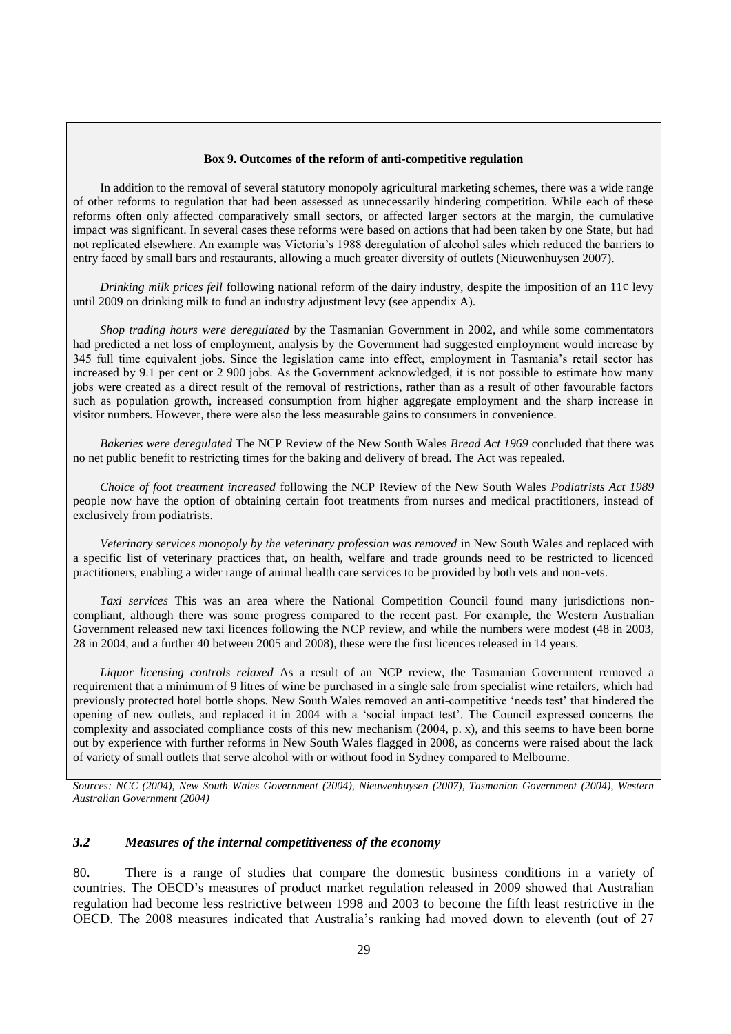**Box 9. Outcomes of the reform of anti-competitive regulation**

In addition to the removal of several statutory monopoly agricultural marketing schemes, there was a wide range of other reforms to regulation that had been assessed as unnecessarily hindering competition. While each of these reforms often only affected comparatively small sectors, or affected larger sectors at the margin, the cumulative impact was significant. In several cases these reforms were based on actions that had been taken by one State, but had not replicated elsewhere. An example was Victoria's 1988 deregulation of alcohol sales which reduced the barriers to entry faced by small bars and restaurants, allowing a much greater diversity of outlets (Nieuwenhuysen 2007).

*Drinking milk prices fell* following national reform of the dairy industry, despite the imposition of an 11¢ levy until 2009 on drinking milk to fund an industry adjustment levy (see appendix A).

*Shop trading hours were deregulated* by the Tasmanian Government in 2002, and while some commentators had predicted a net loss of employment, analysis by the Government had suggested employment would increase by 345 full time equivalent jobs. Since the legislation came into effect, employment in Tasmania's retail sector has increased by 9.1 per cent or 2 900 jobs. As the Government acknowledged, it is not possible to estimate how many jobs were created as a direct result of the removal of restrictions, rather than as a result of other favourable factors such as population growth, increased consumption from higher aggregate employment and the sharp increase in visitor numbers. However, there were also the less measurable gains to consumers in convenience.

*Bakeries were deregulated* The NCP Review of the New South Wales *Bread Act 1969* concluded that there was no net public benefit to restricting times for the baking and delivery of bread. The Act was repealed.

*Choice of foot treatment increased* following the NCP Review of the New South Wales *Podiatrists Act 1989* people now have the option of obtaining certain foot treatments from nurses and medical practitioners, instead of exclusively from podiatrists.

*Veterinary services monopoly by the veterinary profession was removed* in New South Wales and replaced with a specific list of veterinary practices that, on health, welfare and trade grounds need to be restricted to licenced practitioners, enabling a wider range of animal health care services to be provided by both vets and non-vets.

*Taxi services* This was an area where the National Competition Council found many jurisdictions non-compliant, although there was some progress compared to the recent past. For example, the Western Australian Government released new taxi licences following the NCP review, and while the numbers were modest (48 in 2003, 28 in 2004, and a further 40 between 2005 and 2008), these were the first licences released in 14 years.

*Liquor licensing controls relaxed* As a result of an NCP review, the Tasmanian Government removed a requirement that a minimum of 9 litres of wine be purchased in a single sale from specialist wine retailers, which had previously protected hotel bottle shops. New South Wales removed an anti-competitive 'needs test' that hindered the opening of new outlets, and replaced it in 2004 with a 'social impact test'. The Council expressed concerns the complexity and associated compliance costs of this new mechanism (2004, p. x), and this seems to have been borne out by experience with further reforms in New South Wales flagged in 2008, as concerns were raised about the lack of variety of small outlets that serve alcohol with or without food in Sydney compared to Melbourne.

*Sources: NCC (2004), New South Wales Government (2004), Nieuwenhuysen (2007), Tasmanian Government (2004), Western Australian Government (2004)*

### *3.2 Measures of the internal competitiveness of the economy*

80. There is a range of studies that compare the domestic business conditions in a variety of countries. The OECD's measures of product market regulation released in 2009 showed that Australian regulation had become less restrictive between 1998 and 2003 to become the fifth least restrictive in the OECD. The 2008 measures indicated that Australia's ranking had moved down to eleventh (out of 27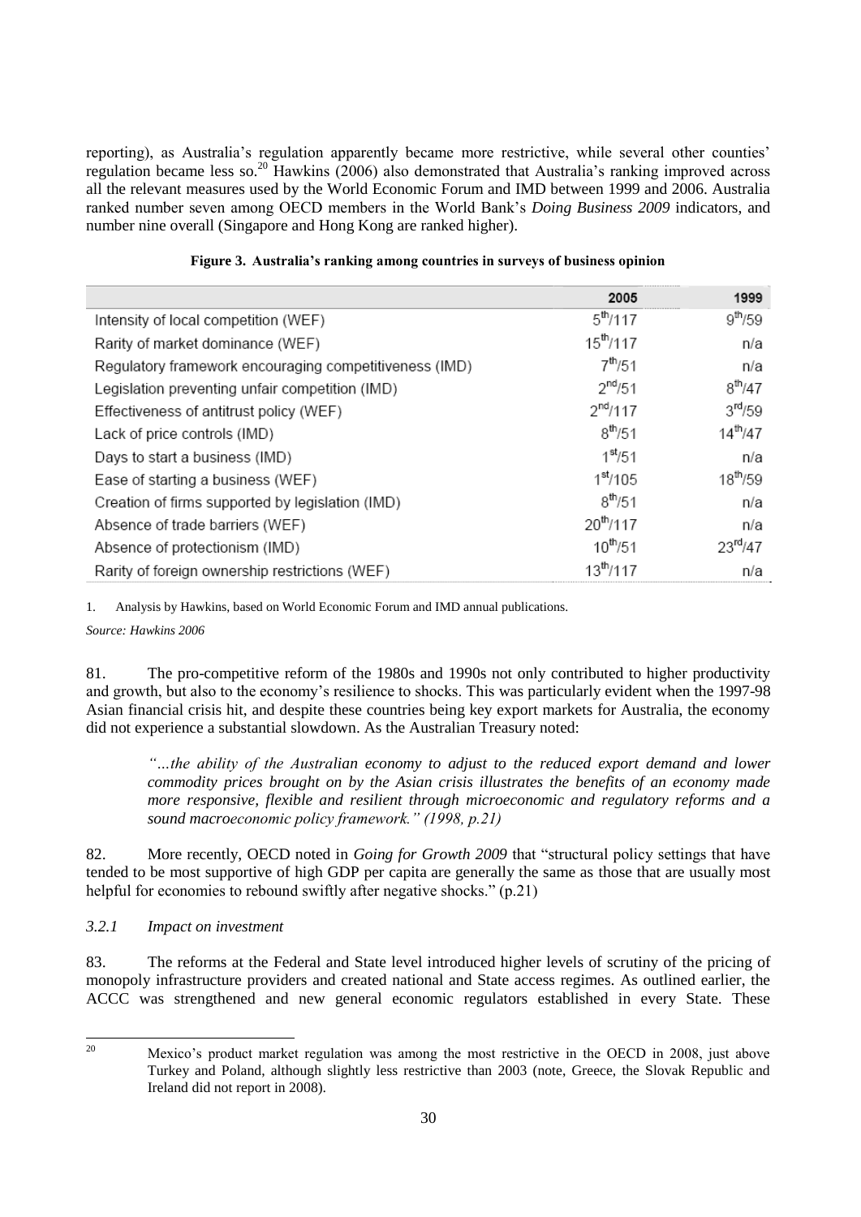reporting), as Australia's regulation apparently became more restrictive, while several other counties' regulation became less so.[20] Hawkins (2006) also demonstrated that Australia's ranking improved across all the relevant measures used by the World Economic Forum and IMD between 1999 and 2006. Australia ranked number seven among OECD members in the World Bank's *Doing Business 2009* indicators, and number nine overall (Singapore and Hong Kong are ranked higher).

**Figure 3. Australia's ranking among countries in surveys of business opinion**

| | 2005 | 1999 |
|---|---|---|
| Intensity of local competition (WEF) | 5th/117 | 9th/59 |
| Rarity of market dominance (WEF) | 15th/117 | n/a |
| Regulatory framework encouraging competitiveness (IMD) | 7th/51 | n/a |
| Legislation preventing unfair competition (IMD) | 2nd/51 | 8th/47 |
| Effectiveness of antitrust policy (WEF) | 2nd/117 | 3rd/59 |
| Lack of price controls (IMD) | 8th/51 | 14th/47 |
| Days to start a business (IMD) | 1st/51 | n/a |
| Ease of starting a business (WEF) | 1st/105 | 18th/59 |
| Creation of firms supported by legislation (IMD) | 8th/51 | n/a |
| Absence of trade barriers (WEF) | 20th/117 | n/a |
| Absence of protectionism (IMD) | 10th/51 | 23rd/47 |
| Rarity of foreign ownership restrictions (WEF) | 13th/117 | n/a |

1. Analysis by Hawkins, based on World Economic Forum and IMD annual publications.

*Source: Hawkins 2006*

81. The pro-competitive reform of the 1980s and 1990s not only contributed to higher productivity and growth, but also to the economy's resilience to shocks. This was particularly evident when the 1997-98 Asian financial crisis hit, and despite these countries being key export markets for Australia, the economy did not experience a substantial slowdown. As the Australian Treasury noted:

> *"…the ability of the Australian economy to adjust to the reduced export demand and lower commodity prices brought on by the Asian crisis illustrates the benefits of an economy made more responsive, flexible and resilient through microeconomic and regulatory reforms and a sound macroeconomic policy framework." (1998, p.21)*

82. More recently, OECD noted in *Going for Growth 2009* that "structural policy settings that have tended to be most supportive of high GDP per capita are generally the same as those that are usually most helpful for economies to rebound swiftly after negative shocks." (p.21)

### *3.2.1 Impact on investment*

83. The reforms at the Federal and State level introduced higher levels of scrutiny of the pricing of monopoly infrastructure providers and created national and State access regimes. As outlined earlier, the ACCC was strengthened and new general economic regulators established in every State. These

[20] Mexico's product market regulation was among the most restrictive in the OECD in 2008, just above Turkey and Poland, although slightly less restrictive than 2003 (note, Greece, the Slovak Republic and Ireland did not report in 2008).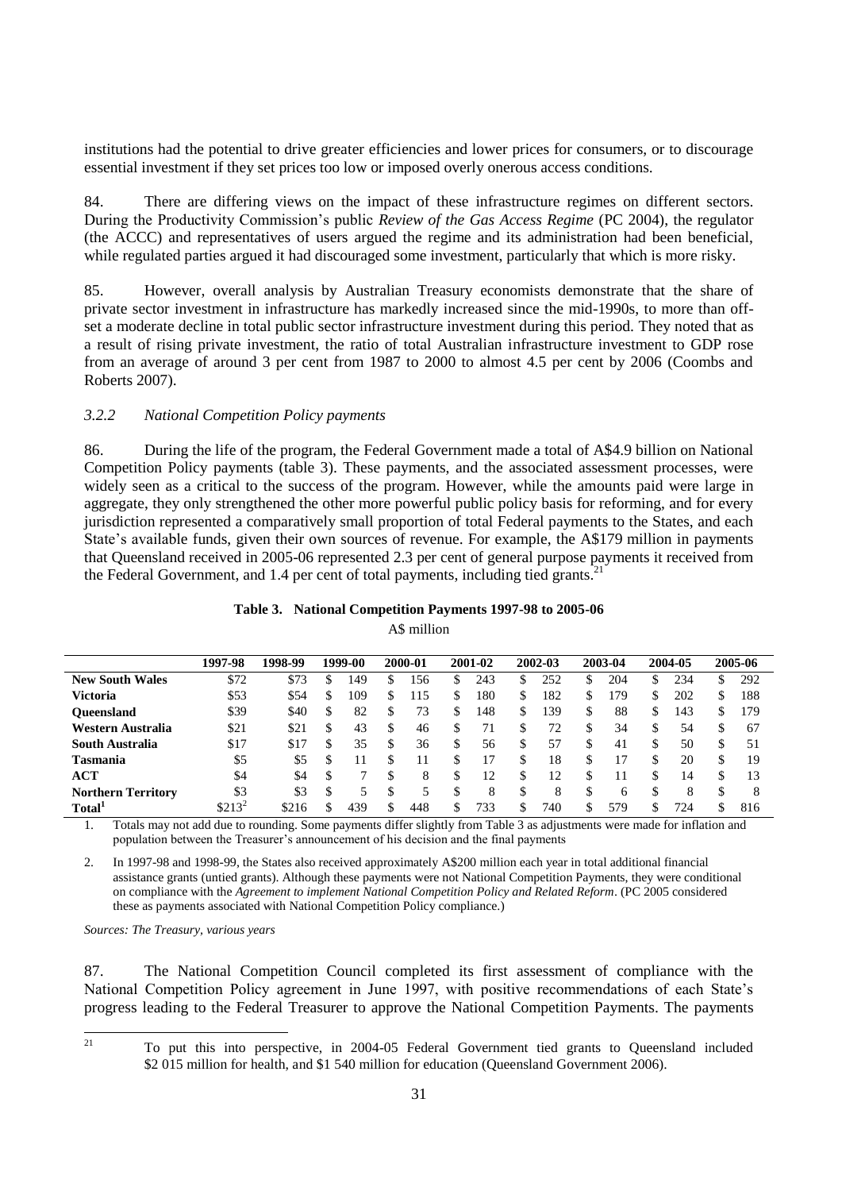institutions had the potential to drive greater efficiencies and lower prices for consumers, or to discourage essential investment if they set prices too low or imposed overly onerous access conditions.

84. There are differing views on the impact of these infrastructure regimes on different sectors. During the Productivity Commission's public *Review of the Gas Access Regime* (PC 2004), the regulator (the ACCC) and representatives of users argued the regime and its administration had been beneficial, while regulated parties argued it had discouraged some investment, particularly that which is more risky.

85. However, overall analysis by Australian Treasury economists demonstrate that the share of private sector investment in infrastructure has markedly increased since the mid-1990s, to more than off-set a moderate decline in total public sector infrastructure investment during this period. They noted that as a result of rising private investment, the ratio of total Australian infrastructure investment to GDP rose from an average of around 3 per cent from 1987 to 2000 to almost 4.5 per cent by 2006 (Coombs and Roberts 2007).

### *3.2.2 National Competition Policy payments*

86. During the life of the program, the Federal Government made a total of A$4.9 billion on National Competition Policy payments (table 3). These payments, and the associated assessment processes, were widely seen as a critical to the success of the program. However, while the amounts paid were large in aggregate, they only strengthened the other more powerful public policy basis for reforming, and for every jurisdiction represented a comparatively small proportion of total Federal payments to the States, and each State's available funds, given their own sources of revenue. For example, the A$179 million in payments that Queensland received in 2005-06 represented 2.3 per cent of general purpose payments it received from the Federal Government, and 1.4 per cent of total payments, including tied grants.[21]

**Table 3. National Competition Payments 1997-98 to 2005-06**

A$ million

| | 1997-98 | 1998-99 | 1999-00 | 2000-01 | 2001-02 | 2002-03 | 2003-04 | 2004-05 | 2005-06 |
|---|---|---|---|---|---|---|---|---|---|
| **New South Wales** | $72 | $73 | $ 149 | $ 156 | $ 243 | $ 252 | $ 204 | $ 234 | $ 292 |
| **Victoria** | $53 | $54 | $ 109 | $ 115 | $ 180 | $ 182 | $ 179 | $ 202 | $ 188 |
| **Queensland** | $39 | $40 | $ 82 | $ 73 | $ 148 | $ 139 | $ 88 | $ 143 | $ 179 |
| **Western Australia** | $21 | $21 | $ 43 | $ 46 | $ 71 | $ 72 | $ 34 | $ 54 | $ 67 |
| **South Australia** | $17 | $17 | $ 35 | $ 36 | $ 56 | $ 57 | $ 41 | $ 50 | $ 51 |
| **Tasmania** | $5 | $5 | $ 11 | $ 11 | $ 17 | $ 18 | $ 17 | $ 20 | $ 19 |
| **ACT** | $4 | $4 | $ 7 | $ 8 | $ 12 | $ 12 | $ 11 | $ 14 | $ 13 |
| **Northern Territory** | $3 | $3 | $ 5 | $ 5 | $ 8 | $ 8 | $ 6 | $ 8 | $ 8 |
| **Total[1]** | $213[2] | $216 | $ 439 | $ 448 | $ 733 | $ 740 | $ 579 | $ 724 | $ 816 |

1. Totals may not add due to rounding. Some payments differ slightly from Table 3 as adjustments were made for inflation and population between the Treasurer's announcement of his decision and the final payments

2. In 1997-98 and 1998-99, the States also received approximately A$200 million each year in total additional financial assistance grants (untied grants). Although these payments were not National Competition Payments, they were conditional on compliance with the *Agreement to implement National Competition Policy and Related Reform*. (PC 2005 considered these as payments associated with National Competition Policy compliance.)

*Sources: The Treasury, various years*

87. The National Competition Council completed its first assessment of compliance with the National Competition Policy agreement in June 1997, with positive recommendations of each State's progress leading to the Federal Treasurer to approve the National Competition Payments. The payments

[21] To put this into perspective, in 2004-05 Federal Government tied grants to Queensland included $2 015 million for health, and $1 540 million for education (Queensland Government 2006).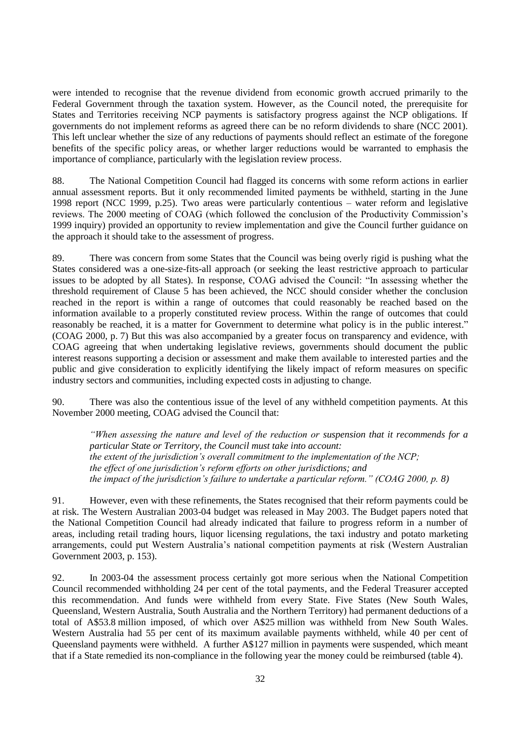were intended to recognise that the revenue dividend from economic growth accrued primarily to the Federal Government through the taxation system. However, as the Council noted, the prerequisite for States and Territories receiving NCP payments is satisfactory progress against the NCP obligations. If governments do not implement reforms as agreed there can be no reform dividends to share (NCC 2001). This left unclear whether the size of any reductions of payments should reflect an estimate of the foregone benefits of the specific policy areas, or whether larger reductions would be warranted to emphasis the importance of compliance, particularly with the legislation review process.

88. The National Competition Council had flagged its concerns with some reform actions in earlier annual assessment reports. But it only recommended limited payments be withheld, starting in the June 1998 report (NCC 1999, p.25). Two areas were particularly contentious – water reform and legislative reviews. The 2000 meeting of COAG (which followed the conclusion of the Productivity Commission's 1999 inquiry) provided an opportunity to review implementation and give the Council further guidance on the approach it should take to the assessment of progress.

89. There was concern from some States that the Council was being overly rigid is pushing what the States considered was a one-size-fits-all approach (or seeking the least restrictive approach to particular issues to be adopted by all States). In response, COAG advised the Council: "In assessing whether the threshold requirement of Clause 5 has been achieved, the NCC should consider whether the conclusion reached in the report is within a range of outcomes that could reasonably be reached based on the information available to a properly constituted review process. Within the range of outcomes that could reasonably be reached, it is a matter for Government to determine what policy is in the public interest." (COAG 2000, p. 7) But this was also accompanied by a greater focus on transparency and evidence, with COAG agreeing that when undertaking legislative reviews, governments should document the public interest reasons supporting a decision or assessment and make them available to interested parties and the public and give consideration to explicitly identifying the likely impact of reform measures on specific industry sectors and communities, including expected costs in adjusting to change.

90. There was also the contentious issue of the level of any withheld competition payments. At this November 2000 meeting, COAG advised the Council that:

> *"When assessing the nature and level of the reduction or suspension that it recommends for a particular State or Territory, the Council must take into account:*
> *the extent of the jurisdiction's overall commitment to the implementation of the NCP;*
> *the effect of one jurisdiction's reform efforts on other jurisdictions; and*
> *the impact of the jurisdiction's failure to undertake a particular reform." (COAG 2000, p. 8)*

91. However, even with these refinements, the States recognised that their reform payments could be at risk. The Western Australian 2003-04 budget was released in May 2003. The Budget papers noted that the National Competition Council had already indicated that failure to progress reform in a number of areas, including retail trading hours, liquor licensing regulations, the taxi industry and potato marketing arrangements, could put Western Australia's national competition payments at risk (Western Australian Government 2003, p. 153).

92. In 2003-04 the assessment process certainly got more serious when the National Competition Council recommended withholding 24 per cent of the total payments, and the Federal Treasurer accepted this recommendation. And funds were withheld from every State. Five States (New South Wales, Queensland, Western Australia, South Australia and the Northern Territory) had permanent deductions of a total of A$53.8 million imposed, of which over A$25 million was withheld from New South Wales. Western Australia had 55 per cent of its maximum available payments withheld, while 40 per cent of Queensland payments were withheld. A further A$127 million in payments were suspended, which meant that if a State remedied its non-compliance in the following year the money could be reimbursed (table 4).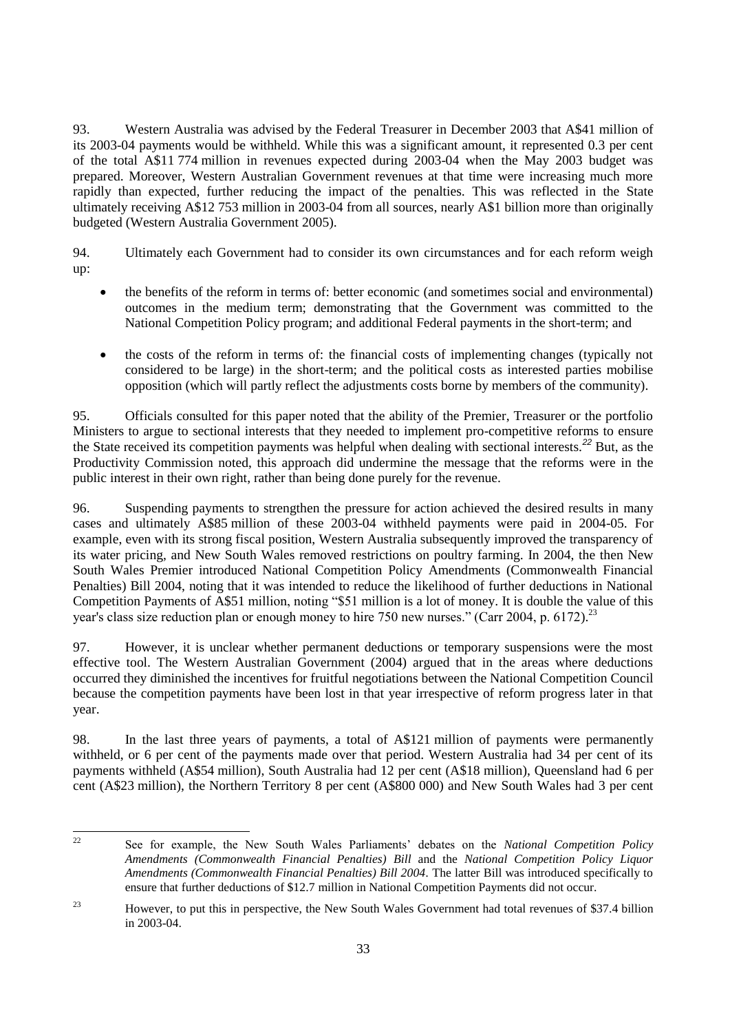93. Western Australia was advised by the Federal Treasurer in December 2003 that A$41 million of its 2003-04 payments would be withheld. While this was a significant amount, it represented 0.3 per cent of the total A$11 774 million in revenues expected during 2003-04 when the May 2003 budget was prepared. Moreover, Western Australian Government revenues at that time were increasing much more rapidly than expected, further reducing the impact of the penalties. This was reflected in the State ultimately receiving A$12 753 million in 2003-04 from all sources, nearly A$1 billion more than originally budgeted (Western Australia Government 2005).

94. Ultimately each Government had to consider its own circumstances and for each reform weigh up:

- the benefits of the reform in terms of: better economic (and sometimes social and environmental) outcomes in the medium term; demonstrating that the Government was committed to the National Competition Policy program; and additional Federal payments in the short-term; and

- the costs of the reform in terms of: the financial costs of implementing changes (typically not considered to be large) in the short-term; and the political costs as interested parties mobilise opposition (which will partly reflect the adjustments costs borne by members of the community).

95. Officials consulted for this paper noted that the ability of the Premier, Treasurer or the portfolio Ministers to argue to sectional interests that they needed to implement pro-competitive reforms to ensure the State received its competition payments was helpful when dealing with sectional interests.[22] But, as the Productivity Commission noted, this approach did undermine the message that the reforms were in the public interest in their own right, rather than being done purely for the revenue.

96. Suspending payments to strengthen the pressure for action achieved the desired results in many cases and ultimately A$85 million of these 2003-04 withheld payments were paid in 2004-05. For example, even with its strong fiscal position, Western Australia subsequently improved the transparency of its water pricing, and New South Wales removed restrictions on poultry farming. In 2004, the then New South Wales Premier introduced National Competition Policy Amendments (Commonwealth Financial Penalties) Bill 2004, noting that it was intended to reduce the likelihood of further deductions in National Competition Payments of A$51 million, noting "$51 million is a lot of money. It is double the value of this year's class size reduction plan or enough money to hire 750 new nurses." (Carr 2004, p. 6172).[23]

97. However, it is unclear whether permanent deductions or temporary suspensions were the most effective tool. The Western Australian Government (2004) argued that in the areas where deductions occurred they diminished the incentives for fruitful negotiations between the National Competition Council because the competition payments have been lost in that year irrespective of reform progress later in that year.

98. In the last three years of payments, a total of A$121 million of payments were permanently withheld, or 6 per cent of the payments made over that period. Western Australia had 34 per cent of its payments withheld (A$54 million), South Australia had 12 per cent (A$18 million), Queensland had 6 per cent (A$23 million), the Northern Territory 8 per cent (A$800 000) and New South Wales had 3 per cent

---

[22] See for example, the New South Wales Parliaments' debates on the *National Competition Policy Amendments (Commonwealth Financial Penalties) Bill* and the *National Competition Policy Liquor Amendments (Commonwealth Financial Penalties) Bill 2004*. The latter Bill was introduced specifically to ensure that further deductions of $12.7 million in National Competition Payments did not occur.

[23] However, to put this in perspective, the New South Wales Government had total revenues of $37.4 billion in 2003-04.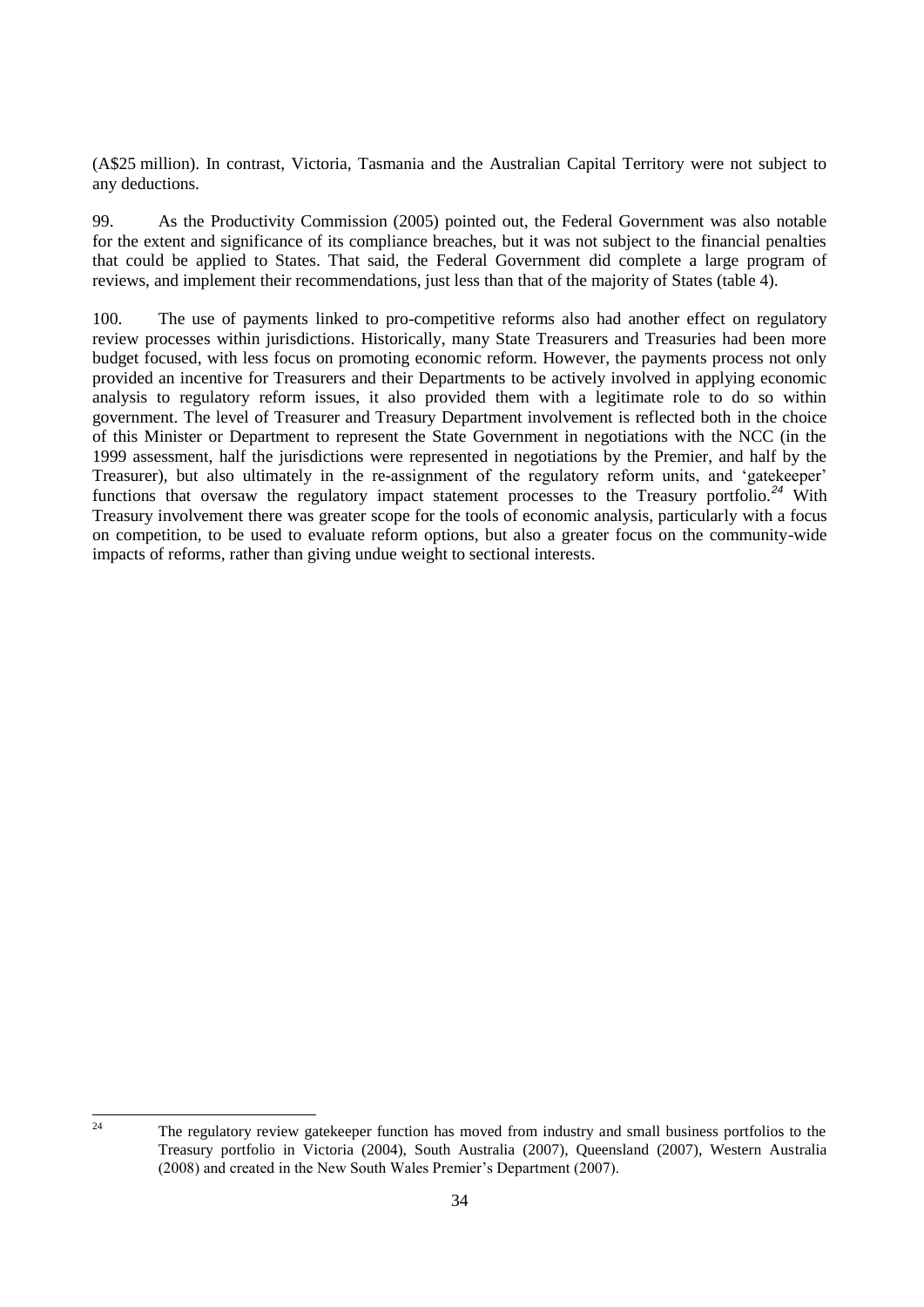(A$25 million). In contrast, Victoria, Tasmania and the Australian Capital Territory were not subject to any deductions.

99. As the Productivity Commission (2005) pointed out, the Federal Government was also notable for the extent and significance of its compliance breaches, but it was not subject to the financial penalties that could be applied to States. That said, the Federal Government did complete a large program of reviews, and implement their recommendations, just less than that of the majority of States (table 4).

100. The use of payments linked to pro-competitive reforms also had another effect on regulatory review processes within jurisdictions. Historically, many State Treasurers and Treasuries had been more budget focused, with less focus on promoting economic reform. However, the payments process not only provided an incentive for Treasurers and their Departments to be actively involved in applying economic analysis to regulatory reform issues, it also provided them with a legitimate role to do so within government. The level of Treasurer and Treasury Department involvement is reflected both in the choice of this Minister or Department to represent the State Government in negotiations with the NCC (in the 1999 assessment, half the jurisdictions were represented in negotiations by the Premier, and half by the Treasurer), but also ultimately in the re-assignment of the regulatory reform units, and 'gatekeeper' functions that oversaw the regulatory impact statement processes to the Treasury portfolio.[24] With Treasury involvement there was greater scope for the tools of economic analysis, particularly with a focus on competition, to be used to evaluate reform options, but also a greater focus on the community-wide impacts of reforms, rather than giving undue weight to sectional interests.

[24] The regulatory review gatekeeper function has moved from industry and small business portfolios to the Treasury portfolio in Victoria (2004), South Australia (2007), Queensland (2007), Western Australia (2008) and created in the New South Wales Premier's Department (2007).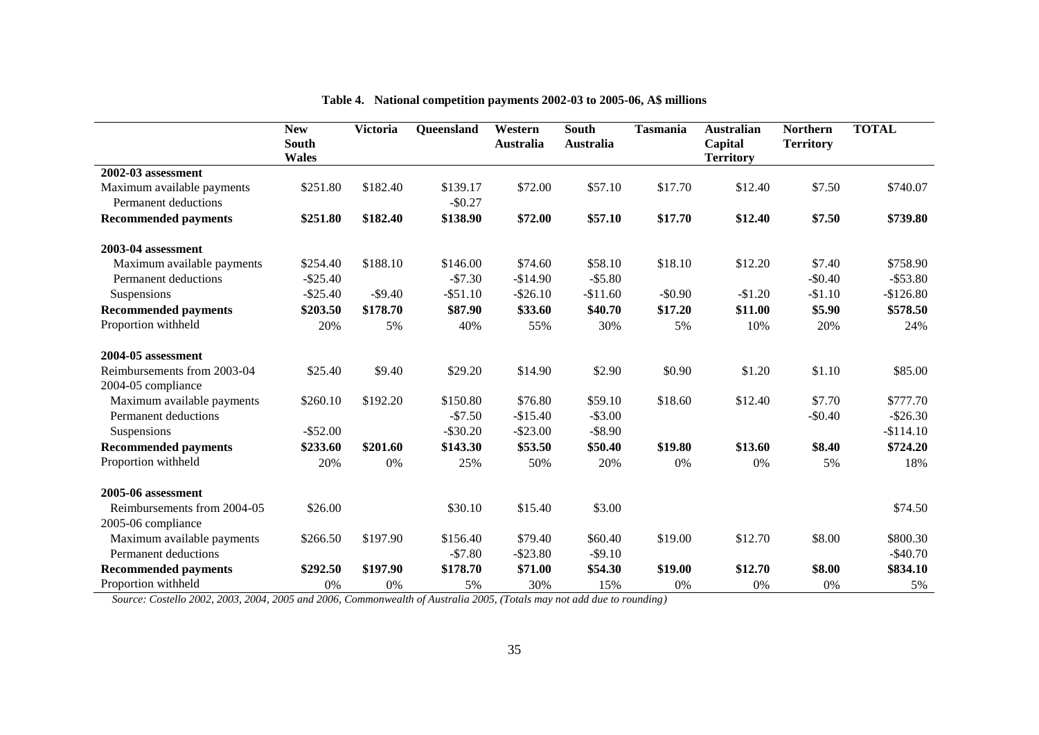**Table 4. National competition payments 2002-03 to 2005-06, A$ millions**

| | New South Wales | Victoria | Queensland | Western Australia | South Australia | Tasmania | Australian Capital Territory | Northern Territory | TOTAL |
|---|---|---|---|---|---|---|---|---|---|
| **2002-03 assessment** | | | | | | | | | |
| Maximum available payments | $251.80 | $182.40 | $139.17 | $72.00 | $57.10 | $17.70 | $12.40 | $7.50 | $740.07 |
| Permanent deductions | | | -$0.27 | | | | | | |
| **Recommended payments** | **$251.80** | **$182.40** | **$138.90** | **$72.00** | **$57.10** | **$17.70** | **$12.40** | **$7.50** | **$739.80** |
| **2003-04 assessment** | | | | | | | | | |
| Maximum available payments | $254.40 | $188.10 | $146.00 | $74.60 | $58.10 | $18.10 | $12.20 | $7.40 | $758.90 |
| Permanent deductions | -$25.40 | | -$7.30 | -$14.90 | -$5.80 | | | -$0.40 | -$53.80 |
| Suspensions | -$25.40 | -$9.40 | -$51.10 | -$26.10 | -$11.60 | -$0.90 | -$1.20 | -$1.10 | -$126.80 |
| **Recommended payments** | **$203.50** | **$178.70** | **$87.90** | **$33.60** | **$40.70** | **$17.20** | **$11.00** | **$5.90** | **$578.50** |
| Proportion withheld | 20% | 5% | 40% | 55% | 30% | 5% | 10% | 20% | 24% |
| **2004-05 assessment** | | | | | | | | | |
| Reimbursements from 2003-04 | $25.40 | $9.40 | $29.20 | $14.90 | $2.90 | $0.90 | $1.20 | $1.10 | $85.00 |
| 2004-05 compliance | | | | | | | | | |
| Maximum available payments | $260.10 | $192.20 | $150.80 | $76.80 | $59.10 | $18.60 | $12.40 | $7.70 | $777.70 |
| Permanent deductions | | | -$7.50 | -$15.40 | -$3.00 | | | -$0.40 | -$26.30 |
| Suspensions | -$52.00 | | -$30.20 | -$23.00 | -$8.90 | | | | -$114.10 |
| **Recommended payments** | **$233.60** | **$201.60** | **$143.30** | **$53.50** | **$50.40** | **$19.80** | **$13.60** | **$8.40** | **$724.20** |
| Proportion withheld | 20% | 0% | 25% | 50% | 20% | 0% | 0% | 5% | 18% |
| **2005-06 assessment** | | | | | | | | | |
| Reimbursements from 2004-05 | $26.00 | | $30.10 | $15.40 | $3.00 | | | | $74.50 |
| 2005-06 compliance | | | | | | | | | |
| Maximum available payments | $266.50 | $197.90 | $156.40 | $79.40 | $60.40 | $19.00 | $12.70 | $8.00 | $800.30 |
| Permanent deductions | | | -$7.80 | -$23.80 | -$9.10 | | | | -$40.70 |
| **Recommended payments** | **$292.50** | **$197.90** | **$178.70** | **$71.00** | **$54.30** | **$19.00** | **$12.70** | **$8.00** | **$834.10** |
| Proportion withheld | 0% | 0% | 5% | 30% | 15% | 0% | 0% | 0% | 5% |

*Source: Costello 2002, 2003, 2004, 2005 and 2006, Commonwealth of Australia 2005, (Totals may not add due to rounding)*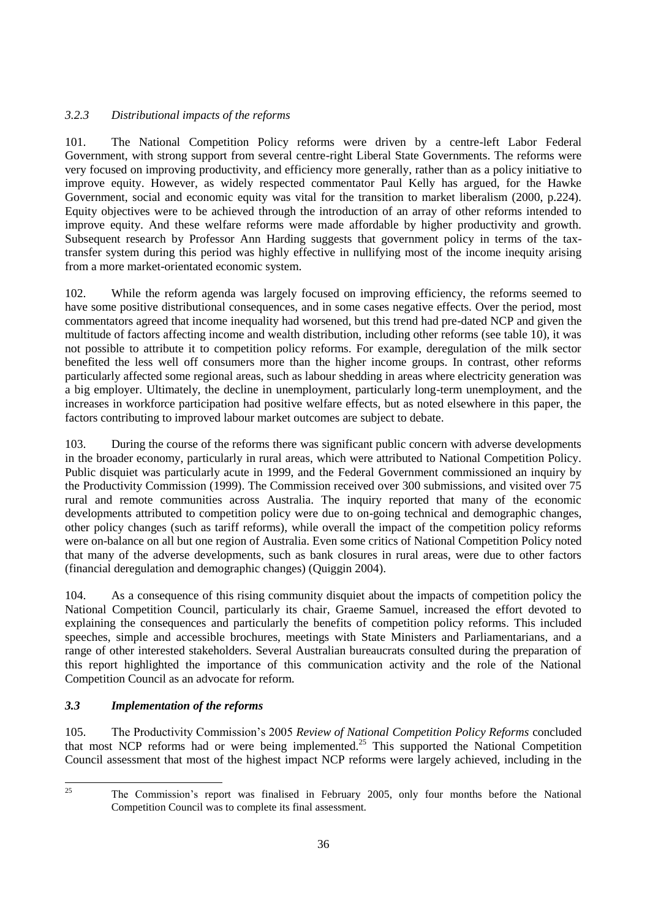### *3.2.3 Distributional impacts of the reforms*

101. The National Competition Policy reforms were driven by a centre-left Labor Federal Government, with strong support from several centre-right Liberal State Governments. The reforms were very focused on improving productivity, and efficiency more generally, rather than as a policy initiative to improve equity. However, as widely respected commentator Paul Kelly has argued, for the Hawke Government, social and economic equity was vital for the transition to market liberalism (2000, p.224). Equity objectives were to be achieved through the introduction of an array of other reforms intended to improve equity. And these welfare reforms were made affordable by higher productivity and growth. Subsequent research by Professor Ann Harding suggests that government policy in terms of the tax-transfer system during this period was highly effective in nullifying most of the income inequity arising from a more market-orientated economic system.

102. While the reform agenda was largely focused on improving efficiency, the reforms seemed to have some positive distributional consequences, and in some cases negative effects. Over the period, most commentators agreed that income inequality had worsened, but this trend had pre-dated NCP and given the multitude of factors affecting income and wealth distribution, including other reforms (see table 10), it was not possible to attribute it to competition policy reforms. For example, deregulation of the milk sector benefited the less well off consumers more than the higher income groups. In contrast, other reforms particularly affected some regional areas, such as labour shedding in areas where electricity generation was a big employer. Ultimately, the decline in unemployment, particularly long-term unemployment, and the increases in workforce participation had positive welfare effects, but as noted elsewhere in this paper, the factors contributing to improved labour market outcomes are subject to debate.

103. During the course of the reforms there was significant public concern with adverse developments in the broader economy, particularly in rural areas, which were attributed to National Competition Policy. Public disquiet was particularly acute in 1999, and the Federal Government commissioned an inquiry by the Productivity Commission (1999). The Commission received over 300 submissions, and visited over 75 rural and remote communities across Australia. The inquiry reported that many of the economic developments attributed to competition policy were due to on-going technical and demographic changes, other policy changes (such as tariff reforms), while overall the impact of the competition policy reforms were on-balance on all but one region of Australia. Even some critics of National Competition Policy noted that many of the adverse developments, such as bank closures in rural areas, were due to other factors (financial deregulation and demographic changes) (Quiggin 2004).

104. As a consequence of this rising community disquiet about the impacts of competition policy the National Competition Council, particularly its chair, Graeme Samuel, increased the effort devoted to explaining the consequences and particularly the benefits of competition policy reforms. This included speeches, simple and accessible brochures, meetings with State Ministers and Parliamentarians, and a range of other interested stakeholders. Several Australian bureaucrats consulted during the preparation of this report highlighted the importance of this communication activity and the role of the National Competition Council as an advocate for reform.

## *3.3 Implementation of the reforms*

105. The Productivity Commission's 2005 *Review of National Competition Policy Reforms* concluded that most NCP reforms had or were being implemented.[25] This supported the National Competition Council assessment that most of the highest impact NCP reforms were largely achieved, including in the

[25] The Commission's report was finalised in February 2005, only four months before the National Competition Council was to complete its final assessment.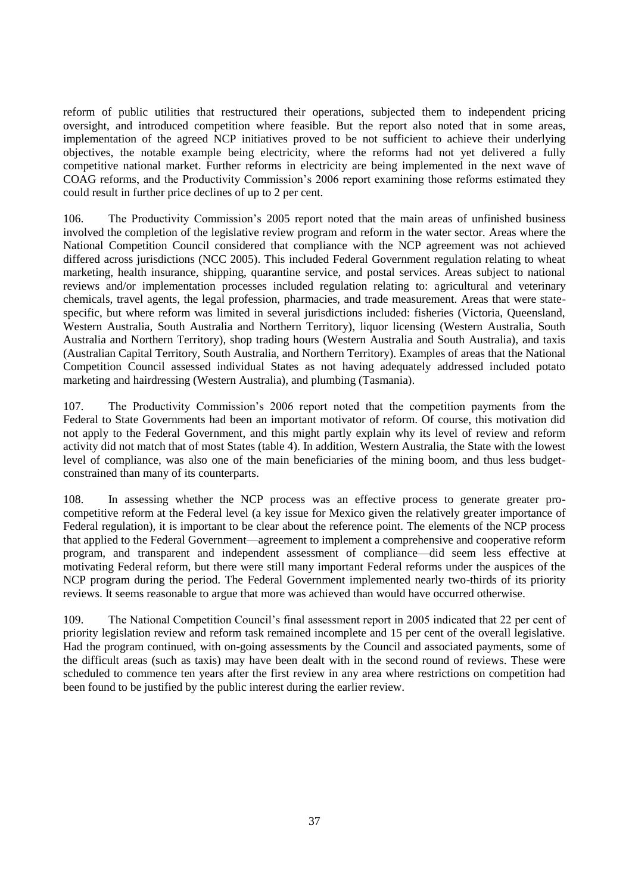reform of public utilities that restructured their operations, subjected them to independent pricing oversight, and introduced competition where feasible. But the report also noted that in some areas, implementation of the agreed NCP initiatives proved to be not sufficient to achieve their underlying objectives, the notable example being electricity, where the reforms had not yet delivered a fully competitive national market. Further reforms in electricity are being implemented in the next wave of COAG reforms, and the Productivity Commission's 2006 report examining those reforms estimated they could result in further price declines of up to 2 per cent.

106. The Productivity Commission's 2005 report noted that the main areas of unfinished business involved the completion of the legislative review program and reform in the water sector. Areas where the National Competition Council considered that compliance with the NCP agreement was not achieved differed across jurisdictions (NCC 2005). This included Federal Government regulation relating to wheat marketing, health insurance, shipping, quarantine service, and postal services. Areas subject to national reviews and/or implementation processes included regulation relating to: agricultural and veterinary chemicals, travel agents, the legal profession, pharmacies, and trade measurement. Areas that were state-specific, but where reform was limited in several jurisdictions included: fisheries (Victoria, Queensland, Western Australia, South Australia and Northern Territory), liquor licensing (Western Australia, South Australia and Northern Territory), shop trading hours (Western Australia and South Australia), and taxis (Australian Capital Territory, South Australia, and Northern Territory). Examples of areas that the National Competition Council assessed individual States as not having adequately addressed included potato marketing and hairdressing (Western Australia), and plumbing (Tasmania).

107. The Productivity Commission's 2006 report noted that the competition payments from the Federal to State Governments had been an important motivator of reform. Of course, this motivation did not apply to the Federal Government, and this might partly explain why its level of review and reform activity did not match that of most States (table 4). In addition, Western Australia, the State with the lowest level of compliance, was also one of the main beneficiaries of the mining boom, and thus less budget-constrained than many of its counterparts.

108. In assessing whether the NCP process was an effective process to generate greater pro-competitive reform at the Federal level (a key issue for Mexico given the relatively greater importance of Federal regulation), it is important to be clear about the reference point. The elements of the NCP process that applied to the Federal Government—agreement to implement a comprehensive and cooperative reform program, and transparent and independent assessment of compliance—did seem less effective at motivating Federal reform, but there were still many important Federal reforms under the auspices of the NCP program during the period. The Federal Government implemented nearly two-thirds of its priority reviews. It seems reasonable to argue that more was achieved than would have occurred otherwise.

109. The National Competition Council's final assessment report in 2005 indicated that 22 per cent of priority legislation review and reform task remained incomplete and 15 per cent of the overall legislative. Had the program continued, with on-going assessments by the Council and associated payments, some of the difficult areas (such as taxis) may have been dealt with in the second round of reviews. These were scheduled to commence ten years after the first review in any area where restrictions on competition had been found to be justified by the public interest during the earlier review.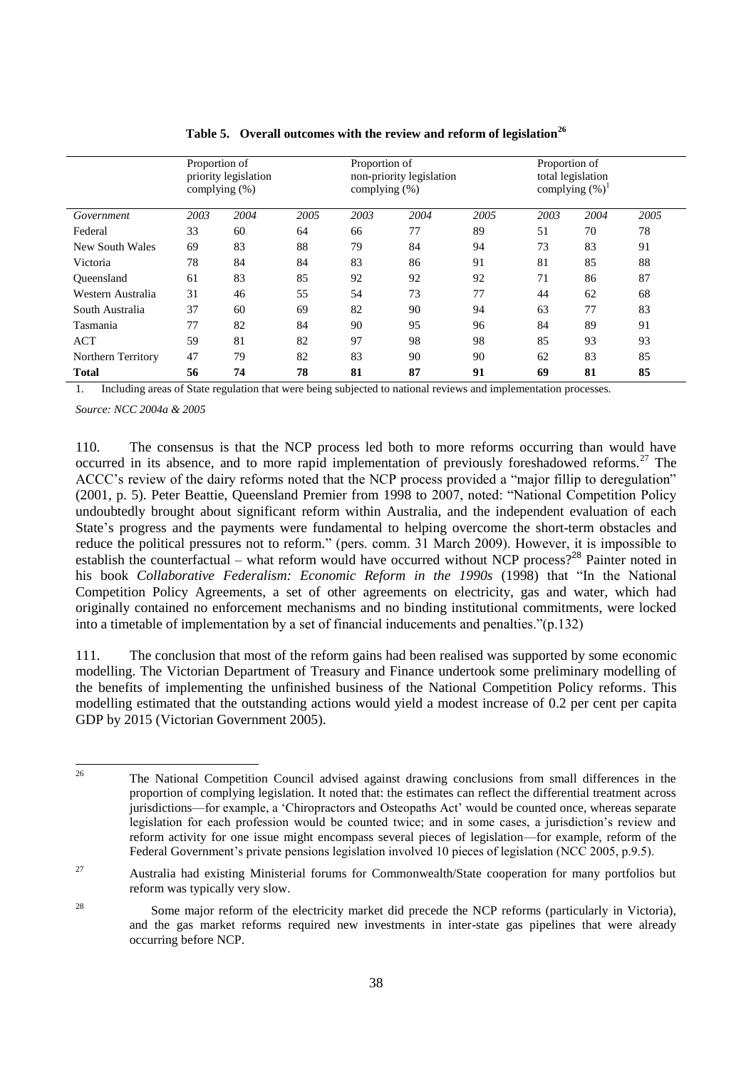**Table 5. Overall outcomes with the review and reform of legislation[26]**

| | Proportion of priority legislation complying (%) | | | Proportion of non-priority legislation complying (%) | | | Proportion of total legislation complying (%)[1] | | |
|---|---|---|---|---|---|---|---|---|---|
| *Government* | *2003* | *2004* | *2005* | *2003* | *2004* | *2005* | *2003* | *2004* | *2005* |
| Federal | 33 | 60 | 64 | 66 | 77 | 89 | 51 | 70 | 78 |
| New South Wales | 69 | 83 | 88 | 79 | 84 | 94 | 73 | 83 | 91 |
| Victoria | 78 | 84 | 84 | 83 | 86 | 91 | 81 | 85 | 88 |
| Queensland | 61 | 83 | 85 | 92 | 92 | 92 | 71 | 86 | 87 |
| Western Australia | 31 | 46 | 55 | 54 | 73 | 77 | 44 | 62 | 68 |
| South Australia | 37 | 60 | 69 | 82 | 90 | 94 | 63 | 77 | 83 |
| Tasmania | 77 | 82 | 84 | 90 | 95 | 96 | 84 | 89 | 91 |
| ACT | 59 | 81 | 82 | 97 | 98 | 98 | 85 | 93 | 93 |
| Northern Territory | 47 | 79 | 82 | 83 | 90 | 90 | 62 | 83 | 85 |
| **Total** | **56** | **74** | **78** | **81** | **87** | **91** | **69** | **81** | **85** |

1. Including areas of State regulation that were being subjected to national reviews and implementation processes.

*Source: NCC 2004a & 2005*

110. The consensus is that the NCP process led both to more reforms occurring than would have occurred in its absence, and to more rapid implementation of previously foreshadowed reforms.[27] The ACCC's review of the dairy reforms noted that the NCP process provided a "major fillip to deregulation" (2001, p. 5). Peter Beattie, Queensland Premier from 1998 to 2007, noted: "National Competition Policy undoubtedly brought about significant reform within Australia, and the independent evaluation of each State's progress and the payments were fundamental to helping overcome the short-term obstacles and reduce the political pressures not to reform." (pers. comm. 31 March 2009). However, it is impossible to establish the counterfactual – what reform would have occurred without NCP process?[28] Painter noted in his book *Collaborative Federalism: Economic Reform in the 1990s* (1998) that "In the National Competition Policy Agreements, a set of other agreements on electricity, gas and water, which had originally contained no enforcement mechanisms and no binding institutional commitments, were locked into a timetable of implementation by a set of financial inducements and penalties."(p.132)

111. The conclusion that most of the reform gains had been realised was supported by some economic modelling. The Victorian Department of Treasury and Finance undertook some preliminary modelling of the benefits of implementing the unfinished business of the National Competition Policy reforms. This modelling estimated that the outstanding actions would yield a modest increase of 0.2 per cent per capita GDP by 2015 (Victorian Government 2005).

---

[26] The National Competition Council advised against drawing conclusions from small differences in the proportion of complying legislation. It noted that: the estimates can reflect the differential treatment across jurisdictions—for example, a 'Chiropractors and Osteopaths Act' would be counted once, whereas separate legislation for each profession would be counted twice; and in some cases, a jurisdiction's review and reform activity for one issue might encompass several pieces of legislation—for example, reform of the Federal Government's private pensions legislation involved 10 pieces of legislation (NCC 2005, p.9.5).

[27] Australia had existing Ministerial forums for Commonwealth/State cooperation for many portfolios but reform was typically very slow.

[28] Some major reform of the electricity market did precede the NCP reforms (particularly in Victoria), and the gas market reforms required new investments in inter-state gas pipelines that were already occurring before NCP.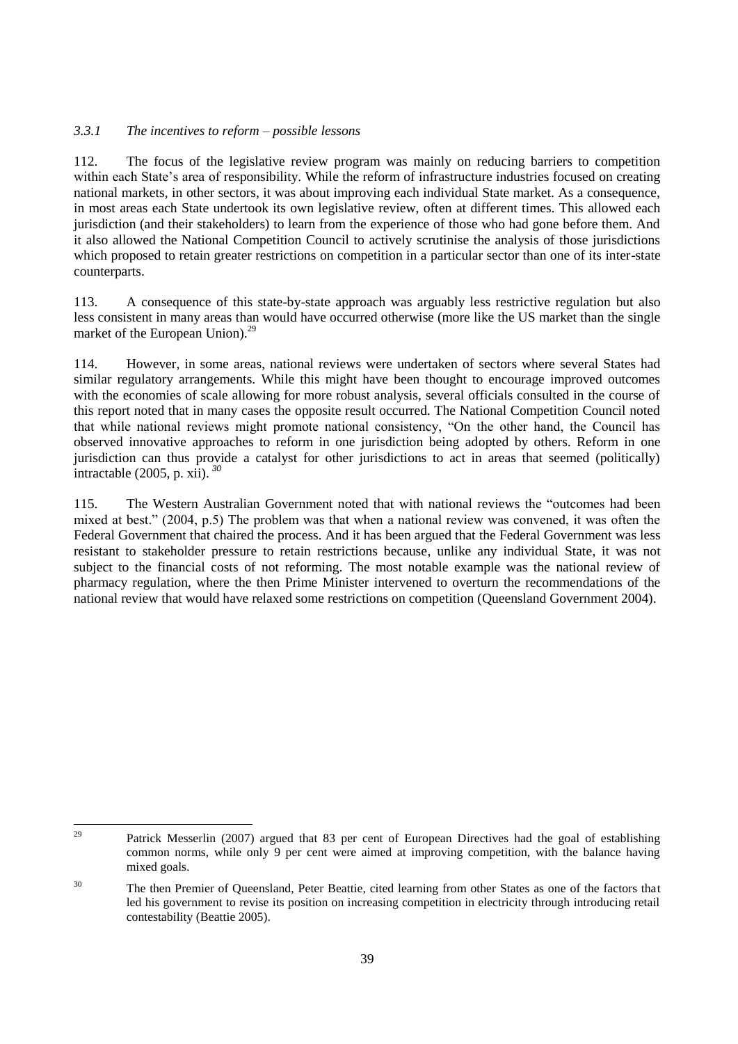### *3.3.1 The incentives to reform – possible lessons*

112. The focus of the legislative review program was mainly on reducing barriers to competition within each State's area of responsibility. While the reform of infrastructure industries focused on creating national markets, in other sectors, it was about improving each individual State market. As a consequence, in most areas each State undertook its own legislative review, often at different times. This allowed each jurisdiction (and their stakeholders) to learn from the experience of those who had gone before them. And it also allowed the National Competition Council to actively scrutinise the analysis of those jurisdictions which proposed to retain greater restrictions on competition in a particular sector than one of its inter-state counterparts.

113. A consequence of this state-by-state approach was arguably less restrictive regulation but also less consistent in many areas than would have occurred otherwise (more like the US market than the single market of the European Union).[29]

114. However, in some areas, national reviews were undertaken of sectors where several States had similar regulatory arrangements. While this might have been thought to encourage improved outcomes with the economies of scale allowing for more robust analysis, several officials consulted in the course of this report noted that in many cases the opposite result occurred. The National Competition Council noted that while national reviews might promote national consistency, "On the other hand, the Council has observed innovative approaches to reform in one jurisdiction being adopted by others. Reform in one jurisdiction can thus provide a catalyst for other jurisdictions to act in areas that seemed (politically) intractable (2005, p. xii). [30]

115. The Western Australian Government noted that with national reviews the "outcomes had been mixed at best." (2004, p.5) The problem was that when a national review was convened, it was often the Federal Government that chaired the process. And it has been argued that the Federal Government was less resistant to stakeholder pressure to retain restrictions because, unlike any individual State, it was not subject to the financial costs of not reforming. The most notable example was the national review of pharmacy regulation, where the then Prime Minister intervened to overturn the recommendations of the national review that would have relaxed some restrictions on competition (Queensland Government 2004).

---

[29] Patrick Messerlin (2007) argued that 83 per cent of European Directives had the goal of establishing common norms, while only 9 per cent were aimed at improving competition, with the balance having mixed goals.

[30] The then Premier of Queensland, Peter Beattie, cited learning from other States as one of the factors that led his government to revise its position on increasing competition in electricity through introducing retail contestability (Beattie 2005).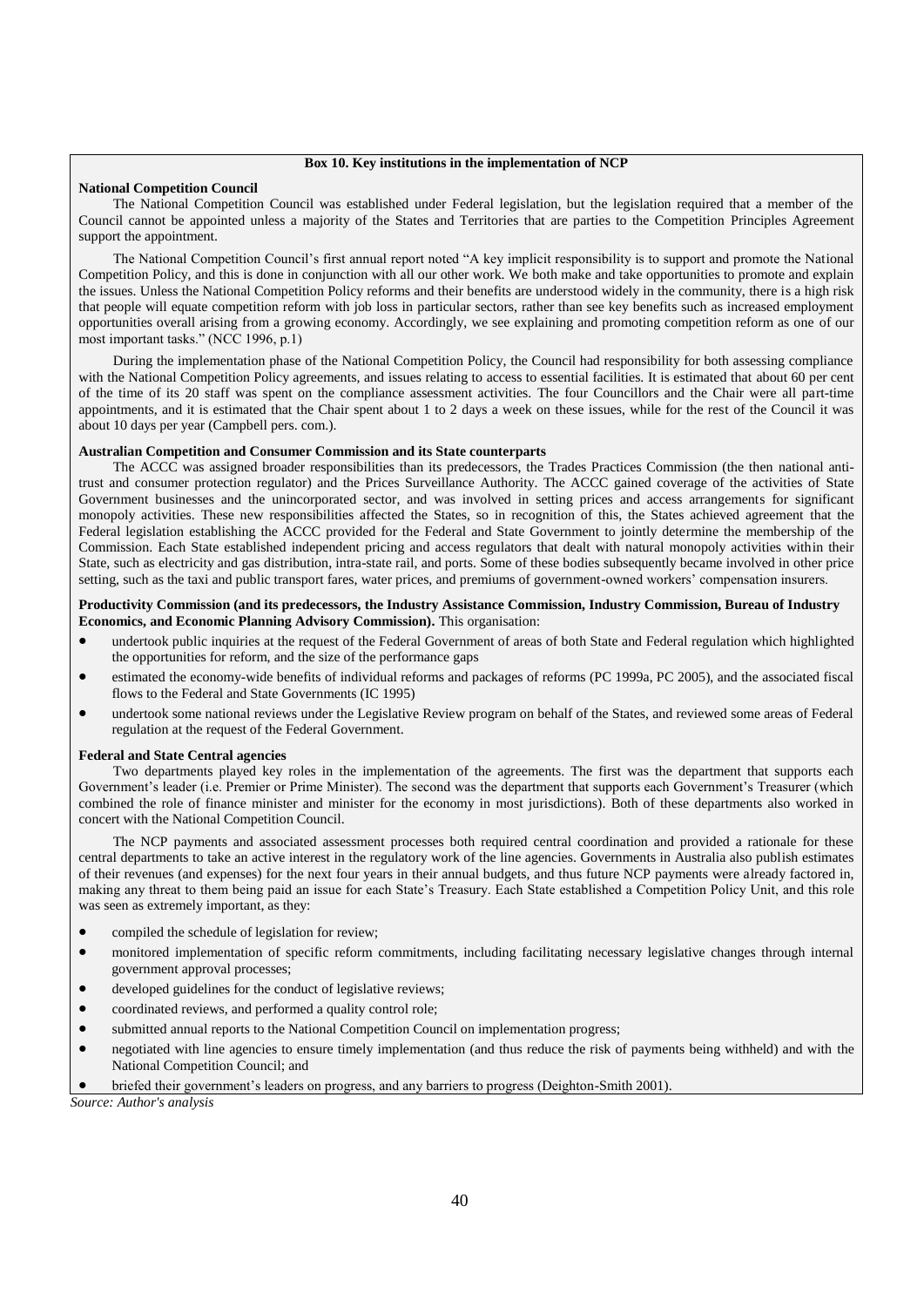**Box 10. Key institutions in the implementation of NCP**

**National Competition Council**

The National Competition Council was established under Federal legislation, but the legislation required that a member of the Council cannot be appointed unless a majority of the States and Territories that are parties to the Competition Principles Agreement support the appointment.

The National Competition Council's first annual report noted "A key implicit responsibility is to support and promote the National Competition Policy, and this is done in conjunction with all our other work. We both make and take opportunities to promote and explain the issues. Unless the National Competition Policy reforms and their benefits are understood widely in the community, there is a high risk that people will equate competition reform with job loss in particular sectors, rather than see key benefits such as increased employment opportunities overall arising from a growing economy. Accordingly, we see explaining and promoting competition reform as one of our most important tasks." (NCC 1996, p.1)

During the implementation phase of the National Competition Policy, the Council had responsibility for both assessing compliance with the National Competition Policy agreements, and issues relating to access to essential facilities. It is estimated that about 60 per cent of the time of its 20 staff was spent on the compliance assessment activities. The four Councillors and the Chair were all part-time appointments, and it is estimated that the Chair spent about 1 to 2 days a week on these issues, while for the rest of the Council it was about 10 days per year (Campbell pers. com.).

**Australian Competition and Consumer Commission and its State counterparts**

The ACCC was assigned broader responsibilities than its predecessors, the Trades Practices Commission (the then national anti-trust and consumer protection regulator) and the Prices Surveillance Authority. The ACCC gained coverage of the activities of State Government businesses and the unincorporated sector, and was involved in setting prices and access arrangements for significant monopoly activities. These new responsibilities affected the States, so in recognition of this, the States achieved agreement that the Federal legislation establishing the ACCC provided for the Federal and State Government to jointly determine the membership of the Commission. Each State established independent pricing and access regulators that dealt with natural monopoly activities within their State, such as electricity and gas distribution, intra-state rail, and ports. Some of these bodies subsequently became involved in other price setting, such as the taxi and public transport fares, water prices, and premiums of government-owned workers' compensation insurers.

**Productivity Commission (and its predecessors, the Industry Assistance Commission, Industry Commission, Bureau of Industry Economics, and Economic Planning Advisory Commission).** This organisation:

- undertook public inquiries at the request of the Federal Government of areas of both State and Federal regulation which highlighted the opportunities for reform, and the size of the performance gaps
- estimated the economy-wide benefits of individual reforms and packages of reforms (PC 1999a, PC 2005), and the associated fiscal flows to the Federal and State Governments (IC 1995)
- undertook some national reviews under the Legislative Review program on behalf of the States, and reviewed some areas of Federal regulation at the request of the Federal Government.

**Federal and State Central agencies**

Two departments played key roles in the implementation of the agreements. The first was the department that supports each Government's leader (i.e. Premier or Prime Minister). The second was the department that supports each Government's Treasurer (which combined the role of finance minister and minister for the economy in most jurisdictions). Both of these departments also worked in concert with the National Competition Council.

The NCP payments and associated assessment processes both required central coordination and provided a rationale for these central departments to take an active interest in the regulatory work of the line agencies. Governments in Australia also publish estimates of their revenues (and expenses) for the next four years in their annual budgets, and thus future NCP payments were already factored in, making any threat to them being paid an issue for each State's Treasury. Each State established a Competition Policy Unit, and this role was seen as extremely important, as they:

- compiled the schedule of legislation for review;
- monitored implementation of specific reform commitments, including facilitating necessary legislative changes through internal government approval processes;
- developed guidelines for the conduct of legislative reviews;
- coordinated reviews, and performed a quality control role;
- submitted annual reports to the National Competition Council on implementation progress;
- negotiated with line agencies to ensure timely implementation (and thus reduce the risk of payments being withheld) and with the National Competition Council; and
- briefed their government's leaders on progress, and any barriers to progress (Deighton-Smith 2001).

*Source: Author's analysis*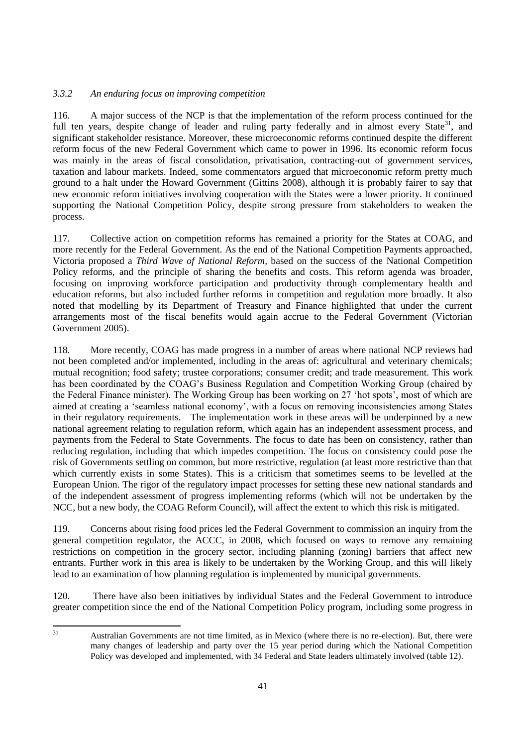### *3.3.2 An enduring focus on improving competition*

116. A major success of the NCP is that the implementation of the reform process continued for the full ten years, despite change of leader and ruling party federally and in almost every State[31], and significant stakeholder resistance. Moreover, these microeconomic reforms continued despite the different reform focus of the new Federal Government which came to power in 1996. Its economic reform focus was mainly in the areas of fiscal consolidation, privatisation, contracting-out of government services, taxation and labour markets. Indeed, some commentators argued that microeconomic reform pretty much ground to a halt under the Howard Government (Gittins 2008), although it is probably fairer to say that new economic reform initiatives involving cooperation with the States were a lower priority. It continued supporting the National Competition Policy, despite strong pressure from stakeholders to weaken the process.

117. Collective action on competition reforms has remained a priority for the States at COAG, and more recently for the Federal Government. As the end of the National Competition Payments approached, Victoria proposed a *Third Wave of National Reform*, based on the success of the National Competition Policy reforms, and the principle of sharing the benefits and costs. This reform agenda was broader, focusing on improving workforce participation and productivity through complementary health and education reforms, but also included further reforms in competition and regulation more broadly. It also noted that modelling by its Department of Treasury and Finance highlighted that under the current arrangements most of the fiscal benefits would again accrue to the Federal Government (Victorian Government 2005).

118. More recently, COAG has made progress in a number of areas where national NCP reviews had not been completed and/or implemented, including in the areas of: agricultural and veterinary chemicals; mutual recognition; food safety; trustee corporations; consumer credit; and trade measurement. This work has been coordinated by the COAG's Business Regulation and Competition Working Group (chaired by the Federal Finance minister). The Working Group has been working on 27 'hot spots', most of which are aimed at creating a 'seamless national economy', with a focus on removing inconsistencies among States in their regulatory requirements. The implementation work in these areas will be underpinned by a new national agreement relating to regulation reform, which again has an independent assessment process, and payments from the Federal to State Governments. The focus to date has been on consistency, rather than reducing regulation, including that which impedes competition. The focus on consistency could pose the risk of Governments settling on common, but more restrictive, regulation (at least more restrictive than that which currently exists in some States). This is a criticism that sometimes seems to be levelled at the European Union. The rigor of the regulatory impact processes for setting these new national standards and of the independent assessment of progress implementing reforms (which will not be undertaken by the NCC, but a new body, the COAG Reform Council), will affect the extent to which this risk is mitigated.

119. Concerns about rising food prices led the Federal Government to commission an inquiry from the general competition regulator, the ACCC, in 2008, which focused on ways to remove any remaining restrictions on competition in the grocery sector, including planning (zoning) barriers that affect new entrants. Further work in this area is likely to be undertaken by the Working Group, and this will likely lead to an examination of how planning regulation is implemented by municipal governments.

120. There have also been initiatives by individual States and the Federal Government to introduce greater competition since the end of the National Competition Policy program, including some progress in

[31] Australian Governments are not time limited, as in Mexico (where there is no re-election). But, there were many changes of leadership and party over the 15 year period during which the National Competition Policy was developed and implemented, with 34 Federal and State leaders ultimately involved (table 12).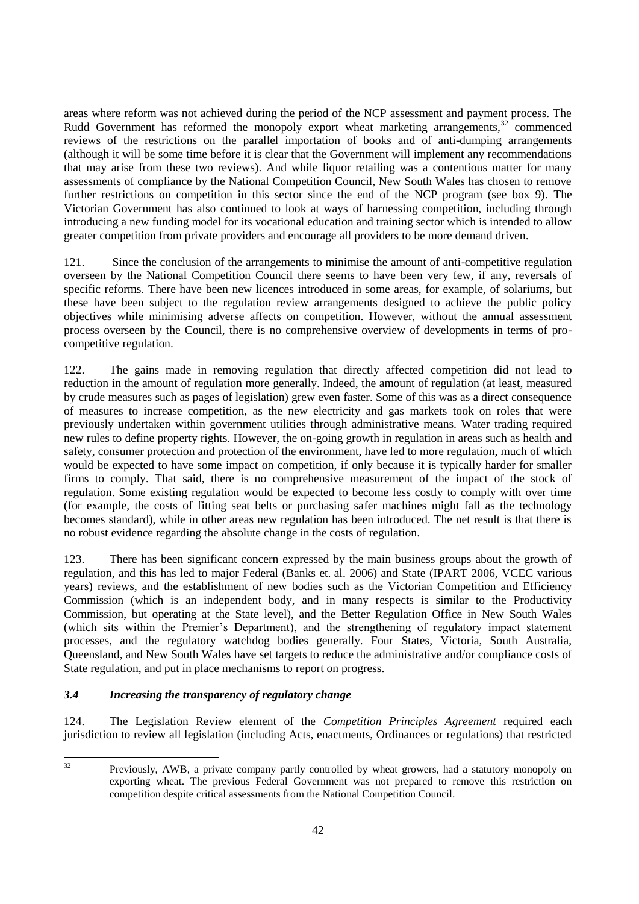areas where reform was not achieved during the period of the NCP assessment and payment process. The Rudd Government has reformed the monopoly export wheat marketing arrangements,[32] commenced reviews of the restrictions on the parallel importation of books and of anti-dumping arrangements (although it will be some time before it is clear that the Government will implement any recommendations that may arise from these two reviews). And while liquor retailing was a contentious matter for many assessments of compliance by the National Competition Council, New South Wales has chosen to remove further restrictions on competition in this sector since the end of the NCP program (see box 9). The Victorian Government has also continued to look at ways of harnessing competition, including through introducing a new funding model for its vocational education and training sector which is intended to allow greater competition from private providers and encourage all providers to be more demand driven.

121. Since the conclusion of the arrangements to minimise the amount of anti-competitive regulation overseen by the National Competition Council there seems to have been very few, if any, reversals of specific reforms. There have been new licences introduced in some areas, for example, of solariums, but these have been subject to the regulation review arrangements designed to achieve the public policy objectives while minimising adverse affects on competition. However, without the annual assessment process overseen by the Council, there is no comprehensive overview of developments in terms of pro-competitive regulation.

122. The gains made in removing regulation that directly affected competition did not lead to reduction in the amount of regulation more generally. Indeed, the amount of regulation (at least, measured by crude measures such as pages of legislation) grew even faster. Some of this was as a direct consequence of measures to increase competition, as the new electricity and gas markets took on roles that were previously undertaken within government utilities through administrative means. Water trading required new rules to define property rights. However, the on-going growth in regulation in areas such as health and safety, consumer protection and protection of the environment, have led to more regulation, much of which would be expected to have some impact on competition, if only because it is typically harder for smaller firms to comply. That said, there is no comprehensive measurement of the impact of the stock of regulation. Some existing regulation would be expected to become less costly to comply with over time (for example, the costs of fitting seat belts or purchasing safer machines might fall as the technology becomes standard), while in other areas new regulation has been introduced. The net result is that there is no robust evidence regarding the absolute change in the costs of regulation.

123. There has been significant concern expressed by the main business groups about the growth of regulation, and this has led to major Federal (Banks et. al. 2006) and State (IPART 2006, VCEC various years) reviews, and the establishment of new bodies such as the Victorian Competition and Efficiency Commission (which is an independent body, and in many respects is similar to the Productivity Commission, but operating at the State level), and the Better Regulation Office in New South Wales (which sits within the Premier's Department), and the strengthening of regulatory impact statement processes, and the regulatory watchdog bodies generally. Four States, Victoria, South Australia, Queensland, and New South Wales have set targets to reduce the administrative and/or compliance costs of State regulation, and put in place mechanisms to report on progress.

### *3.4 Increasing the transparency of regulatory change*

124. The Legislation Review element of the *Competition Principles Agreement* required each jurisdiction to review all legislation (including Acts, enactments, Ordinances or regulations) that restricted

---

[32] Previously, AWB, a private company partly controlled by wheat growers, had a statutory monopoly on exporting wheat. The previous Federal Government was not prepared to remove this restriction on competition despite critical assessments from the National Competition Council.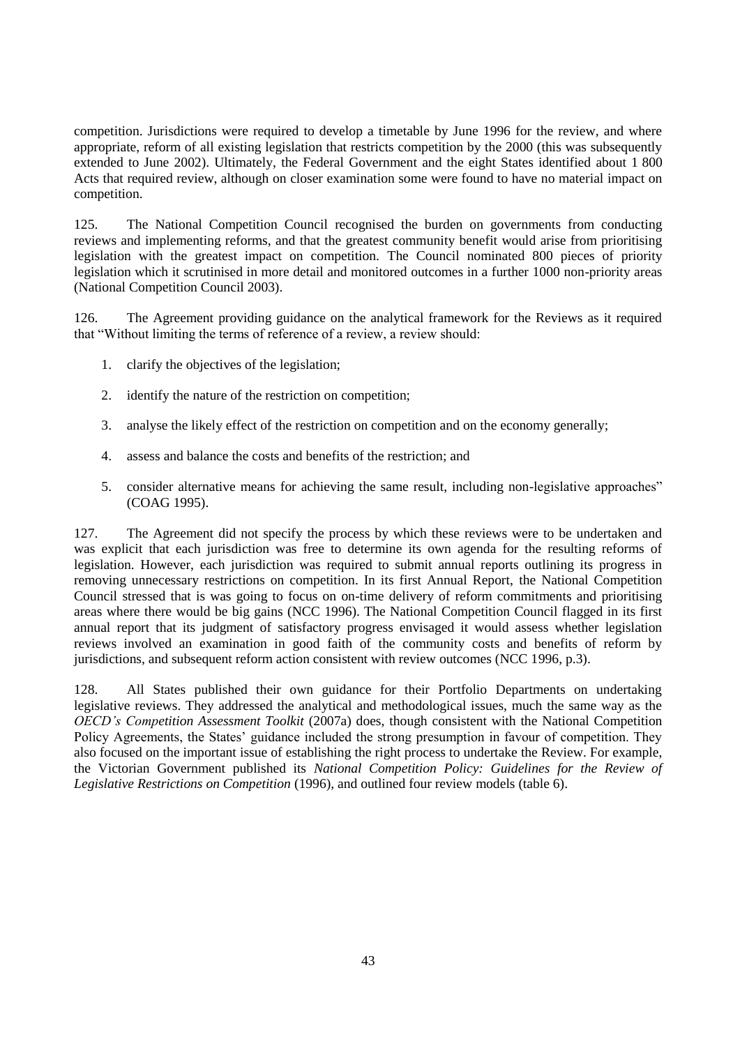competition. Jurisdictions were required to develop a timetable by June 1996 for the review, and where appropriate, reform of all existing legislation that restricts competition by the 2000 (this was subsequently extended to June 2002). Ultimately, the Federal Government and the eight States identified about 1 800 Acts that required review, although on closer examination some were found to have no material impact on competition.

125. The National Competition Council recognised the burden on governments from conducting reviews and implementing reforms, and that the greatest community benefit would arise from prioritising legislation with the greatest impact on competition. The Council nominated 800 pieces of priority legislation which it scrutinised in more detail and monitored outcomes in a further 1000 non-priority areas (National Competition Council 2003).

126. The Agreement providing guidance on the analytical framework for the Reviews as it required that "Without limiting the terms of reference of a review, a review should:

1. clarify the objectives of the legislation;

2. identify the nature of the restriction on competition;

3. analyse the likely effect of the restriction on competition and on the economy generally;

4. assess and balance the costs and benefits of the restriction; and

5. consider alternative means for achieving the same result, including non-legislative approaches" (COAG 1995).

127. The Agreement did not specify the process by which these reviews were to be undertaken and was explicit that each jurisdiction was free to determine its own agenda for the resulting reforms of legislation. However, each jurisdiction was required to submit annual reports outlining its progress in removing unnecessary restrictions on competition. In its first Annual Report, the National Competition Council stressed that is was going to focus on on-time delivery of reform commitments and prioritising areas where there would be big gains (NCC 1996). The National Competition Council flagged in its first annual report that its judgment of satisfactory progress envisaged it would assess whether legislation reviews involved an examination in good faith of the community costs and benefits of reform by jurisdictions, and subsequent reform action consistent with review outcomes (NCC 1996, p.3).

128. All States published their own guidance for their Portfolio Departments on undertaking legislative reviews. They addressed the analytical and methodological issues, much the same way as the *OECD's Competition Assessment Toolkit* (2007a) does, though consistent with the National Competition Policy Agreements, the States' guidance included the strong presumption in favour of competition. They also focused on the important issue of establishing the right process to undertake the Review. For example, the Victorian Government published its *National Competition Policy: Guidelines for the Review of Legislative Restrictions on Competition* (1996), and outlined four review models (table 6).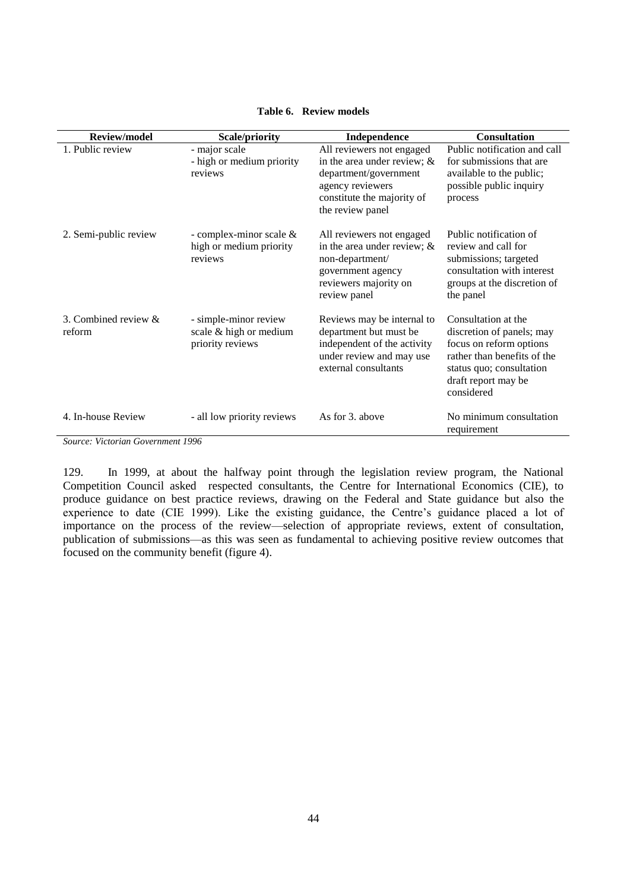**Table 6. Review models**

| Review/model | Scale/priority | Independence | Consultation |
|---|---|---|---|
| 1. Public review | - major scale<br>- high or medium priority reviews | All reviewers not engaged in the area under review; & department/government agency reviewers constitute the majority of the review panel | Public notification and call for submissions that are available to the public; possible public inquiry process |
| 2. Semi-public review | - complex-minor scale & high or medium priority reviews | All reviewers not engaged in the area under review; & non-department/ government agency reviewers majority on review panel | Public notification of review and call for submissions; targeted consultation with interest groups at the discretion of the panel |
| 3. Combined review & reform | - simple-minor review scale & high or medium priority reviews | Reviews may be internal to department but must be independent of the activity under review and may use external consultants | Consultation at the discretion of panels; may focus on reform options rather than benefits of the status quo; consultation draft report may be considered |
| 4. In-house Review | - all low priority reviews | As for 3. above | No minimum consultation requirement |

*Source: Victorian Government 1996*

129. In 1999, at about the halfway point through the legislation review program, the National Competition Council asked respected consultants, the Centre for International Economics (CIE), to produce guidance on best practice reviews, drawing on the Federal and State guidance but also the experience to date (CIE 1999). Like the existing guidance, the Centre's guidance placed a lot of importance on the process of the review—selection of appropriate reviews, extent of consultation, publication of submissions—as this was seen as fundamental to achieving positive review outcomes that focused on the community benefit (figure 4).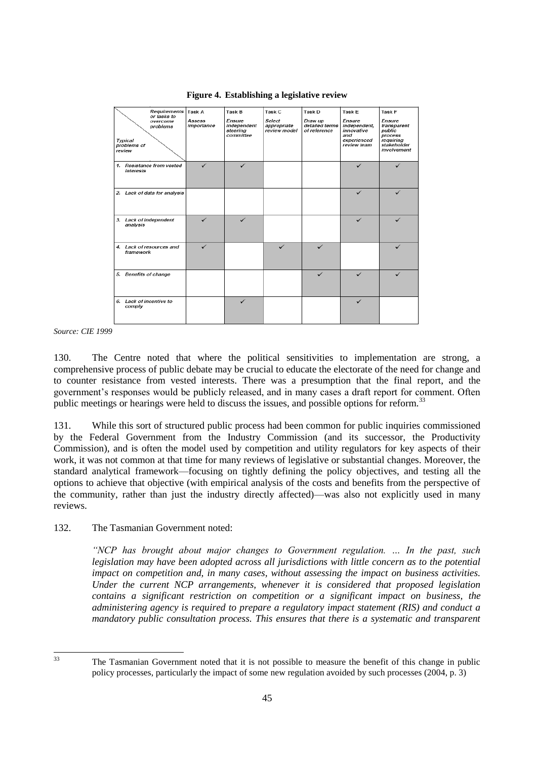**Figure 4. Establishing a legislative review**

| Typical problems of review \ Requirements or tasks to overcome problems | Task A Assess importance | Task B Ensure independent steering committee | Task C Select appropriate review model | Task D Draw up detailed terms of reference | Task E Ensure independent, innovative and experienced review team | Task F Ensure transparent public process requiring stakeholder involvement |
|---|---|---|---|---|---|---|
| 1. Resistance from vested interests | ✓ | ✓ | | | ✓ | ✓ |
| 2. Lack of data for analysis | | | | | ✓ | ✓ |
| 3. Lack of independent analysis | ✓ | ✓ | | | ✓ | ✓ |
| 4. Lack of resources and framework | ✓ | | ✓ | ✓ | | ✓ |
| 5. Benefits of change | | | | ✓ | ✓ | ✓ |
| 6. Lack of incentive to comply | | ✓ | | | ✓ | |

*Source: CIE 1999*

130. The Centre noted that where the political sensitivities to implementation are strong, a comprehensive process of public debate may be crucial to educate the electorate of the need for change and to counter resistance from vested interests. There was a presumption that the final report, and the government's responses would be publicly released, and in many cases a draft report for comment. Often public meetings or hearings were held to discuss the issues, and possible options for reform.[33]

131. While this sort of structured public process had been common for public inquiries commissioned by the Federal Government from the Industry Commission (and its successor, the Productivity Commission), and is often the model used by competition and utility regulators for key aspects of their work, it was not common at that time for many reviews of legislative or substantial changes. Moreover, the standard analytical framework—focusing on tightly defining the policy objectives, and testing all the options to achieve that objective (with empirical analysis of the costs and benefits from the perspective of the community, rather than just the industry directly affected)—was also not explicitly used in many reviews.

132. The Tasmanian Government noted:

> *"NCP has brought about major changes to Government regulation. … In the past, such legislation may have been adopted across all jurisdictions with little concern as to the potential impact on competition and, in many cases, without assessing the impact on business activities. Under the current NCP arrangements, whenever it is considered that proposed legislation contains a significant restriction on competition or a significant impact on business, the administering agency is required to prepare a regulatory impact statement (RIS) and conduct a mandatory public consultation process. This ensures that there is a systematic and transparent*

[33] The Tasmanian Government noted that it is not possible to measure the benefit of this change in public policy processes, particularly the impact of some new regulation avoided by such processes (2004, p. 3)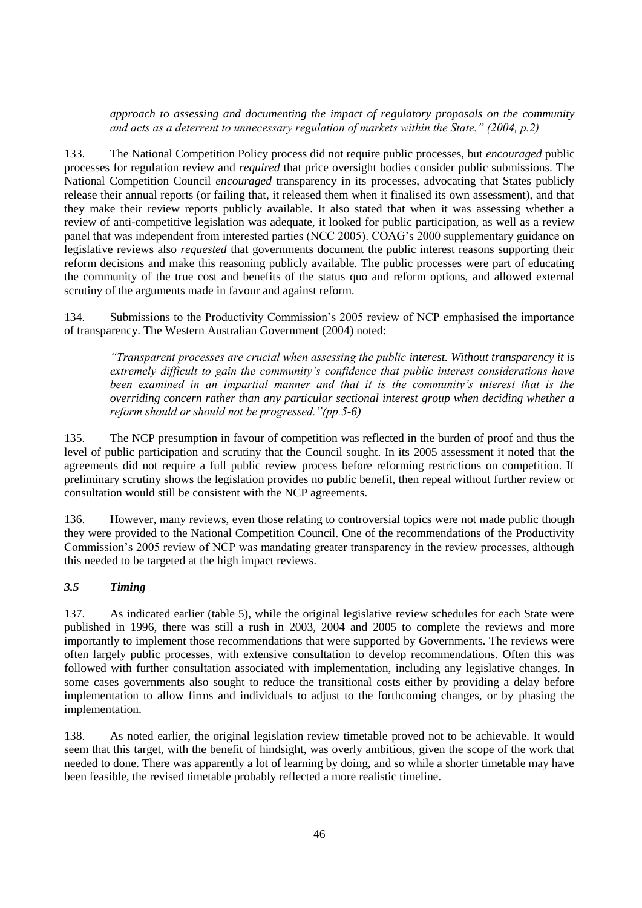*approach to assessing and documenting the impact of regulatory proposals on the community and acts as a deterrent to unnecessary regulation of markets within the State." (2004, p.2)*

133. The National Competition Policy process did not require public processes, but *encouraged* public processes for regulation review and *required* that price oversight bodies consider public submissions. The National Competition Council *encouraged* transparency in its processes, advocating that States publicly release their annual reports (or failing that, it released them when it finalised its own assessment), and that they make their review reports publicly available. It also stated that when it was assessing whether a review of anti-competitive legislation was adequate, it looked for public participation, as well as a review panel that was independent from interested parties (NCC 2005). COAG's 2000 supplementary guidance on legislative reviews also *requested* that governments document the public interest reasons supporting their reform decisions and make this reasoning publicly available. The public processes were part of educating the community of the true cost and benefits of the status quo and reform options, and allowed external scrutiny of the arguments made in favour and against reform.

134. Submissions to the Productivity Commission's 2005 review of NCP emphasised the importance of transparency. The Western Australian Government (2004) noted:

> *"Transparent processes are crucial when assessing the public interest. Without transparency it is extremely difficult to gain the community's confidence that public interest considerations have been examined in an impartial manner and that it is the community's interest that is the overriding concern rather than any particular sectional interest group when deciding whether a reform should or should not be progressed."(pp.5-6)*

135. The NCP presumption in favour of competition was reflected in the burden of proof and thus the level of public participation and scrutiny that the Council sought. In its 2005 assessment it noted that the agreements did not require a full public review process before reforming restrictions on competition. If preliminary scrutiny shows the legislation provides no public benefit, then repeal without further review or consultation would still be consistent with the NCP agreements.

136. However, many reviews, even those relating to controversial topics were not made public though they were provided to the National Competition Council. One of the recommendations of the Productivity Commission's 2005 review of NCP was mandating greater transparency in the review processes, although this needed to be targeted at the high impact reviews.

### *3.5 Timing*

137. As indicated earlier (table 5), while the original legislative review schedules for each State were published in 1996, there was still a rush in 2003, 2004 and 2005 to complete the reviews and more importantly to implement those recommendations that were supported by Governments. The reviews were often largely public processes, with extensive consultation to develop recommendations. Often this was followed with further consultation associated with implementation, including any legislative changes. In some cases governments also sought to reduce the transitional costs either by providing a delay before implementation to allow firms and individuals to adjust to the forthcoming changes, or by phasing the implementation.

138. As noted earlier, the original legislation review timetable proved not to be achievable. It would seem that this target, with the benefit of hindsight, was overly ambitious, given the scope of the work that needed to done. There was apparently a lot of learning by doing, and so while a shorter timetable may have been feasible, the revised timetable probably reflected a more realistic timeline.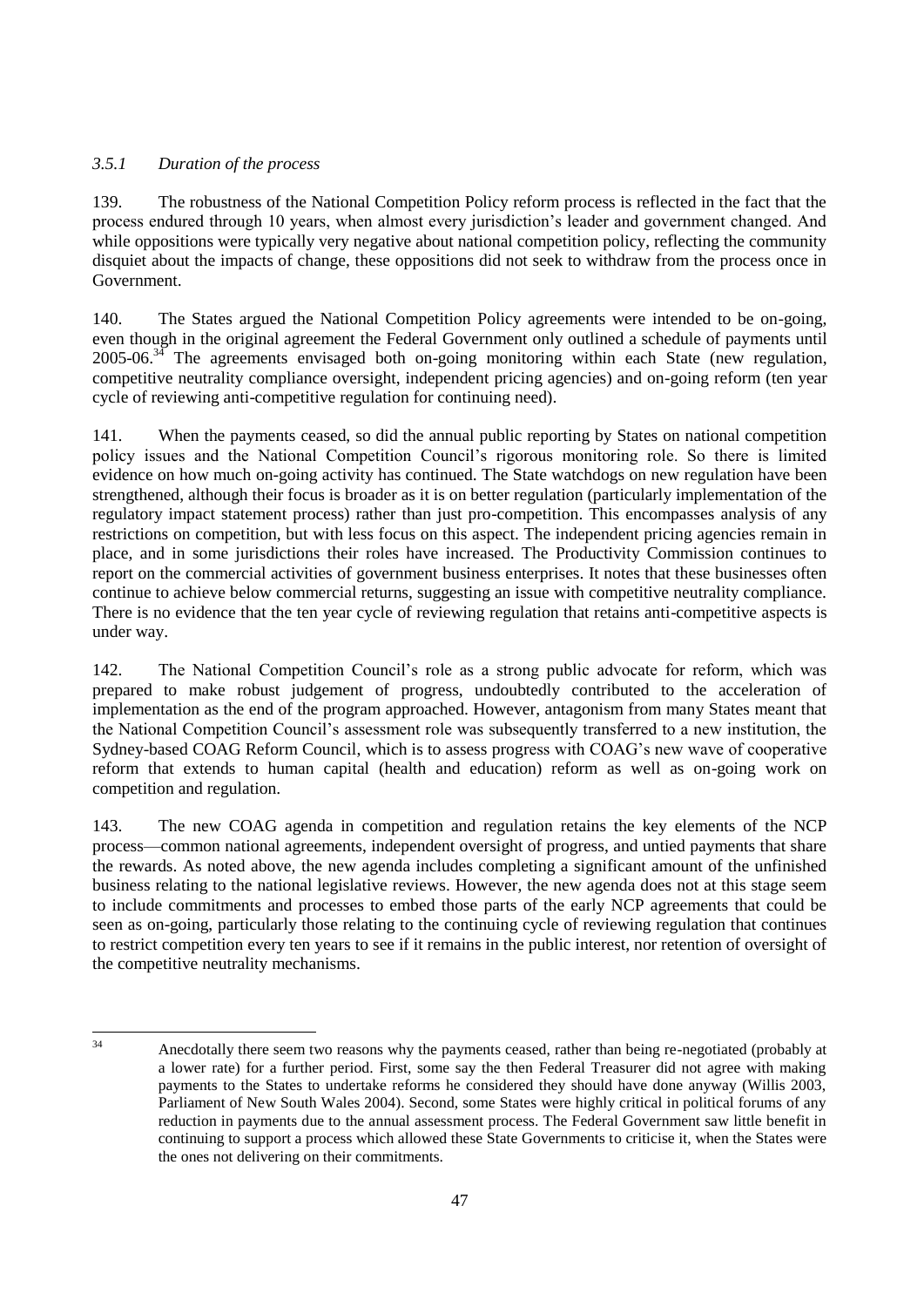### *3.5.1 Duration of the process*

139. The robustness of the National Competition Policy reform process is reflected in the fact that the process endured through 10 years, when almost every jurisdiction's leader and government changed. And while oppositions were typically very negative about national competition policy, reflecting the community disquiet about the impacts of change, these oppositions did not seek to withdraw from the process once in Government.

140. The States argued the National Competition Policy agreements were intended to be on-going, even though in the original agreement the Federal Government only outlined a schedule of payments until 2005-06.[34] The agreements envisaged both on-going monitoring within each State (new regulation, competitive neutrality compliance oversight, independent pricing agencies) and on-going reform (ten year cycle of reviewing anti-competitive regulation for continuing need).

141. When the payments ceased, so did the annual public reporting by States on national competition policy issues and the National Competition Council's rigorous monitoring role. So there is limited evidence on how much on-going activity has continued. The State watchdogs on new regulation have been strengthened, although their focus is broader as it is on better regulation (particularly implementation of the regulatory impact statement process) rather than just pro-competition. This encompasses analysis of any restrictions on competition, but with less focus on this aspect. The independent pricing agencies remain in place, and in some jurisdictions their roles have increased. The Productivity Commission continues to report on the commercial activities of government business enterprises. It notes that these businesses often continue to achieve below commercial returns, suggesting an issue with competitive neutrality compliance. There is no evidence that the ten year cycle of reviewing regulation that retains anti-competitive aspects is under way.

142. The National Competition Council's role as a strong public advocate for reform, which was prepared to make robust judgement of progress, undoubtedly contributed to the acceleration of implementation as the end of the program approached. However, antagonism from many States meant that the National Competition Council's assessment role was subsequently transferred to a new institution, the Sydney-based COAG Reform Council, which is to assess progress with COAG's new wave of cooperative reform that extends to human capital (health and education) reform as well as on-going work on competition and regulation.

143. The new COAG agenda in competition and regulation retains the key elements of the NCP process—common national agreements, independent oversight of progress, and untied payments that share the rewards. As noted above, the new agenda includes completing a significant amount of the unfinished business relating to the national legislative reviews. However, the new agenda does not at this stage seem to include commitments and processes to embed those parts of the early NCP agreements that could be seen as on-going, particularly those relating to the continuing cycle of reviewing regulation that continues to restrict competition every ten years to see if it remains in the public interest, nor retention of oversight of the competitive neutrality mechanisms.

---

[34] Anecdotally there seem two reasons why the payments ceased, rather than being re-negotiated (probably at a lower rate) for a further period. First, some say the then Federal Treasurer did not agree with making payments to the States to undertake reforms he considered they should have done anyway (Willis 2003, Parliament of New South Wales 2004). Second, some States were highly critical in political forums of any reduction in payments due to the annual assessment process. The Federal Government saw little benefit in continuing to support a process which allowed these State Governments to criticise it, when the States were the ones not delivering on their commitments.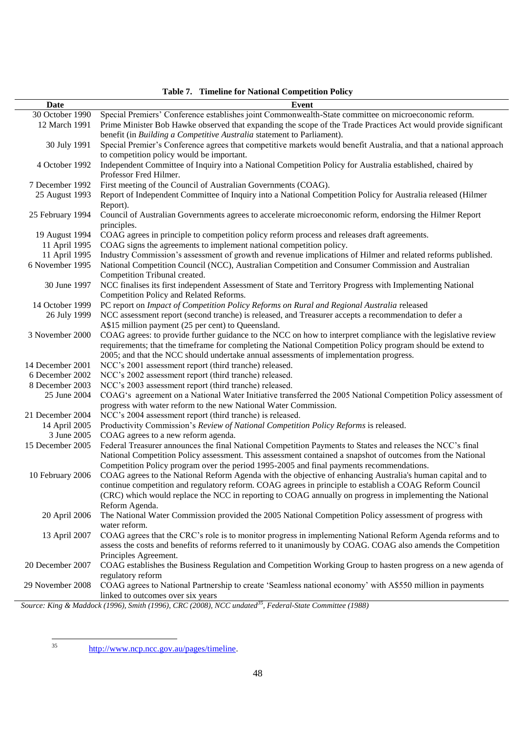**Table 7. Timeline for National Competition Policy**

| Date | Event |
|---|---|
| 30 October 1990 | Special Premiers' Conference establishes joint Commonwealth-State committee on microeconomic reform. |
| 12 March 1991 | Prime Minister Bob Hawke observed that expanding the scope of the Trade Practices Act would provide significant benefit (in *Building a Competitive Australia* statement to Parliament). |
| 30 July 1991 | Special Premier's Conference agrees that competitive markets would benefit Australia, and that a national approach to competition policy would be important. |
| 4 October 1992 | Independent Committee of Inquiry into a National Competition Policy for Australia established, chaired by Professor Fred Hilmer. |
| 7 December 1992 | First meeting of the Council of Australian Governments (COAG). |
| 25 August 1993 | Report of Independent Committee of Inquiry into a National Competition Policy for Australia released (Hilmer Report). |
| 25 February 1994 | Council of Australian Governments agrees to accelerate microeconomic reform, endorsing the Hilmer Report principles. |
| 19 August 1994 | COAG agrees in principle to competition policy reform process and releases draft agreements. |
| 11 April 1995 | COAG signs the agreements to implement national competition policy. |
| 11 April 1995 | Industry Commission's assessment of growth and revenue implications of Hilmer and related reforms published. |
| 6 November 1995 | National Competition Council (NCC), Australian Competition and Consumer Commission and Australian Competition Tribunal created. |
| 30 June 1997 | NCC finalises its first independent Assessment of State and Territory Progress with Implementing National Competition Policy and Related Reforms. |
| 14 October 1999 | PC report on *Impact of Competition Policy Reforms on Rural and Regional Australia* released |
| 26 July 1999 | NCC assessment report (second tranche) is released, and Treasurer accepts a recommendation to defer a A$15 million payment (25 per cent) to Queensland. |
| 3 November 2000 | COAG agrees: to provide further guidance to the NCC on how to interpret compliance with the legislative review requirements; that the timeframe for completing the National Competition Policy program should be extend to 2005; and that the NCC should undertake annual assessments of implementation progress. |
| 14 December 2001 | NCC's 2001 assessment report (third tranche) released. |
| 6 December 2002 | NCC's 2002 assessment report (third tranche) released. |
| 8 December 2003 | NCC's 2003 assessment report (third tranche) released. |
| 25 June 2004 | COAG's agreement on a National Water Initiative transferred the 2005 National Competition Policy assessment of progress with water reform to the new National Water Commission. |
| 21 December 2004 | NCC's 2004 assessment report (third tranche) is released. |
| 14 April 2005 | Productivity Commission's *Review of National Competition Policy Reforms* is released. |
| 3 June 2005 | COAG agrees to a new reform agenda. |
| 15 December 2005 | Federal Treasurer announces the final National Competition Payments to States and releases the NCC's final National Competition Policy assessment. This assessment contained a snapshot of outcomes from the National Competition Policy program over the period 1995-2005 and final payments recommendations. |
| 10 February 2006 | COAG agrees to the National Reform Agenda with the objective of enhancing Australia's human capital and to continue competition and regulatory reform. COAG agrees in principle to establish a COAG Reform Council (CRC) which would replace the NCC in reporting to COAG annually on progress in implementing the National Reform Agenda. |
| 20 April 2006 | The National Water Commission provided the 2005 National Competition Policy assessment of progress with water reform. |
| 13 April 2007 | COAG agrees that the CRC's role is to monitor progress in implementing National Reform Agenda reforms and to assess the costs and benefits of reforms referred to it unanimously by COAG. COAG also amends the Competition Principles Agreement. |
| 20 December 2007 | COAG establishes the Business Regulation and Competition Working Group to hasten progress on a new agenda of regulatory reform |
| 29 November 2008 | COAG agrees to National Partnership to create 'Seamless national economy' with A$550 million in payments linked to outcomes over six years |

*Source: King & Maddock (1996), Smith (1996), CRC (2008), NCC undated[35], Federal-State Committee (1988)*

[35] http://www.ncp.ncc.gov.au/pages/timeline.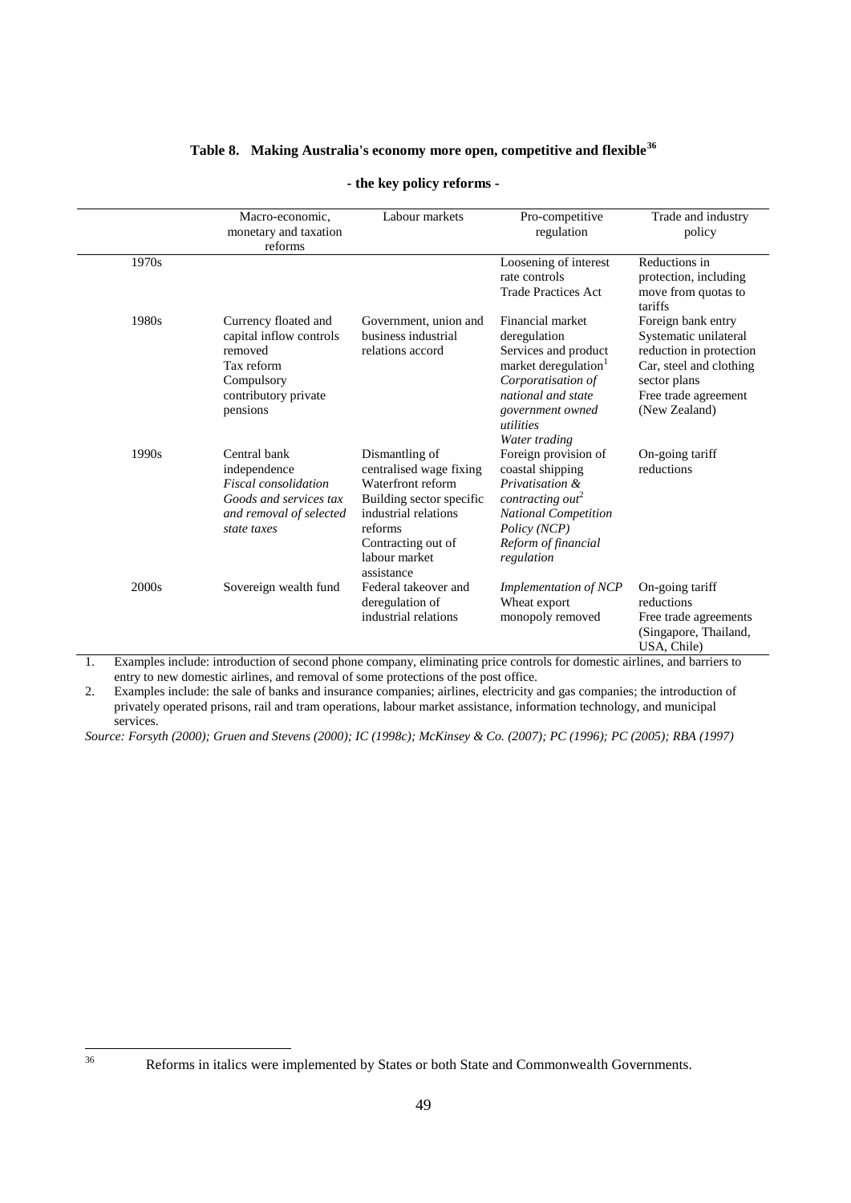### Table 8. Making Australia's economy more open, competitive and flexible[36]

**- the key policy reforms -**

| | Macro-economic, monetary and taxation reforms | Labour markets | Pro-competitive regulation | Trade and industry policy |
|---|---|---|---|---|
| 1970s | | | Loosening of interest rate controls<br>Trade Practices Act | Reductions in protection, including move from quotas to tariffs |
| 1980s | Currency floated and capital inflow controls removed<br>Tax reform<br>Compulsory contributory private pensions | Government, union and business industrial relations accord | Financial market deregulation<br>Services and product market deregulation[1]<br>*Corporatisation of national and state government owned utilities*<br>*Water trading* | Foreign bank entry<br>Systematic unilateral reduction in protection<br>Car, steel and clothing sector plans<br>Free trade agreement (New Zealand) |
| 1990s | Central bank independence<br>*Fiscal consolidation*<br>*Goods and services tax and removal of selected state taxes* | Dismantling of centralised wage fixing<br>Waterfront reform<br>Building sector specific industrial relations reforms<br>Contracting out of labour market assistance | Foreign provision of coastal shipping<br>*Privatisation & contracting out*[2]<br>*National Competition Policy (NCP)*<br>*Reform of financial regulation* | On-going tariff reductions |
| 2000s | Sovereign wealth fund | Federal takeover and deregulation of industrial relations | *Implementation of NCP*<br>Wheat export monopoly removed | On-going tariff reductions<br>Free trade agreements (Singapore, Thailand, USA, Chile) |

1. Examples include: introduction of second phone company, eliminating price controls for domestic airlines, and barriers to entry to new domestic airlines, and removal of some protections of the post office.
2. Examples include: the sale of banks and insurance companies; airlines, electricity and gas companies; the introduction of privately operated prisons, rail and tram operations, labour market assistance, information technology, and municipal services.

*Source: Forsyth (2000); Gruen and Stevens (2000); IC (1998c); McKinsey & Co. (2007); PC (1996); PC (2005); RBA (1997)*

36 Reforms in italics were implemented by States or both State and Commonwealth Governments.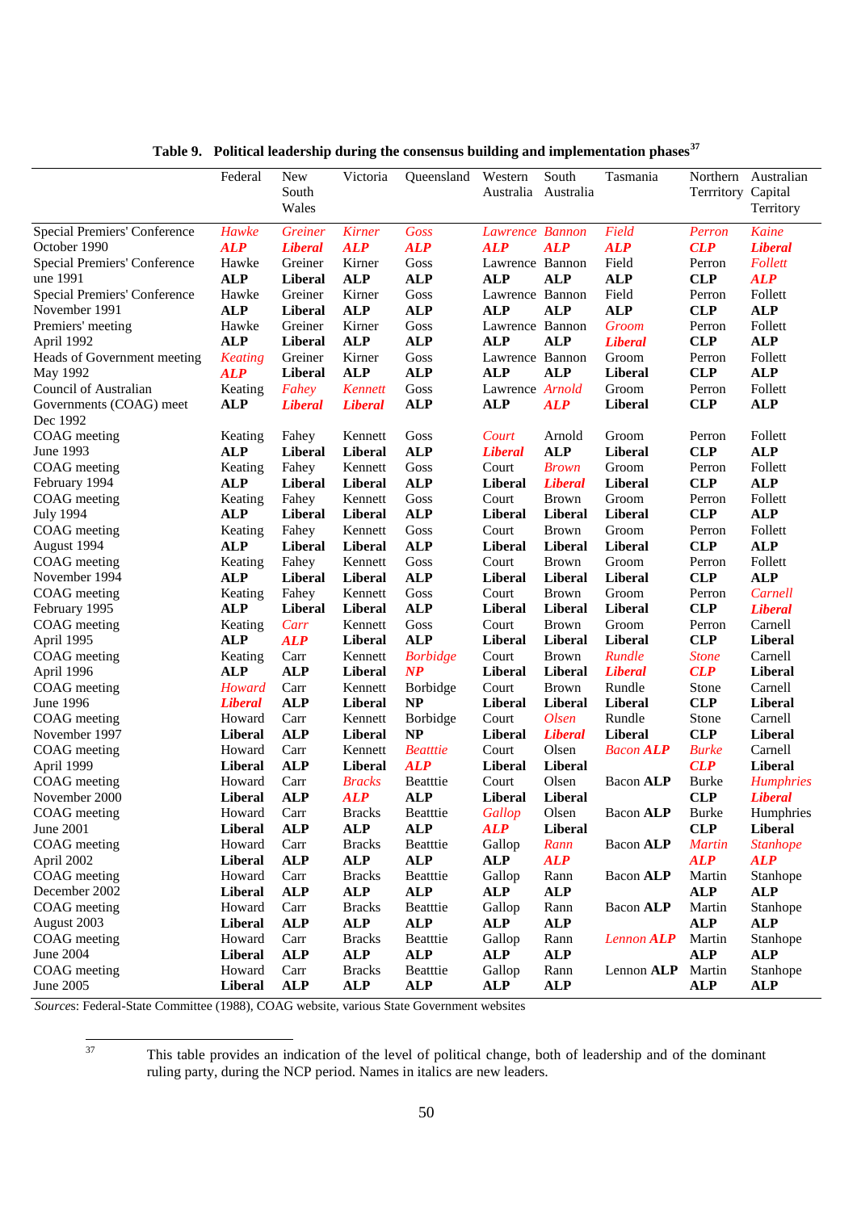**Table 9. Political leadership during the consensus building and implementation phases**[37]

| | Federal | New South Wales | Victoria | Queensland | Western Australia | South Australia | Tasmania | Northern Terrritory | Australian Capital Territory |
|---|---|---|---|---|---|---|---|---|---|
| Special Premiers' Conference October 1990 | *Hawke* ***ALP*** | *Greiner* ***Liberal*** | *Kirner* ***ALP*** | *Goss* ***ALP*** | *Lawrence* ***ALP*** | *Bannon* ***ALP*** | *Field* ***ALP*** | *Perron* ***CLP*** | *Kaine* ***Liberal*** |
| Special Premiers' Conference une 1991 | Hawke **ALP** | Greiner **Liberal** | Kirner **ALP** | Goss **ALP** | Lawrence **ALP** | Bannon **ALP** | Field **ALP** | Perron **CLP** | *Follett* ***ALP*** |
| Special Premiers' Conference November 1991 | Hawke **ALP** | Greiner **Liberal** | Kirner **ALP** | Goss **ALP** | Lawrence **ALP** | Bannon **ALP** | Field **ALP** | Perron **CLP** | Follett **ALP** |
| Premiers' meeting April 1992 | Hawke **ALP** | Greiner **Liberal** | Kirner **ALP** | Goss **ALP** | Lawrence **ALP** | Bannon **ALP** | *Groom* ***Liberal*** | Perron **CLP** | Follett **ALP** |
| Heads of Government meeting May 1992 | *Keating* ***ALP*** | Greiner **Liberal** | Kirner **ALP** | Goss **ALP** | Lawrence **ALP** | Bannon **ALP** | Groom **Liberal** | Perron **CLP** | Follett **ALP** |
| Council of Australian Governments (COAG) meet Dec 1992 | Keating **ALP** | *Fahey* ***Liberal*** | *Kennett* ***Liberal*** | Goss **ALP** | Lawrence **ALP** | *Arnold* ***ALP*** | Groom **Liberal** | Perron **CLP** | Follett **ALP** |
| COAG meeting June 1993 | Keating **ALP** | Fahey **Liberal** | Kennett **Liberal** | Goss **ALP** | *Court* ***Liberal*** | Arnold **ALP** | Groom **Liberal** | Perron **CLP** | Follett **ALP** |
| COAG meeting February 1994 | Keating **ALP** | Fahey **Liberal** | Kennett **Liberal** | Goss **ALP** | Court **Liberal** | *Brown* ***Liberal*** | Groom **Liberal** | Perron **CLP** | Follett **ALP** |
| COAG meeting July 1994 | Keating **ALP** | Fahey **Liberal** | Kennett **Liberal** | Goss **ALP** | Court **Liberal** | Brown **Liberal** | Groom **Liberal** | Perron **CLP** | Follett **ALP** |
| COAG meeting August 1994 | Keating **ALP** | Fahey **Liberal** | Kennett **Liberal** | Goss **ALP** | Court **Liberal** | Brown **Liberal** | Groom **Liberal** | Perron **CLP** | Follett **ALP** |
| COAG meeting November 1994 | Keating **ALP** | Fahey **Liberal** | Kennett **Liberal** | Goss **ALP** | Court **Liberal** | Brown **Liberal** | Groom **Liberal** | Perron **CLP** | Follett **ALP** |
| COAG meeting February 1995 | Keating **ALP** | Fahey **Liberal** | Kennett **Liberal** | Goss **ALP** | Court **Liberal** | Brown **Liberal** | Groom **Liberal** | Perron **CLP** | *Carnell* ***Liberal*** |
| COAG meeting April 1995 | Keating **ALP** | *Carr* ***ALP*** | Kennett **Liberal** | Goss **ALP** | Court **Liberal** | Brown **Liberal** | Groom **Liberal** | Perron **CLP** | Carnell **Liberal** |
| COAG meeting April 1996 | Keating **ALP** | Carr **ALP** | Kennett **Liberal** | *Borbidge* ***NP*** | Court **Liberal** | Brown **Liberal** | *Rundle* ***Liberal*** | *Stone* ***CLP*** | Carnell **Liberal** |
| COAG meeting June 1996 | *Howard* ***Liberal*** | Carr **ALP** | Kennett **Liberal** | Borbidge **NP** | Court **Liberal** | Brown **Liberal** | Rundle **Liberal** | Stone **CLP** | Carnell **Liberal** |
| COAG meeting November 1997 | Howard **Liberal** | Carr **ALP** | Kennett **Liberal** | Borbidge **NP** | Court **Liberal** | *Olsen* ***Liberal*** | Rundle **Liberal** | Stone **CLP** | Carnell **Liberal** |
| COAG meeting April 1999 | Howard **Liberal** | Carr **ALP** | Kennett **Liberal** | *Beatttie* ***ALP*** | Court **Liberal** | Olsen **Liberal** | *Bacon ALP* | *Burke* ***CLP*** | Carnell **Liberal** |
| COAG meeting November 2000 | Howard **Liberal** | Carr **ALP** | *Bracks* ***ALP*** | Beatttie **ALP** | Court **Liberal** | Olsen **Liberal** | Bacon **ALP** | Burke **CLP** | *Humphries* ***Liberal*** |
| COAG meeting June 2001 | Howard **Liberal** | Carr **ALP** | Bracks **ALP** | Beatttie **ALP** | *Gallop* ***ALP*** | Olsen **Liberal** | Bacon **ALP** | Burke **CLP** | Humphries **Liberal** |
| COAG meeting April 2002 | Howard **Liberal** | Carr **ALP** | Bracks **ALP** | Beatttie **ALP** | Gallop **ALP** | *Rann* ***ALP*** | Bacon **ALP** | *Martin* ***ALP*** | *Stanhope* ***ALP*** |
| COAG meeting December 2002 | Howard **Liberal** | Carr **ALP** | Bracks **ALP** | Beatttie **ALP** | Gallop **ALP** | Rann **ALP** | Bacon **ALP** | Martin **ALP** | Stanhope **ALP** |
| COAG meeting August 2003 | Howard **Liberal** | Carr **ALP** | Bracks **ALP** | Beatttie **ALP** | Gallop **ALP** | Rann **ALP** | Bacon **ALP** | Martin **ALP** | Stanhope **ALP** |
| COAG meeting June 2004 | Howard **Liberal** | Carr **ALP** | Bracks **ALP** | Beatttie **ALP** | Gallop **ALP** | Rann **ALP** | *Lennon ALP* | Martin **ALP** | Stanhope **ALP** |
| COAG meeting June 2005 | Howard **Liberal** | Carr **ALP** | Bracks **ALP** | Beatttie **ALP** | Gallop **ALP** | Rann **ALP** | Lennon **ALP** | Martin **ALP** | Stanhope **ALP** |

*Sources*: Federal-State Committee (1988), COAG website, various State Government websites

[37] This table provides an indication of the level of political change, both of leadership and of the dominant ruling party, during the NCP period. Names in italics are new leaders.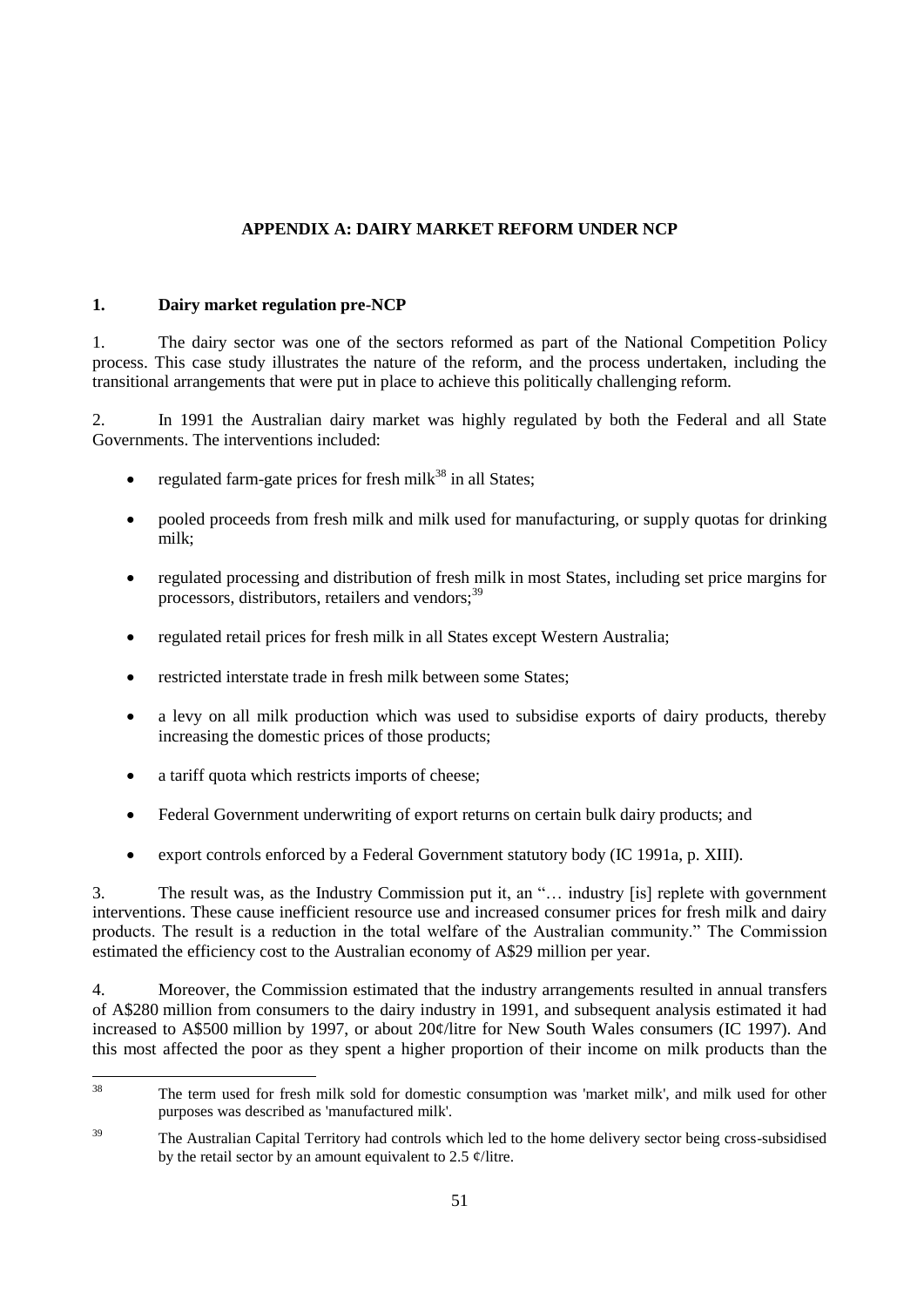# APPENDIX A: DAIRY MARKET REFORM UNDER NCP

## 1. Dairy market regulation pre-NCP

1. The dairy sector was one of the sectors reformed as part of the National Competition Policy process. This case study illustrates the nature of the reform, and the process undertaken, including the transitional arrangements that were put in place to achieve this politically challenging reform.

2. In 1991 the Australian dairy market was highly regulated by both the Federal and all State Governments. The interventions included:

- regulated farm-gate prices for fresh milk[38] in all States;
- pooled proceeds from fresh milk and milk used for manufacturing, or supply quotas for drinking milk;
- regulated processing and distribution of fresh milk in most States, including set price margins for processors, distributors, retailers and vendors;[39]
- regulated retail prices for fresh milk in all States except Western Australia;
- restricted interstate trade in fresh milk between some States;
- a levy on all milk production which was used to subsidise exports of dairy products, thereby increasing the domestic prices of those products;
- a tariff quota which restricts imports of cheese;
- Federal Government underwriting of export returns on certain bulk dairy products; and
- export controls enforced by a Federal Government statutory body (IC 1991a, p. XIII).

3. The result was, as the Industry Commission put it, an "… industry [is] replete with government interventions. These cause inefficient resource use and increased consumer prices for fresh milk and dairy products. The result is a reduction in the total welfare of the Australian community." The Commission estimated the efficiency cost to the Australian economy of A$29 million per year.

4. Moreover, the Commission estimated that the industry arrangements resulted in annual transfers of A$280 million from consumers to the dairy industry in 1991, and subsequent analysis estimated it had increased to A$500 million by 1997, or about 20¢/litre for New South Wales consumers (IC 1997). And this most affected the poor as they spent a higher proportion of their income on milk products than the

---

[38] The term used for fresh milk sold for domestic consumption was 'market milk', and milk used for other purposes was described as 'manufactured milk'.

[39] The Australian Capital Territory had controls which led to the home delivery sector being cross-subsidised by the retail sector by an amount equivalent to 2.5 ¢/litre.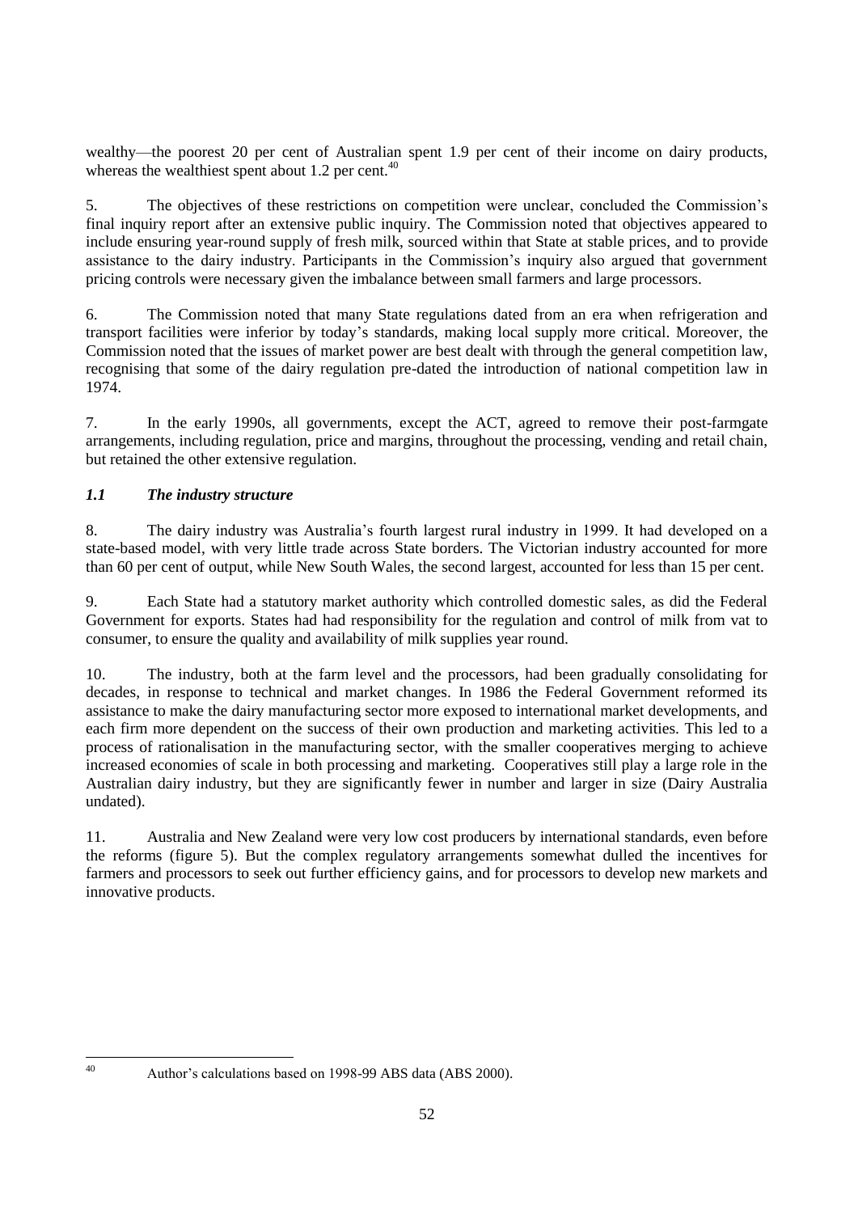wealthy—the poorest 20 per cent of Australian spent 1.9 per cent of their income on dairy products, whereas the wealthiest spent about 1.2 per cent.[40]

5. The objectives of these restrictions on competition were unclear, concluded the Commission's final inquiry report after an extensive public inquiry. The Commission noted that objectives appeared to include ensuring year-round supply of fresh milk, sourced within that State at stable prices, and to provide assistance to the dairy industry. Participants in the Commission's inquiry also argued that government pricing controls were necessary given the imbalance between small farmers and large processors.

6. The Commission noted that many State regulations dated from an era when refrigeration and transport facilities were inferior by today's standards, making local supply more critical. Moreover, the Commission noted that the issues of market power are best dealt with through the general competition law, recognising that some of the dairy regulation pre-dated the introduction of national competition law in 1974.

7. In the early 1990s, all governments, except the ACT, agreed to remove their post-farmgate arrangements, including regulation, price and margins, throughout the processing, vending and retail chain, but retained the other extensive regulation.

### *1.1 The industry structure*

8. The dairy industry was Australia's fourth largest rural industry in 1999. It had developed on a state-based model, with very little trade across State borders. The Victorian industry accounted for more than 60 per cent of output, while New South Wales, the second largest, accounted for less than 15 per cent.

9. Each State had a statutory market authority which controlled domestic sales, as did the Federal Government for exports. States had had responsibility for the regulation and control of milk from vat to consumer, to ensure the quality and availability of milk supplies year round.

10. The industry, both at the farm level and the processors, had been gradually consolidating for decades, in response to technical and market changes. In 1986 the Federal Government reformed its assistance to make the dairy manufacturing sector more exposed to international market developments, and each firm more dependent on the success of their own production and marketing activities. This led to a process of rationalisation in the manufacturing sector, with the smaller cooperatives merging to achieve increased economies of scale in both processing and marketing. Cooperatives still play a large role in the Australian dairy industry, but they are significantly fewer in number and larger in size (Dairy Australia undated).

11. Australia and New Zealand were very low cost producers by international standards, even before the reforms (figure 5). But the complex regulatory arrangements somewhat dulled the incentives for farmers and processors to seek out further efficiency gains, and for processors to develop new markets and innovative products.

---

[40] Author's calculations based on 1998-99 ABS data (ABS 2000).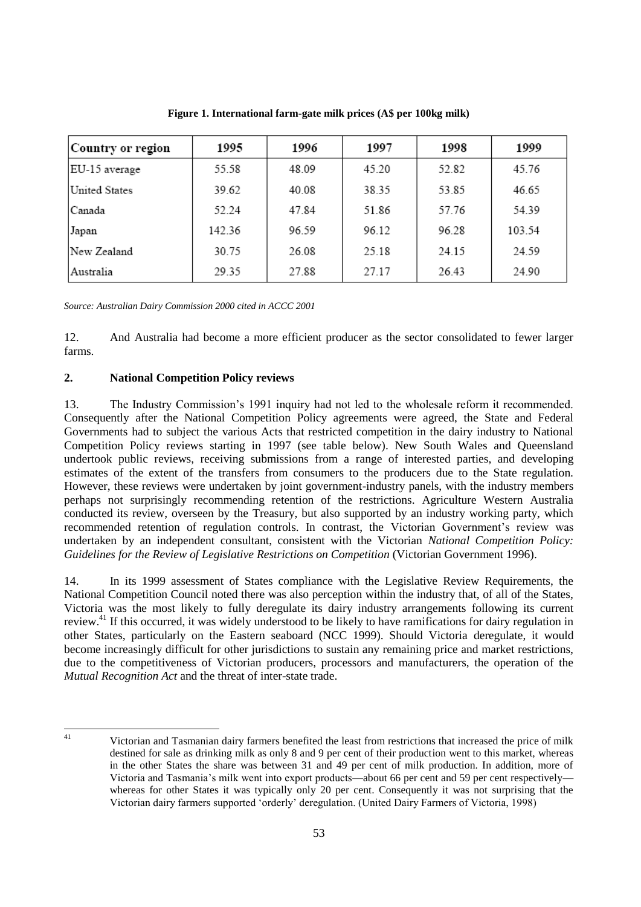**Figure 1. International farm-gate milk prices (A$ per 100kg milk)**

| Country or region | 1995 | 1996 | 1997 | 1998 | 1999 |
|---|---|---|---|---|---|
| EU-15 average | 55.58 | 48.09 | 45.20 | 52.82 | 45.76 |
| United States | 39.62 | 40.08 | 38.35 | 53.85 | 46.65 |
| Canada | 52.24 | 47.84 | 51.86 | 57.76 | 54.39 |
| Japan | 142.36 | 96.59 | 96.12 | 96.28 | 103.54 |
| New Zealand | 30.75 | 26.08 | 25.18 | 24.15 | 24.59 |
| Australia | 29.35 | 27.88 | 27.17 | 26.43 | 24.90 |

*Source: Australian Dairy Commission 2000 cited in ACCC 2001*

12. And Australia had become a more efficient producer as the sector consolidated to fewer larger farms.

## 2. National Competition Policy reviews

13. The Industry Commission's 1991 inquiry had not led to the wholesale reform it recommended. Consequently after the National Competition Policy agreements were agreed, the State and Federal Governments had to subject the various Acts that restricted competition in the dairy industry to National Competition Policy reviews starting in 1997 (see table below). New South Wales and Queensland undertook public reviews, receiving submissions from a range of interested parties, and developing estimates of the extent of the transfers from consumers to the producers due to the State regulation. However, these reviews were undertaken by joint government-industry panels, with the industry members perhaps not surprisingly recommending retention of the restrictions. Agriculture Western Australia conducted its review, overseen by the Treasury, but also supported by an industry working party, which recommended retention of regulation controls. In contrast, the Victorian Government's review was undertaken by an independent consultant, consistent with the Victorian *National Competition Policy: Guidelines for the Review of Legislative Restrictions on Competition* (Victorian Government 1996).

14. In its 1999 assessment of States compliance with the Legislative Review Requirements, the National Competition Council noted there was also perception within the industry that, of all of the States, Victoria was the most likely to fully deregulate its dairy industry arrangements following its current review.[41] If this occurred, it was widely understood to be likely to have ramifications for dairy regulation in other States, particularly on the Eastern seaboard (NCC 1999). Should Victoria deregulate, it would become increasingly difficult for other jurisdictions to sustain any remaining price and market restrictions, due to the competitiveness of Victorian producers, processors and manufacturers, the operation of the *Mutual Recognition Act* and the threat of inter-state trade.

---

[41] Victorian and Tasmanian dairy farmers benefited the least from restrictions that increased the price of milk destined for sale as drinking milk as only 8 and 9 per cent of their production went to this market, whereas in the other States the share was between 31 and 49 per cent of milk production. In addition, more of Victoria and Tasmania's milk went into export products—about 66 per cent and 59 per cent respectively—whereas for other States it was typically only 20 per cent. Consequently it was not surprising that the Victorian dairy farmers supported 'orderly' deregulation. (United Dairy Farmers of Victoria, 1998)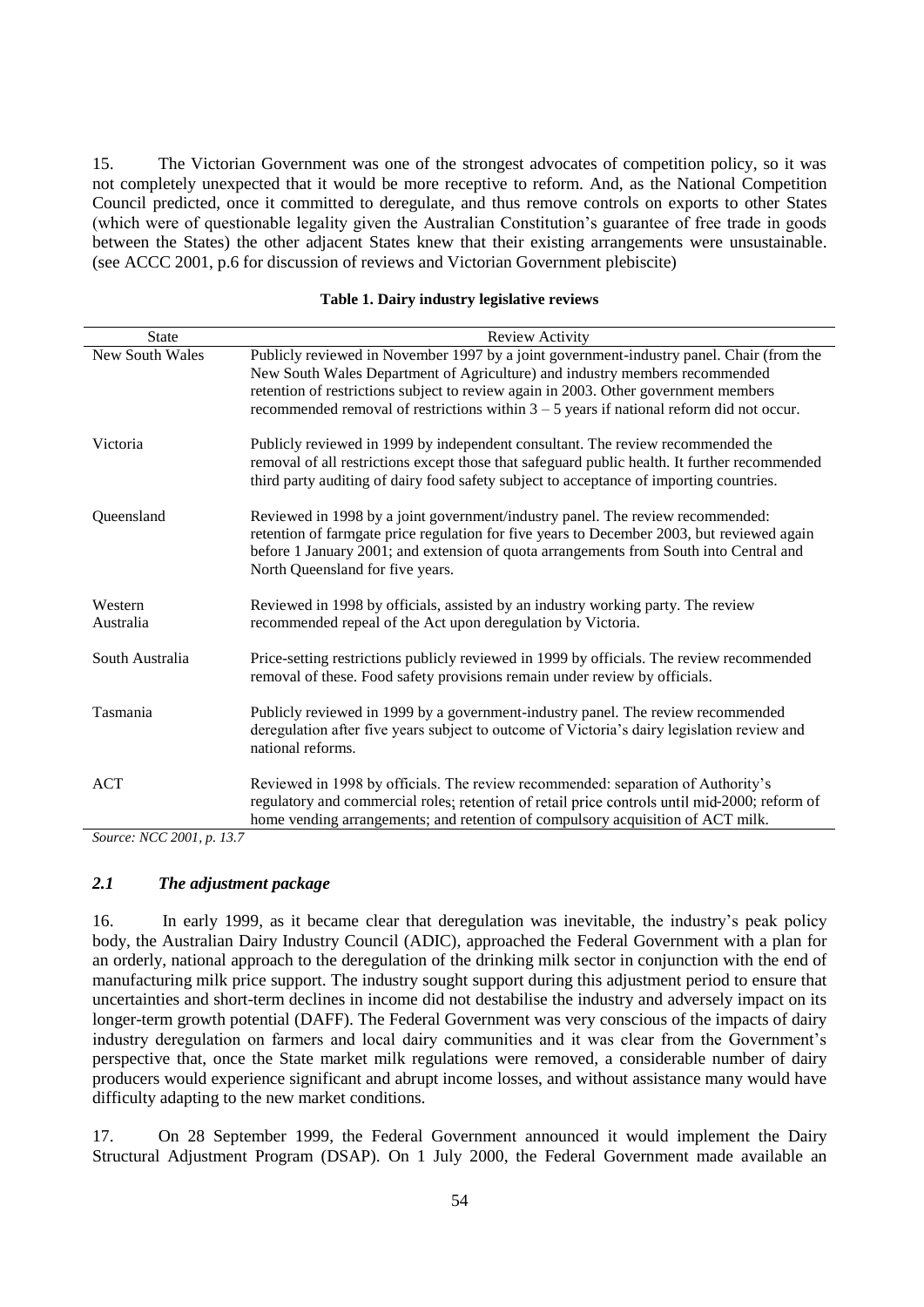15. The Victorian Government was one of the strongest advocates of competition policy, so it was not completely unexpected that it would be more receptive to reform. And, as the National Competition Council predicted, once it committed to deregulate, and thus remove controls on exports to other States (which were of questionable legality given the Australian Constitution's guarantee of free trade in goods between the States) the other adjacent States knew that their existing arrangements were unsustainable. (see ACCC 2001, p.6 for discussion of reviews and Victorian Government plebiscite)

**Table 1. Dairy industry legislative reviews**

| State | Review Activity |
|---|---|
| New South Wales | Publicly reviewed in November 1997 by a joint government-industry panel. Chair (from the New South Wales Department of Agriculture) and industry members recommended retention of restrictions subject to review again in 2003. Other government members recommended removal of restrictions within 3 – 5 years if national reform did not occur. |
| Victoria | Publicly reviewed in 1999 by independent consultant. The review recommended the removal of all restrictions except those that safeguard public health. It further recommended third party auditing of dairy food safety subject to acceptance of importing countries. |
| Queensland | Reviewed in 1998 by a joint government/industry panel. The review recommended: retention of farmgate price regulation for five years to December 2003, but reviewed again before 1 January 2001; and extension of quota arrangements from South into Central and North Queensland for five years. |
| Western Australia | Reviewed in 1998 by officials, assisted by an industry working party. The review recommended repeal of the Act upon deregulation by Victoria. |
| South Australia | Price-setting restrictions publicly reviewed in 1999 by officials. The review recommended removal of these. Food safety provisions remain under review by officials. |
| Tasmania | Publicly reviewed in 1999 by a government-industry panel. The review recommended deregulation after five years subject to outcome of Victoria's dairy legislation review and national reforms. |
| ACT | Reviewed in 1998 by officials. The review recommended: separation of Authority's regulatory and commercial roles; retention of retail price controls until mid-2000; reform of home vending arrangements; and retention of compulsory acquisition of ACT milk. |

*Source: NCC 2001, p. 13.7*

### *2.1 The adjustment package*

16. In early 1999, as it became clear that deregulation was inevitable, the industry's peak policy body, the Australian Dairy Industry Council (ADIC), approached the Federal Government with a plan for an orderly, national approach to the deregulation of the drinking milk sector in conjunction with the end of manufacturing milk price support. The industry sought support during this adjustment period to ensure that uncertainties and short-term declines in income did not destabilise the industry and adversely impact on its longer-term growth potential (DAFF). The Federal Government was very conscious of the impacts of dairy industry deregulation on farmers and local dairy communities and it was clear from the Government's perspective that, once the State market milk regulations were removed, a considerable number of dairy producers would experience significant and abrupt income losses, and without assistance many would have difficulty adapting to the new market conditions.

17. On 28 September 1999, the Federal Government announced it would implement the Dairy Structural Adjustment Program (DSAP). On 1 July 2000, the Federal Government made available an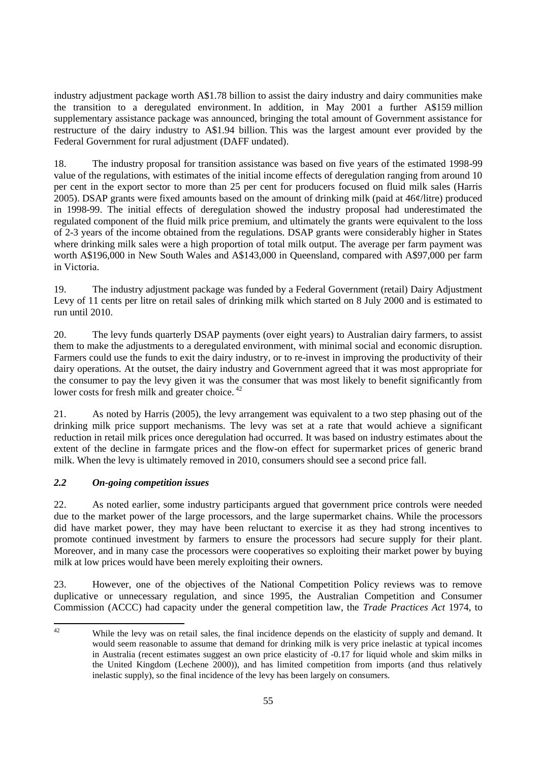industry adjustment package worth A$1.78 billion to assist the dairy industry and dairy communities make the transition to a deregulated environment. In addition, in May 2001 a further A$159 million supplementary assistance package was announced, bringing the total amount of Government assistance for restructure of the dairy industry to A$1.94 billion. This was the largest amount ever provided by the Federal Government for rural adjustment (DAFF undated).

18. The industry proposal for transition assistance was based on five years of the estimated 1998-99 value of the regulations, with estimates of the initial income effects of deregulation ranging from around 10 per cent in the export sector to more than 25 per cent for producers focused on fluid milk sales (Harris 2005). DSAP grants were fixed amounts based on the amount of drinking milk (paid at 46¢/litre) produced in 1998-99. The initial effects of deregulation showed the industry proposal had underestimated the regulated component of the fluid milk price premium, and ultimately the grants were equivalent to the loss of 2-3 years of the income obtained from the regulations. DSAP grants were considerably higher in States where drinking milk sales were a high proportion of total milk output. The average per farm payment was worth A$196,000 in New South Wales and A$143,000 in Queensland, compared with A$97,000 per farm in Victoria.

19. The industry adjustment package was funded by a Federal Government (retail) Dairy Adjustment Levy of 11 cents per litre on retail sales of drinking milk which started on 8 July 2000 and is estimated to run until 2010.

20. The levy funds quarterly DSAP payments (over eight years) to Australian dairy farmers, to assist them to make the adjustments to a deregulated environment, with minimal social and economic disruption. Farmers could use the funds to exit the dairy industry, or to re-invest in improving the productivity of their dairy operations. At the outset, the dairy industry and Government agreed that it was most appropriate for the consumer to pay the levy given it was the consumer that was most likely to benefit significantly from lower costs for fresh milk and greater choice. [42]

21. As noted by Harris (2005), the levy arrangement was equivalent to a two step phasing out of the drinking milk price support mechanisms. The levy was set at a rate that would achieve a significant reduction in retail milk prices once deregulation had occurred. It was based on industry estimates about the extent of the decline in farmgate prices and the flow-on effect for supermarket prices of generic brand milk. When the levy is ultimately removed in 2010, consumers should see a second price fall.

### *2.2 On-going competition issues*

22. As noted earlier, some industry participants argued that government price controls were needed due to the market power of the large processors, and the large supermarket chains. While the processors did have market power, they may have been reluctant to exercise it as they had strong incentives to promote continued investment by farmers to ensure the processors had secure supply for their plant. Moreover, and in many case the processors were cooperatives so exploiting their market power by buying milk at low prices would have been merely exploiting their owners.

23. However, one of the objectives of the National Competition Policy reviews was to remove duplicative or unnecessary regulation, and since 1995, the Australian Competition and Consumer Commission (ACCC) had capacity under the general competition law, the *Trade Practices Act* 1974, to

---

[42] While the levy was on retail sales, the final incidence depends on the elasticity of supply and demand. It would seem reasonable to assume that demand for drinking milk is very price inelastic at typical incomes in Australia (recent estimates suggest an own price elasticity of -0.17 for liquid whole and skim milks in the United Kingdom (Lechene 2000)), and has limited competition from imports (and thus relatively inelastic supply), so the final incidence of the levy has been largely on consumers.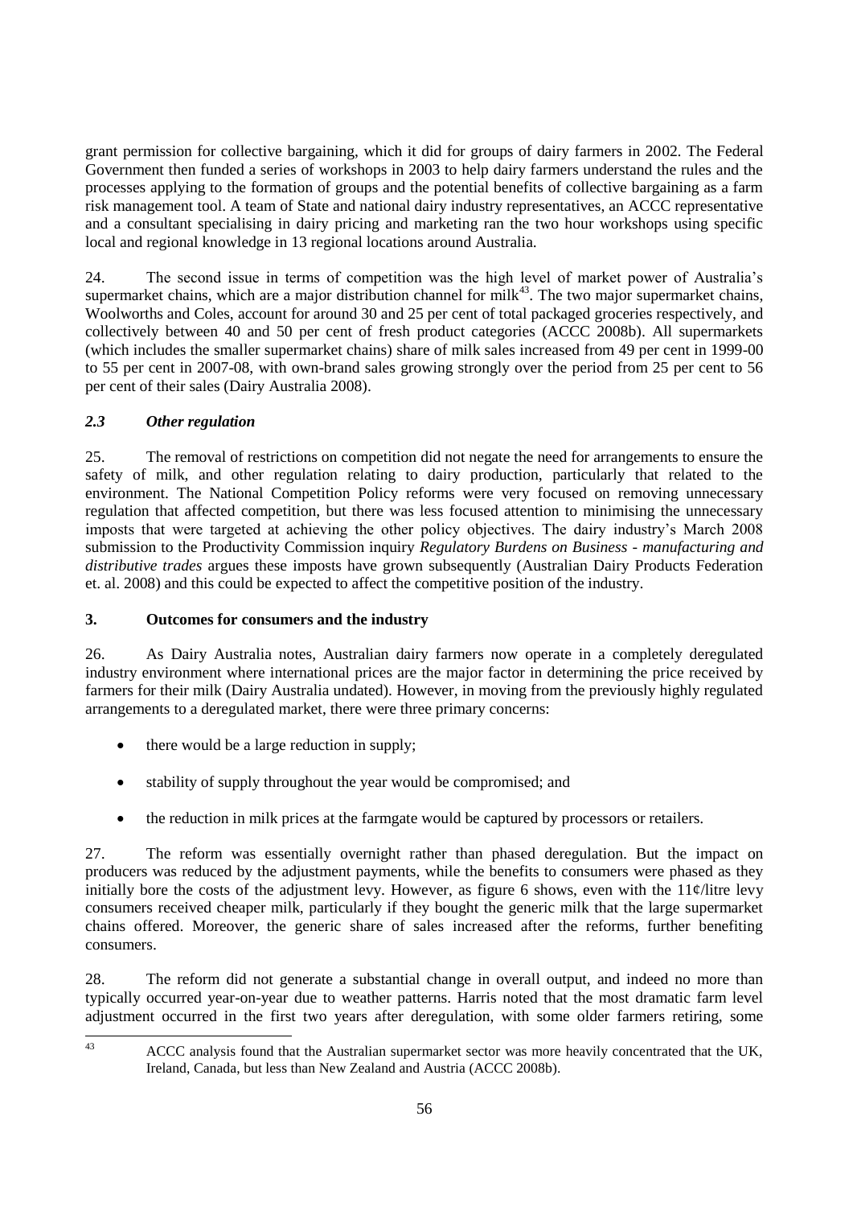grant permission for collective bargaining, which it did for groups of dairy farmers in 2002. The Federal Government then funded a series of workshops in 2003 to help dairy farmers understand the rules and the processes applying to the formation of groups and the potential benefits of collective bargaining as a farm risk management tool. A team of State and national dairy industry representatives, an ACCC representative and a consultant specialising in dairy pricing and marketing ran the two hour workshops using specific local and regional knowledge in 13 regional locations around Australia.

24. The second issue in terms of competition was the high level of market power of Australia's supermarket chains, which are a major distribution channel for milk[43]. The two major supermarket chains, Woolworths and Coles, account for around 30 and 25 per cent of total packaged groceries respectively, and collectively between 40 and 50 per cent of fresh product categories (ACCC 2008b). All supermarkets (which includes the smaller supermarket chains) share of milk sales increased from 49 per cent in 1999-00 to 55 per cent in 2007-08, with own-brand sales growing strongly over the period from 25 per cent to 56 per cent of their sales (Dairy Australia 2008).

### *2.3 Other regulation*

25. The removal of restrictions on competition did not negate the need for arrangements to ensure the safety of milk, and other regulation relating to dairy production, particularly that related to the environment. The National Competition Policy reforms were very focused on removing unnecessary regulation that affected competition, but there was less focused attention to minimising the unnecessary imposts that were targeted at achieving the other policy objectives. The dairy industry's March 2008 submission to the Productivity Commission inquiry *Regulatory Burdens on Business - manufacturing and distributive trades* argues these imposts have grown subsequently (Australian Dairy Products Federation et. al. 2008) and this could be expected to affect the competitive position of the industry.

## 3. Outcomes for consumers and the industry

26. As Dairy Australia notes, Australian dairy farmers now operate in a completely deregulated industry environment where international prices are the major factor in determining the price received by farmers for their milk (Dairy Australia undated). However, in moving from the previously highly regulated arrangements to a deregulated market, there were three primary concerns:

- there would be a large reduction in supply;
- stability of supply throughout the year would be compromised; and
- the reduction in milk prices at the farmgate would be captured by processors or retailers.

27. The reform was essentially overnight rather than phased deregulation. But the impact on producers was reduced by the adjustment payments, while the benefits to consumers were phased as they initially bore the costs of the adjustment levy. However, as figure 6 shows, even with the 11¢/litre levy consumers received cheaper milk, particularly if they bought the generic milk that the large supermarket chains offered. Moreover, the generic share of sales increased after the reforms, further benefiting consumers.

28. The reform did not generate a substantial change in overall output, and indeed no more than typically occurred year-on-year due to weather patterns. Harris noted that the most dramatic farm level adjustment occurred in the first two years after deregulation, with some older farmers retiring, some

---

[43] ACCC analysis found that the Australian supermarket sector was more heavily concentrated that the UK, Ireland, Canada, but less than New Zealand and Austria (ACCC 2008b).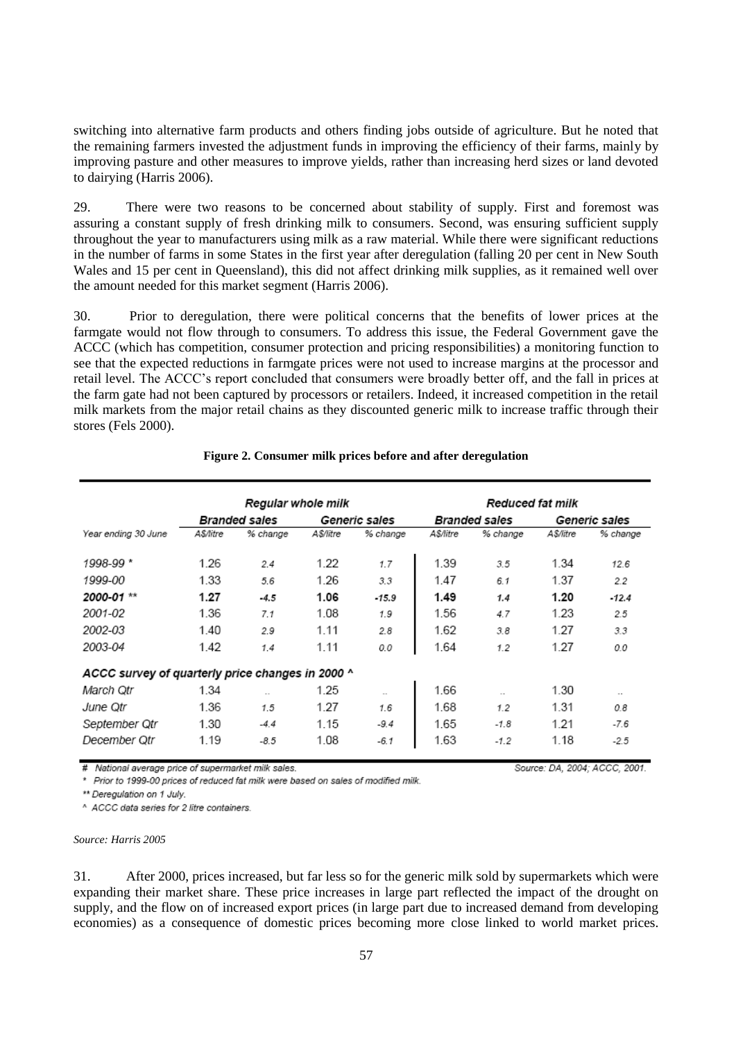switching into alternative farm products and others finding jobs outside of agriculture. But he noted that the remaining farmers invested the adjustment funds in improving the efficiency of their farms, mainly by improving pasture and other measures to improve yields, rather than increasing herd sizes or land devoted to dairying (Harris 2006).

29. There were two reasons to be concerned about stability of supply. First and foremost was assuring a constant supply of fresh drinking milk to consumers. Second, was ensuring sufficient supply throughout the year to manufacturers using milk as a raw material. While there were significant reductions in the number of farms in some States in the first year after deregulation (falling 20 per cent in New South Wales and 15 per cent in Queensland), this did not affect drinking milk supplies, as it remained well over the amount needed for this market segment (Harris 2006).

30. Prior to deregulation, there were political concerns that the benefits of lower prices at the farmgate would not flow through to consumers. To address this issue, the Federal Government gave the ACCC (which has competition, consumer protection and pricing responsibilities) a monitoring function to see that the expected reductions in farmgate prices were not used to increase margins at the processor and retail level. The ACCC's report concluded that consumers were broadly better off, and the fall in prices at the farm gate had not been captured by processors or retailers. Indeed, it increased competition in the retail milk markets from the major retail chains as they discounted generic milk to increase traffic through their stores (Fels 2000).

**Figure 2. Consumer milk prices before and after deregulation**

| | Regular whole milk | | | | Reduced fat milk | | | |
|---|---|---|---|---|---|---|---|---|
| | Branded sales | | Generic sales | | Branded sales | | Generic sales | |
| Year ending 30 June | A$/litre | % change | A$/litre | % change | A$/litre | % change | A$/litre | % change |
| 1998-99 * | 1.26 | 2.4 | 1.22 | 1.7 | 1.39 | 3.5 | 1.34 | 12.6 |
| 1999-00 | 1.33 | 5.6 | 1.26 | 3.3 | 1.47 | 6.1 | 1.37 | 2.2 |
| **2000-01 \*\*** | **1.27** | **-4.5** | **1.06** | **-15.9** | **1.49** | **1.4** | **1.20** | **-12.4** |
| 2001-02 | 1.36 | 7.1 | 1.08 | 1.9 | 1.56 | 4.7 | 1.23 | 2.5 |
| 2002-03 | 1.40 | 2.9 | 1.11 | 2.8 | 1.62 | 3.8 | 1.27 | 3.3 |
| 2003-04 | 1.42 | 1.4 | 1.11 | 0.0 | 1.64 | 1.2 | 1.27 | 0.0 |
| *ACCC survey of quarterly price changes in 2000 ^* | | | | | | | | |
| March Qtr | 1.34 | .. | 1.25 | .. | 1.66 | .. | 1.30 | .. |
| June Qtr | 1.36 | 1.5 | 1.27 | 1.6 | 1.68 | 1.2 | 1.31 | 0.8 |
| September Qtr | 1.30 | -4.4 | 1.15 | -9.4 | 1.65 | -1.8 | 1.21 | -7.6 |
| December Qtr | 1.19 | -8.5 | 1.08 | -6.1 | 1.63 | -1.2 | 1.18 | -2.5 |

\# National average price of supermarket milk sales. Source: DA, 2004; ACCC, 2001.

\* Prior to 1999-00 prices of reduced fat milk were based on sales of modified milk.

\*\* Deregulation on 1 July.

^ ACCC data series for 2 litre containers.

*Source: Harris 2005*

31. After 2000, prices increased, but far less so for the generic milk sold by supermarkets which were expanding their market share. These price increases in large part reflected the impact of the drought on supply, and the flow on of increased export prices (in large part due to increased demand from developing economies) as a consequence of domestic prices becoming more close linked to world market prices.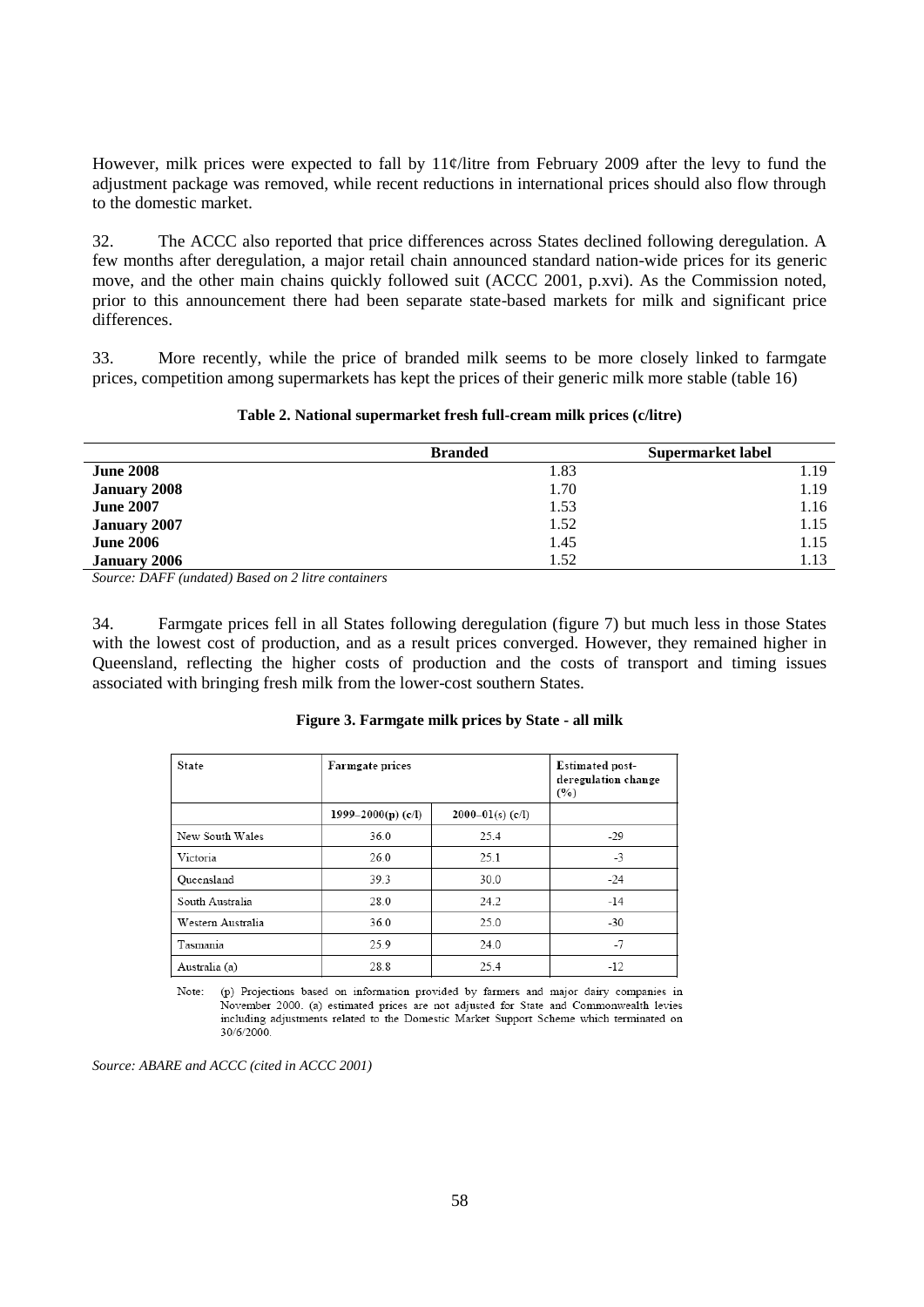However, milk prices were expected to fall by 11¢/litre from February 2009 after the levy to fund the adjustment package was removed, while recent reductions in international prices should also flow through to the domestic market.

32. The ACCC also reported that price differences across States declined following deregulation. A few months after deregulation, a major retail chain announced standard nation-wide prices for its generic move, and the other main chains quickly followed suit (ACCC 2001, p.xvi). As the Commission noted, prior to this announcement there had been separate state-based markets for milk and significant price differences.

33. More recently, while the price of branded milk seems to be more closely linked to farmgate prices, competition among supermarkets has kept the prices of their generic milk more stable (table 16)

**Table 2. National supermarket fresh full-cream milk prices (c/litre)**

| | Branded | Supermarket label |
|---|---|---|
| **June 2008** | 1.83 | 1.19 |
| **January 2008** | 1.70 | 1.19 |
| **June 2007** | 1.53 | 1.16 |
| **January 2007** | 1.52 | 1.15 |
| **June 2006** | 1.45 | 1.15 |
| **January 2006** | 1.52 | 1.13 |

*Source: DAFF (undated) Based on 2 litre containers*

34. Farmgate prices fell in all States following deregulation (figure 7) but much less in those States with the lowest cost of production, and as a result prices converged. However, they remained higher in Queensland, reflecting the higher costs of production and the costs of transport and timing issues associated with bringing fresh milk from the lower-cost southern States.

**Figure 3. Farmgate milk prices by State - all milk**

| State | Farmgate prices | | Estimated post-deregulation change (%) |
|---|---|---|---|
| | 1999–2000(p) (c/l) | 2000–01(s) (c/l) | |
| New South Wales | 36.0 | 25.4 | -29 |
| Victoria | 26.0 | 25.1 | -3 |
| Queensland | 39.3 | 30.0 | -24 |
| South Australia | 28.0 | 24.2 | -14 |
| Western Australia | 36.0 | 25.0 | -30 |
| Tasmania | 25.9 | 24.0 | -7 |
| Australia (a) | 28.8 | 25.4 | -12 |

Note: (p) Projections based on information provided by farmers and major dairy companies in November 2000. (a) estimated prices are not adjusted for State and Commonwealth levies including adjustments related to the Domestic Market Support Scheme which terminated on 30/6/2000.

*Source: ABARE and ACCC (cited in ACCC 2001)*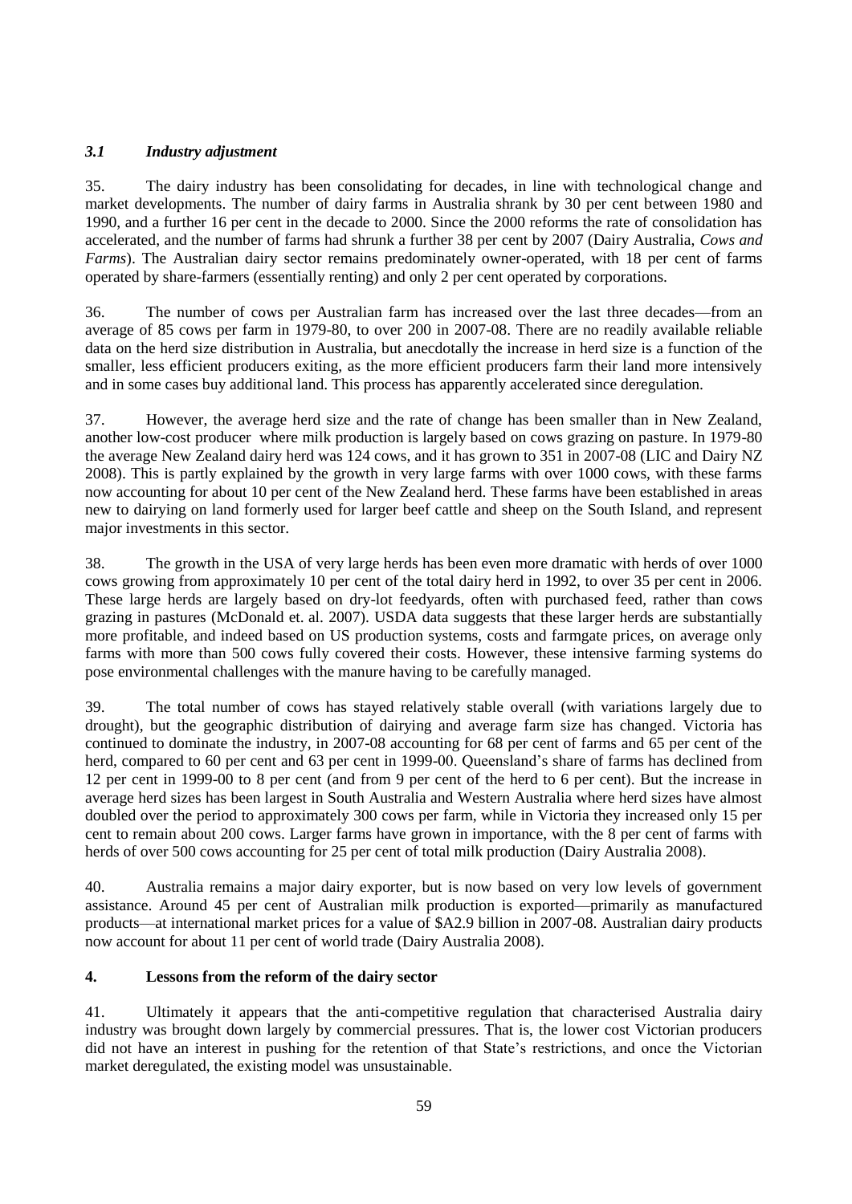### *3.1 Industry adjustment*

35. The dairy industry has been consolidating for decades, in line with technological change and market developments. The number of dairy farms in Australia shrank by 30 per cent between 1980 and 1990, and a further 16 per cent in the decade to 2000. Since the 2000 reforms the rate of consolidation has accelerated, and the number of farms had shrunk a further 38 per cent by 2007 (Dairy Australia, *Cows and Farms*). The Australian dairy sector remains predominately owner-operated, with 18 per cent of farms operated by share-farmers (essentially renting) and only 2 per cent operated by corporations.

36. The number of cows per Australian farm has increased over the last three decades—from an average of 85 cows per farm in 1979-80, to over 200 in 2007-08. There are no readily available reliable data on the herd size distribution in Australia, but anecdotally the increase in herd size is a function of the smaller, less efficient producers exiting, as the more efficient producers farm their land more intensively and in some cases buy additional land. This process has apparently accelerated since deregulation.

37. However, the average herd size and the rate of change has been smaller than in New Zealand, another low-cost producer where milk production is largely based on cows grazing on pasture. In 1979-80 the average New Zealand dairy herd was 124 cows, and it has grown to 351 in 2007-08 (LIC and Dairy NZ 2008). This is partly explained by the growth in very large farms with over 1000 cows, with these farms now accounting for about 10 per cent of the New Zealand herd. These farms have been established in areas new to dairying on land formerly used for larger beef cattle and sheep on the South Island, and represent major investments in this sector.

38. The growth in the USA of very large herds has been even more dramatic with herds of over 1000 cows growing from approximately 10 per cent of the total dairy herd in 1992, to over 35 per cent in 2006. These large herds are largely based on dry-lot feedyards, often with purchased feed, rather than cows grazing in pastures (McDonald et. al. 2007). USDA data suggests that these larger herds are substantially more profitable, and indeed based on US production systems, costs and farmgate prices, on average only farms with more than 500 cows fully covered their costs. However, these intensive farming systems do pose environmental challenges with the manure having to be carefully managed.

39. The total number of cows has stayed relatively stable overall (with variations largely due to drought), but the geographic distribution of dairying and average farm size has changed. Victoria has continued to dominate the industry, in 2007-08 accounting for 68 per cent of farms and 65 per cent of the herd, compared to 60 per cent and 63 per cent in 1999-00. Queensland's share of farms has declined from 12 per cent in 1999-00 to 8 per cent (and from 9 per cent of the herd to 6 per cent). But the increase in average herd sizes has been largest in South Australia and Western Australia where herd sizes have almost doubled over the period to approximately 300 cows per farm, while in Victoria they increased only 15 per cent to remain about 200 cows. Larger farms have grown in importance, with the 8 per cent of farms with herds of over 500 cows accounting for 25 per cent of total milk production (Dairy Australia 2008).

40. Australia remains a major dairy exporter, but is now based on very low levels of government assistance. Around 45 per cent of Australian milk production is exported—primarily as manufactured products—at international market prices for a value of $A2.9 billion in 2007-08. Australian dairy products now account for about 11 per cent of world trade (Dairy Australia 2008).

## 4. Lessons from the reform of the dairy sector

41. Ultimately it appears that the anti-competitive regulation that characterised Australia dairy industry was brought down largely by commercial pressures. That is, the lower cost Victorian producers did not have an interest in pushing for the retention of that State's restrictions, and once the Victorian market deregulated, the existing model was unsustainable.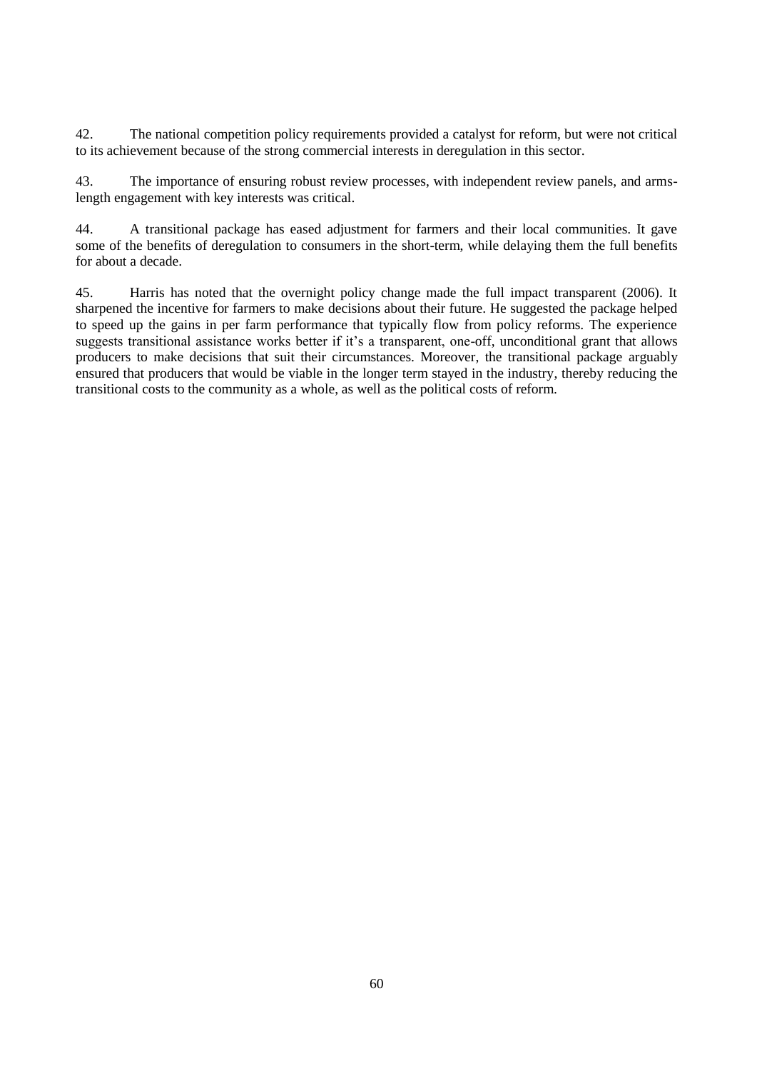42. The national competition policy requirements provided a catalyst for reform, but were not critical to its achievement because of the strong commercial interests in deregulation in this sector.

43. The importance of ensuring robust review processes, with independent review panels, and arms-length engagement with key interests was critical.

44. A transitional package has eased adjustment for farmers and their local communities. It gave some of the benefits of deregulation to consumers in the short-term, while delaying them the full benefits for about a decade.

45. Harris has noted that the overnight policy change made the full impact transparent (2006). It sharpened the incentive for farmers to make decisions about their future. He suggested the package helped to speed up the gains in per farm performance that typically flow from policy reforms. The experience suggests transitional assistance works better if it's a transparent, one-off, unconditional grant that allows producers to make decisions that suit their circumstances. Moreover, the transitional package arguably ensured that producers that would be viable in the longer term stayed in the industry, thereby reducing the transitional costs to the community as a whole, as well as the political costs of reform.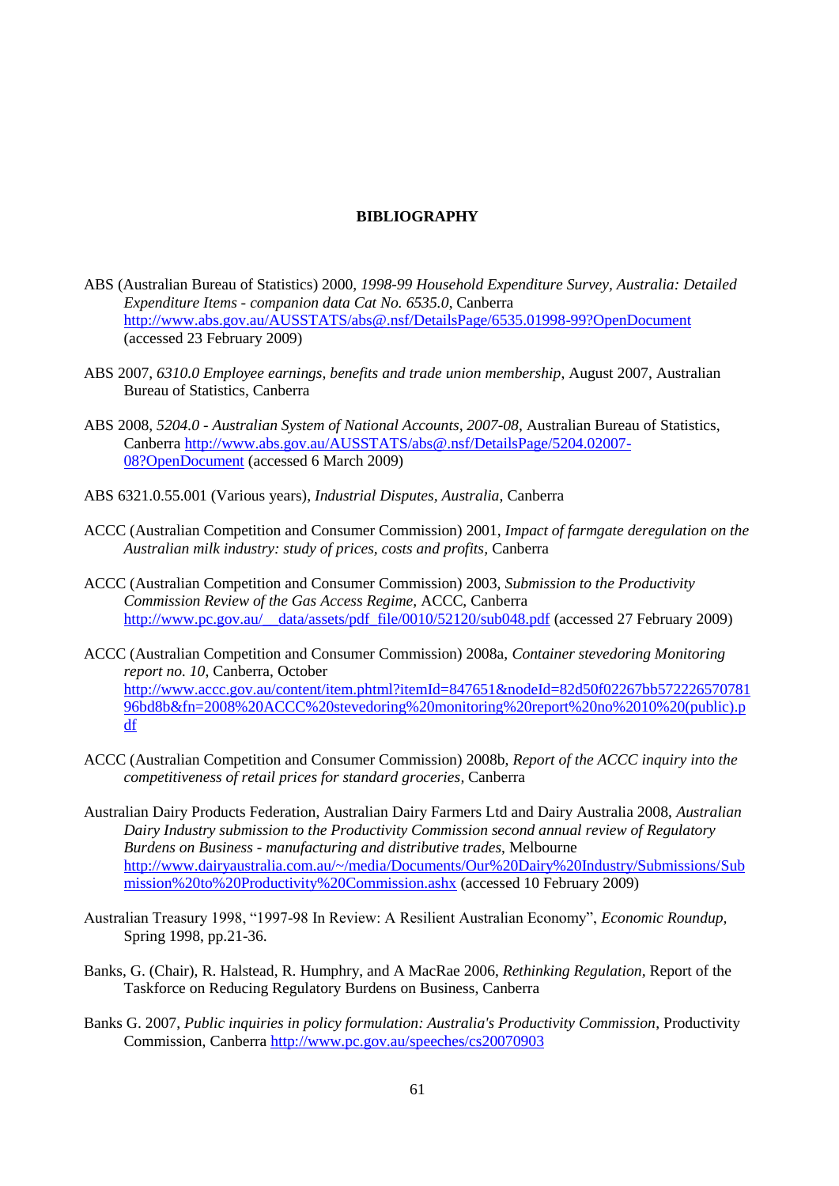# BIBLIOGRAPHY

ABS (Australian Bureau of Statistics) 2000, *1998-99 Household Expenditure Survey, Australia: Detailed Expenditure Items - companion data Cat No. 6535.0*, Canberra http://www.abs.gov.au/AUSSTATS/abs@.nsf/DetailsPage/6535.01998-99?OpenDocument (accessed 23 February 2009)

ABS 2007, *6310.0 Employee earnings, benefits and trade union membership*, August 2007, Australian Bureau of Statistics, Canberra

ABS 2008, *5204.0 - Australian System of National Accounts, 2007-08*, Australian Bureau of Statistics, Canberra http://www.abs.gov.au/AUSSTATS/abs@.nsf/DetailsPage/5204.02007-08?OpenDocument (accessed 6 March 2009)

ABS 6321.0.55.001 (Various years), *Industrial Disputes, Australia*, Canberra

ACCC (Australian Competition and Consumer Commission) 2001, *Impact of farmgate deregulation on the Australian milk industry: study of prices, costs and profits*, Canberra

ACCC (Australian Competition and Consumer Commission) 2003, *Submission to the Productivity Commission Review of the Gas Access Regime*, ACCC, Canberra http://www.pc.gov.au/__data/assets/pdf_file/0010/52120/sub048.pdf (accessed 27 February 2009)

ACCC (Australian Competition and Consumer Commission) 2008a, *Container stevedoring Monitoring report no. 10*, Canberra, October http://www.accc.gov.au/content/item.phtml?itemId=847651&nodeId=82d50f02267bb57222657078196bd8b&fn=2008%20ACCC%20stevedoring%20monitoring%20report%20no%2010%20(public).pdf

ACCC (Australian Competition and Consumer Commission) 2008b, *Report of the ACCC inquiry into the competitiveness of retail prices for standard groceries*, Canberra

Australian Dairy Products Federation, Australian Dairy Farmers Ltd and Dairy Australia 2008, *Australian Dairy Industry submission to the Productivity Commission second annual review of Regulatory Burdens on Business - manufacturing and distributive trades*, Melbourne http://www.dairyaustralia.com.au/~/media/Documents/Our%20Dairy%20Industry/Submissions/Submission%20to%20Productivity%20Commission.ashx (accessed 10 February 2009)

Australian Treasury 1998, "1997-98 In Review: A Resilient Australian Economy", *Economic Roundup*, Spring 1998, pp.21-36.

Banks, G. (Chair), R. Halstead, R. Humphry, and A MacRae 2006, *Rethinking Regulation*, Report of the Taskforce on Reducing Regulatory Burdens on Business, Canberra

Banks G. 2007, *Public inquiries in policy formulation: Australia's Productivity Commission*, Productivity Commission, Canberra http://www.pc.gov.au/speeches/cs20070903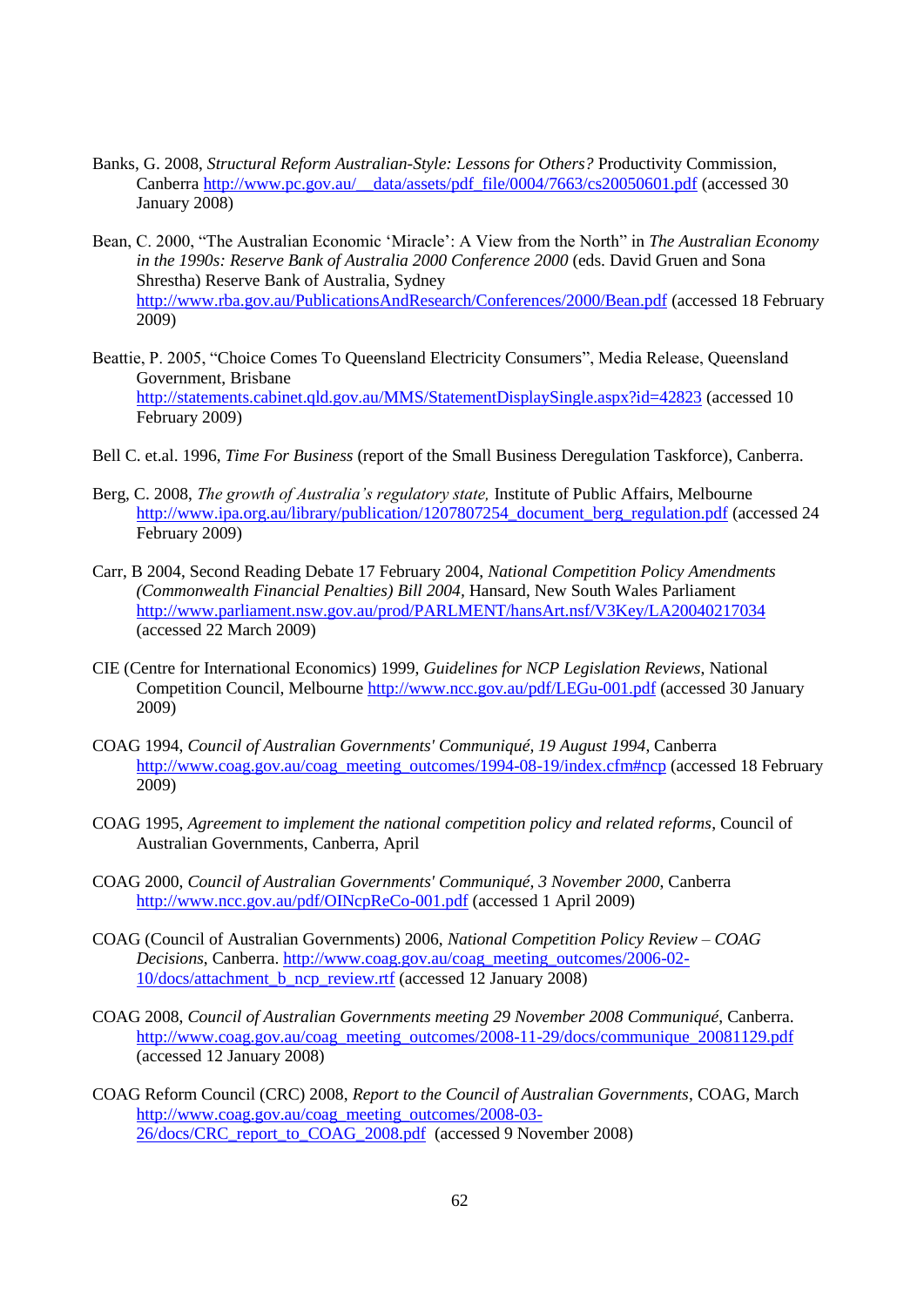Banks, G. 2008, *Structural Reform Australian-Style: Lessons for Others?* Productivity Commission, Canberra http://www.pc.gov.au/__data/assets/pdf_file/0004/7663/cs20050601.pdf (accessed 30 January 2008)

Bean, C. 2000, "The Australian Economic 'Miracle': A View from the North" in *The Australian Economy in the 1990s: Reserve Bank of Australia 2000 Conference 2000* (eds. David Gruen and Sona Shrestha) Reserve Bank of Australia, Sydney http://www.rba.gov.au/PublicationsAndResearch/Conferences/2000/Bean.pdf (accessed 18 February 2009)

Beattie, P. 2005, "Choice Comes To Queensland Electricity Consumers", Media Release, Queensland Government, Brisbane http://statements.cabinet.qld.gov.au/MMS/StatementDisplaySingle.aspx?id=42823 (accessed 10 February 2009)

Bell C. et.al. 1996, *Time For Business* (report of the Small Business Deregulation Taskforce), Canberra.

Berg, C. 2008, *The growth of Australia's regulatory state,* Institute of Public Affairs, Melbourne http://www.ipa.org.au/library/publication/1207807254_document_berg_regulation.pdf (accessed 24 February 2009)

Carr, B 2004, Second Reading Debate 17 February 2004, *National Competition Policy Amendments (Commonwealth Financial Penalties) Bill 2004*, Hansard, New South Wales Parliament http://www.parliament.nsw.gov.au/prod/PARLMENT/hansArt.nsf/V3Key/LA20040217034 (accessed 22 March 2009)

CIE (Centre for International Economics) 1999, *Guidelines for NCP Legislation Reviews*, National Competition Council, Melbourne http://www.ncc.gov.au/pdf/LEGu-001.pdf (accessed 30 January 2009)

COAG 1994, *Council of Australian Governments' Communiqué, 19 August 1994*, Canberra http://www.coag.gov.au/coag_meeting_outcomes/1994-08-19/index.cfm#ncp (accessed 18 February 2009)

COAG 1995, *Agreement to implement the national competition policy and related reforms*, Council of Australian Governments, Canberra, April

COAG 2000, *Council of Australian Governments' Communiqué, 3 November 2000*, Canberra http://www.ncc.gov.au/pdf/OINcpReCo-001.pdf (accessed 1 April 2009)

COAG (Council of Australian Governments) 2006, *National Competition Policy Review – COAG Decisions*, Canberra. http://www.coag.gov.au/coag_meeting_outcomes/2006-02-10/docs/attachment_b_ncp_review.rtf (accessed 12 January 2008)

COAG 2008, *Council of Australian Governments meeting 29 November 2008 Communiqué*, Canberra. http://www.coag.gov.au/coag_meeting_outcomes/2008-11-29/docs/communique_20081129.pdf (accessed 12 January 2008)

COAG Reform Council (CRC) 2008, *Report to the Council of Australian Governments*, COAG, March http://www.coag.gov.au/coag_meeting_outcomes/2008-03-26/docs/CRC_report_to_COAG_2008.pdf (accessed 9 November 2008)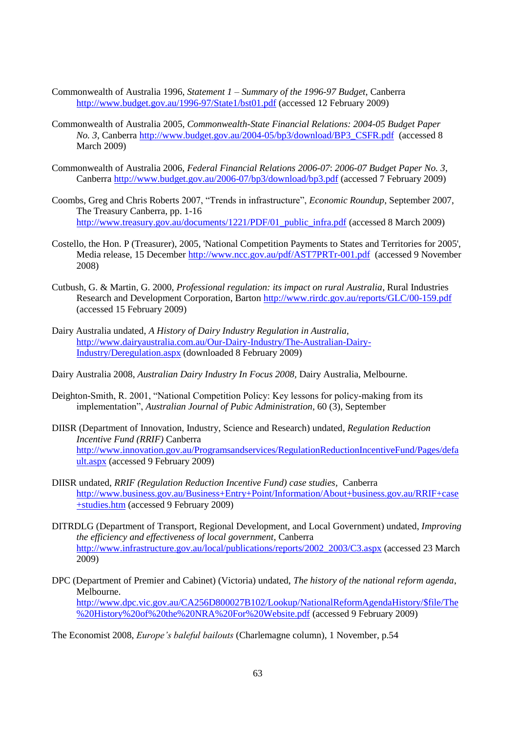Commonwealth of Australia 1996, *Statement 1 – Summary of the 1996-97 Budget*, Canberra http://www.budget.gov.au/1996-97/State1/bst01.pdf (accessed 12 February 2009)

Commonwealth of Australia 2005, *Commonwealth-State Financial Relations: 2004-05 Budget Paper No. 3*, Canberra http://www.budget.gov.au/2004-05/bp3/download/BP3_CSFR.pdf (accessed 8 March 2009)

Commonwealth of Australia 2006, *Federal Financial Relations 2006-07*: *2006-07 Budget Paper No. 3*, Canberra http://www.budget.gov.au/2006-07/bp3/download/bp3.pdf (accessed 7 February 2009)

Coombs, Greg and Chris Roberts 2007, "Trends in infrastructure", *Economic Roundup*, September 2007, The Treasury Canberra, pp. 1-16 http://www.treasury.gov.au/documents/1221/PDF/01_public_infra.pdf (accessed 8 March 2009)

Costello, the Hon. P (Treasurer), 2005, 'National Competition Payments to States and Territories for 2005', Media release, 15 December http://www.ncc.gov.au/pdf/AST7PRTr-001.pdf (accessed 9 November 2008)

Cutbush, G. & Martin, G. 2000, *Professional regulation: its impact on rural Australia*, Rural Industries Research and Development Corporation, Barton http://www.rirdc.gov.au/reports/GLC/00-159.pdf (accessed 15 February 2009)

Dairy Australia undated, *A History of Dairy Industry Regulation in Australia*, http://www.dairyaustralia.com.au/Our-Dairy-Industry/The-Australian-Dairy-Industry/Deregulation.aspx (downloaded 8 February 2009)

Dairy Australia 2008, *Australian Dairy Industry In Focus 2008*, Dairy Australia, Melbourne.

Deighton-Smith, R. 2001, "National Competition Policy: Key lessons for policy-making from its implementation", *Australian Journal of Pubic Administration*, 60 (3), September

DIISR (Department of Innovation, Industry, Science and Research) undated, *Regulation Reduction Incentive Fund (RRIF)* Canberra http://www.innovation.gov.au/Programsandservices/RegulationReductionIncentiveFund/Pages/default.aspx (accessed 9 February 2009)

DIISR undated, *RRIF (Regulation Reduction Incentive Fund) case studies*, Canberra http://www.business.gov.au/Business+Entry+Point/Information/About+business.gov.au/RRIF+case+studies.htm (accessed 9 February 2009)

DITRDLG (Department of Transport, Regional Development, and Local Government) undated, *Improving the efficiency and effectiveness of local government*, Canberra http://www.infrastructure.gov.au/local/publications/reports/2002_2003/C3.aspx (accessed 23 March 2009)

DPC (Department of Premier and Cabinet) (Victoria) undated, *The history of the national reform agenda*, Melbourne. http://www.dpc.vic.gov.au/CA256D800027B102/Lookup/NationalReformAgendaHistory/$file/The%20History%20of%20the%20NRA%20For%20Website.pdf (accessed 9 February 2009)

The Economist 2008, *Europe's baleful bailouts* (Charlemagne column), 1 November, p.54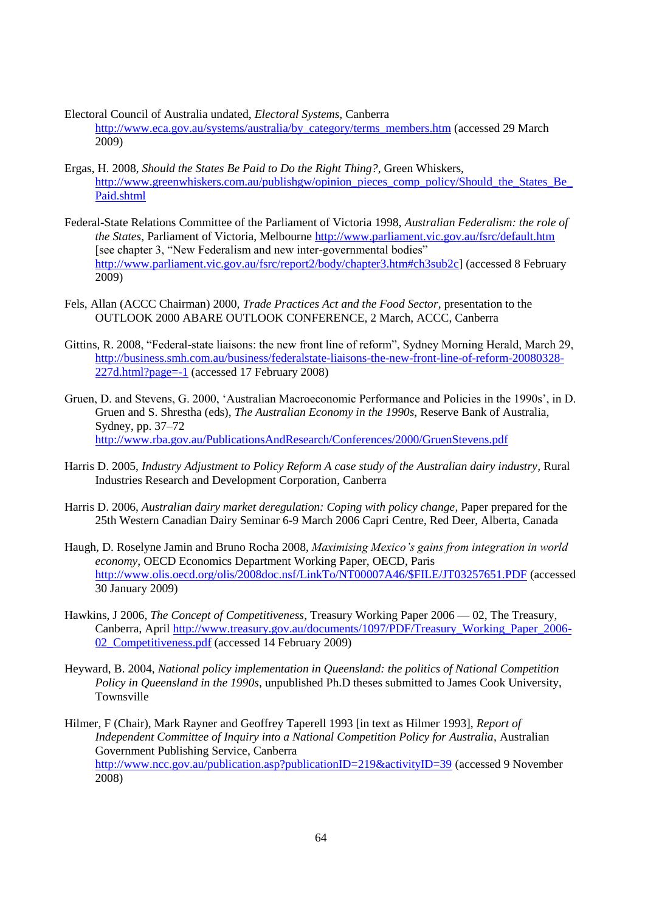Electoral Council of Australia undated, *Electoral Systems*, Canberra http://www.eca.gov.au/systems/australia/by_category/terms_members.htm (accessed 29 March 2009)

Ergas, H. 2008, *Should the States Be Paid to Do the Right Thing?*, Green Whiskers, http://www.greenwhiskers.com.au/publishgw/opinion_pieces_comp_policy/Should_the_States_Be_Paid.shtml

Federal-State Relations Committee of the Parliament of Victoria 1998, *Australian Federalism: the role of the States*, Parliament of Victoria, Melbourne http://www.parliament.vic.gov.au/fsrc/default.htm [see chapter 3, "New Federalism and new inter-governmental bodies" http://www.parliament.vic.gov.au/fsrc/report2/body/chapter3.htm#ch3sub2c] (accessed 8 February 2009)

Fels, Allan (ACCC Chairman) 2000, *Trade Practices Act and the Food Sector*, presentation to the OUTLOOK 2000 ABARE OUTLOOK CONFERENCE, 2 March, ACCC, Canberra

Gittins, R. 2008, "Federal-state liaisons: the new front line of reform", Sydney Morning Herald, March 29, http://business.smh.com.au/business/federalstate-liaisons-the-new-front-line-of-reform-20080328-227d.html?page=-1 (accessed 17 February 2008)

Gruen, D. and Stevens, G. 2000, 'Australian Macroeconomic Performance and Policies in the 1990s', in D. Gruen and S. Shrestha (eds), *The Australian Economy in the 1990s*, Reserve Bank of Australia, Sydney, pp. 37–72 http://www.rba.gov.au/PublicationsAndResearch/Conferences/2000/GruenStevens.pdf

Harris D. 2005, *Industry Adjustment to Policy Reform A case study of the Australian dairy industry*, Rural Industries Research and Development Corporation, Canberra

Harris D. 2006, *Australian dairy market deregulation: Coping with policy change*, Paper prepared for the 25th Western Canadian Dairy Seminar 6-9 March 2006 Capri Centre, Red Deer, Alberta, Canada

Haugh, D. Roselyne Jamin and Bruno Rocha 2008, *Maximising Mexico's gains from integration in world economy*, OECD Economics Department Working Paper, OECD, Paris http://www.olis.oecd.org/olis/2008doc.nsf/LinkTo/NT00007A46/$FILE/JT03257651.PDF (accessed 30 January 2009)

Hawkins, J 2006, *The Concept of Competitiveness*, Treasury Working Paper 2006 — 02, The Treasury, Canberra, April http://www.treasury.gov.au/documents/1097/PDF/Treasury_Working_Paper_2006-02_Competitiveness.pdf (accessed 14 February 2009)

Heyward, B. 2004, *National policy implementation in Queensland: the politics of National Competition Policy in Queensland in the 1990s*, unpublished Ph.D theses submitted to James Cook University, Townsville

Hilmer, F (Chair), Mark Rayner and Geoffrey Taperell 1993 [in text as Hilmer 1993], *Report of Independent Committee of Inquiry into a National Competition Policy for Australia*, Australian Government Publishing Service, Canberra http://www.ncc.gov.au/publication.asp?publicationID=219&activityID=39 (accessed 9 November 2008)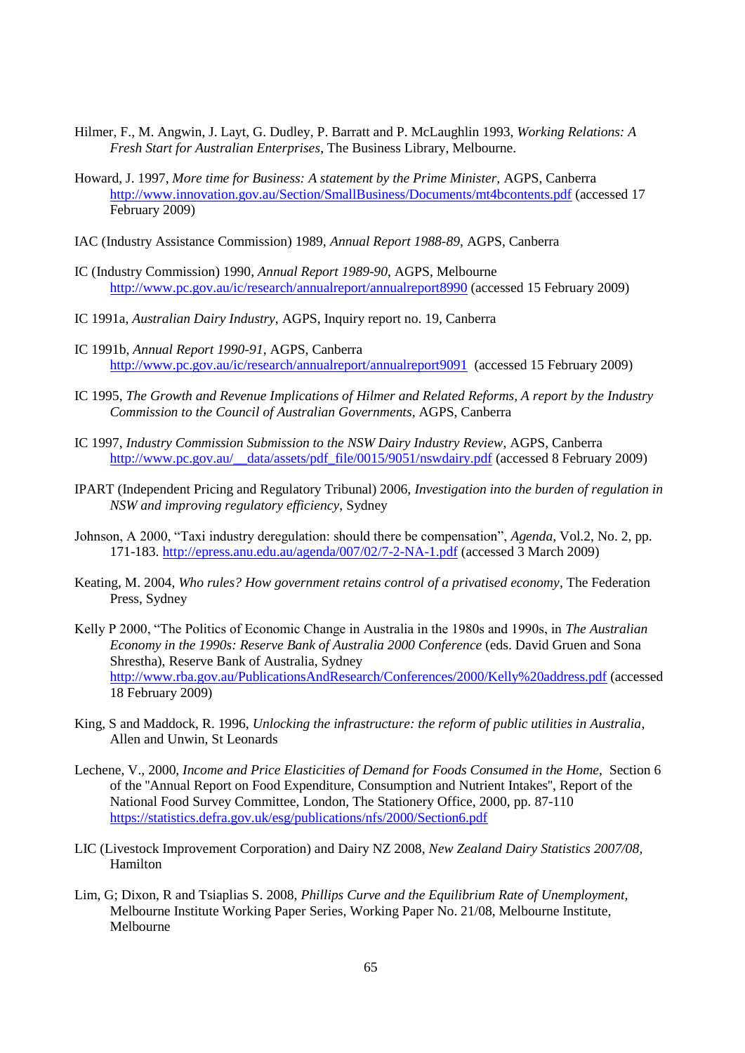Hilmer, F., M. Angwin, J. Layt, G. Dudley, P. Barratt and P. McLaughlin 1993, *Working Relations: A Fresh Start for Australian Enterprises*, The Business Library, Melbourne.

Howard, J. 1997, *More time for Business: A statement by the Prime Minister*, AGPS, Canberra http://www.innovation.gov.au/Section/SmallBusiness/Documents/mt4bcontents.pdf (accessed 17 February 2009)

IAC (Industry Assistance Commission) 1989, *Annual Report 1988-89*, AGPS, Canberra

IC (Industry Commission) 1990, *Annual Report 1989-90*, AGPS, Melbourne http://www.pc.gov.au/ic/research/annualreport/annualreport8990 (accessed 15 February 2009)

IC 1991a, *Australian Dairy Industry*, AGPS, Inquiry report no. 19, Canberra

IC 1991b, *Annual Report 1990-91*, AGPS, Canberra http://www.pc.gov.au/ic/research/annualreport/annualreport9091 (accessed 15 February 2009)

IC 1995, *The Growth and Revenue Implications of Hilmer and Related Reforms, A report by the Industry Commission to the Council of Australian Governments*, AGPS, Canberra

IC 1997, *Industry Commission Submission to the NSW Dairy Industry Review*, AGPS, Canberra http://www.pc.gov.au/__data/assets/pdf_file/0015/9051/nswdairy.pdf (accessed 8 February 2009)

IPART (Independent Pricing and Regulatory Tribunal) 2006, *Investigation into the burden of regulation in NSW and improving regulatory efficiency*, Sydney

Johnson, A 2000, "Taxi industry deregulation: should there be compensation", *Agenda*, Vol.2, No. 2, pp. 171-183. http://epress.anu.edu.au/agenda/007/02/7-2-NA-1.pdf (accessed 3 March 2009)

Keating, M. 2004, *Who rules? How government retains control of a privatised economy*, The Federation Press, Sydney

Kelly P 2000, "The Politics of Economic Change in Australia in the 1980s and 1990s, in *The Australian Economy in the 1990s: Reserve Bank of Australia 2000 Conference* (eds. David Gruen and Sona Shrestha), Reserve Bank of Australia, Sydney http://www.rba.gov.au/PublicationsAndResearch/Conferences/2000/Kelly%20address.pdf (accessed 18 February 2009)

King, S and Maddock, R. 1996, *Unlocking the infrastructure: the reform of public utilities in Australia*, Allen and Unwin, St Leonards

Lechene, V., 2000, *Income and Price Elasticities of Demand for Foods Consumed in the Home*, Section 6 of the "Annual Report on Food Expenditure, Consumption and Nutrient Intakes", Report of the National Food Survey Committee, London, The Stationery Office, 2000, pp. 87-110 https://statistics.defra.gov.uk/esg/publications/nfs/2000/Section6.pdf

LIC (Livestock Improvement Corporation) and Dairy NZ 2008, *New Zealand Dairy Statistics 2007/08*, Hamilton

Lim, G; Dixon, R and Tsiaplias S. 2008, *Phillips Curve and the Equilibrium Rate of Unemployment*, Melbourne Institute Working Paper Series, Working Paper No. 21/08, Melbourne Institute, Melbourne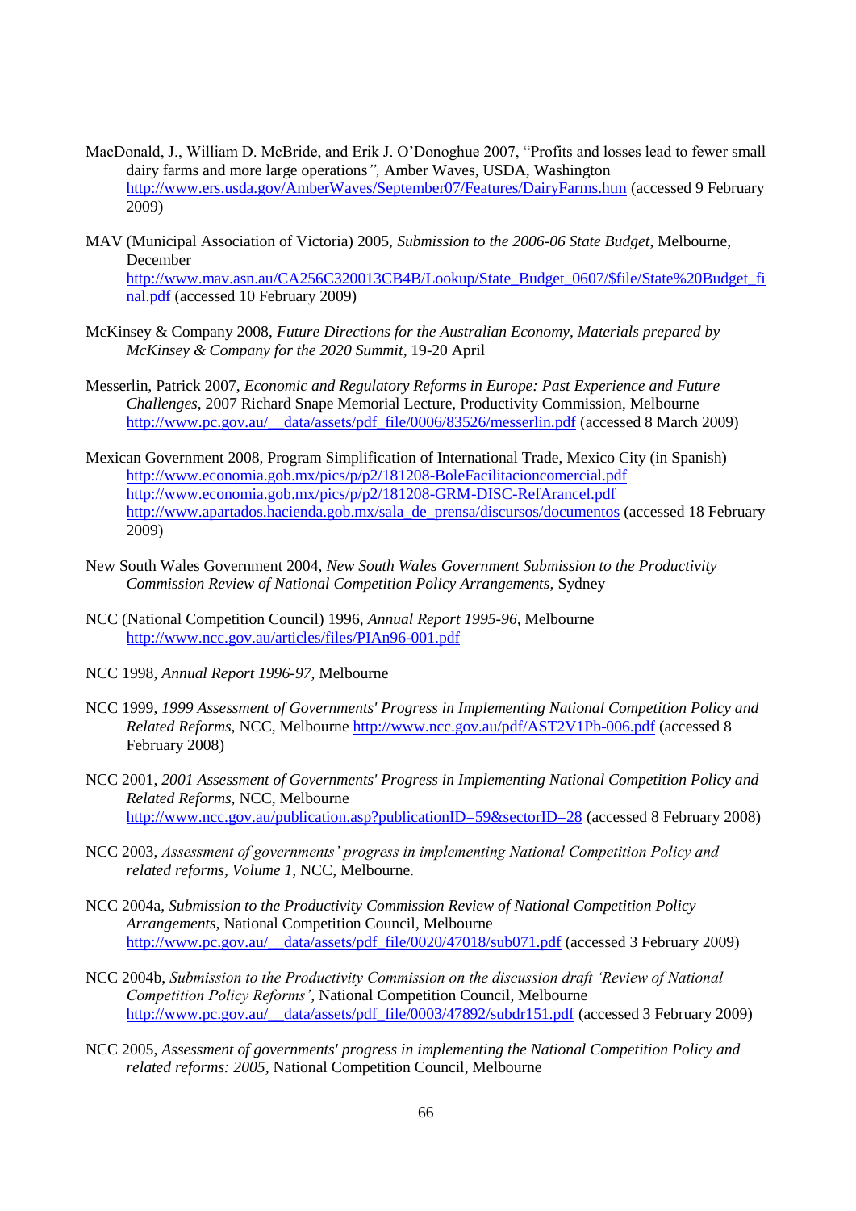MacDonald, J., William D. McBride, and Erik J. O'Donoghue 2007, "Profits and losses lead to fewer small dairy farms and more large operations*",* Amber Waves, USDA, Washington http://www.ers.usda.gov/AmberWaves/September07/Features/DairyFarms.htm (accessed 9 February 2009)

MAV (Municipal Association of Victoria) 2005, *Submission to the 2006-06 State Budget*, Melbourne, December http://www.mav.asn.au/CA256C320013CB4B/Lookup/State_Budget_0607/$file/State%20Budget_final.pdf (accessed 10 February 2009)

McKinsey & Company 2008, *Future Directions for the Australian Economy, Materials prepared by McKinsey & Company for the 2020 Summit*, 19-20 April

Messerlin, Patrick 2007, *Economic and Regulatory Reforms in Europe: Past Experience and Future Challenges*, 2007 Richard Snape Memorial Lecture, Productivity Commission, Melbourne http://www.pc.gov.au/__data/assets/pdf_file/0006/83526/messerlin.pdf (accessed 8 March 2009)

Mexican Government 2008, Program Simplification of International Trade, Mexico City (in Spanish) http://www.economia.gob.mx/pics/p/p2/181208-BoleFacilitacioncomercial.pdf http://www.economia.gob.mx/pics/p/p2/181208-GRM-DISC-RefArancel.pdf http://www.apartados.hacienda.gob.mx/sala_de_prensa/discursos/documentos (accessed 18 February 2009)

New South Wales Government 2004, *New South Wales Government Submission to the Productivity Commission Review of National Competition Policy Arrangements*, Sydney

NCC (National Competition Council) 1996, *Annual Report 1995-96*, Melbourne http://www.ncc.gov.au/articles/files/PIAn96-001.pdf

NCC 1998, *Annual Report 1996-97*, Melbourne

NCC 1999, *1999 Assessment of Governments' Progress in Implementing National Competition Policy and Related Reforms*, NCC, Melbourne http://www.ncc.gov.au/pdf/AST2V1Pb-006.pdf (accessed 8 February 2008)

NCC 2001, *2001 Assessment of Governments' Progress in Implementing National Competition Policy and Related Reforms*, NCC, Melbourne http://www.ncc.gov.au/publication.asp?publicationID=59&sectorID=28 (accessed 8 February 2008)

NCC 2003, *Assessment of governments' progress in implementing National Competition Policy and related reforms, Volume 1*, NCC, Melbourne.

NCC 2004a, *Submission to the Productivity Commission Review of National Competition Policy Arrangements*, National Competition Council, Melbourne http://www.pc.gov.au/__data/assets/pdf_file/0020/47018/sub071.pdf (accessed 3 February 2009)

NCC 2004b, *Submission to the Productivity Commission on the discussion draft 'Review of National Competition Policy Reforms'*, National Competition Council, Melbourne http://www.pc.gov.au/__data/assets/pdf_file/0003/47892/subdr151.pdf (accessed 3 February 2009)

NCC 2005, *Assessment of governments' progress in implementing the National Competition Policy and related reforms: 2005*, National Competition Council, Melbourne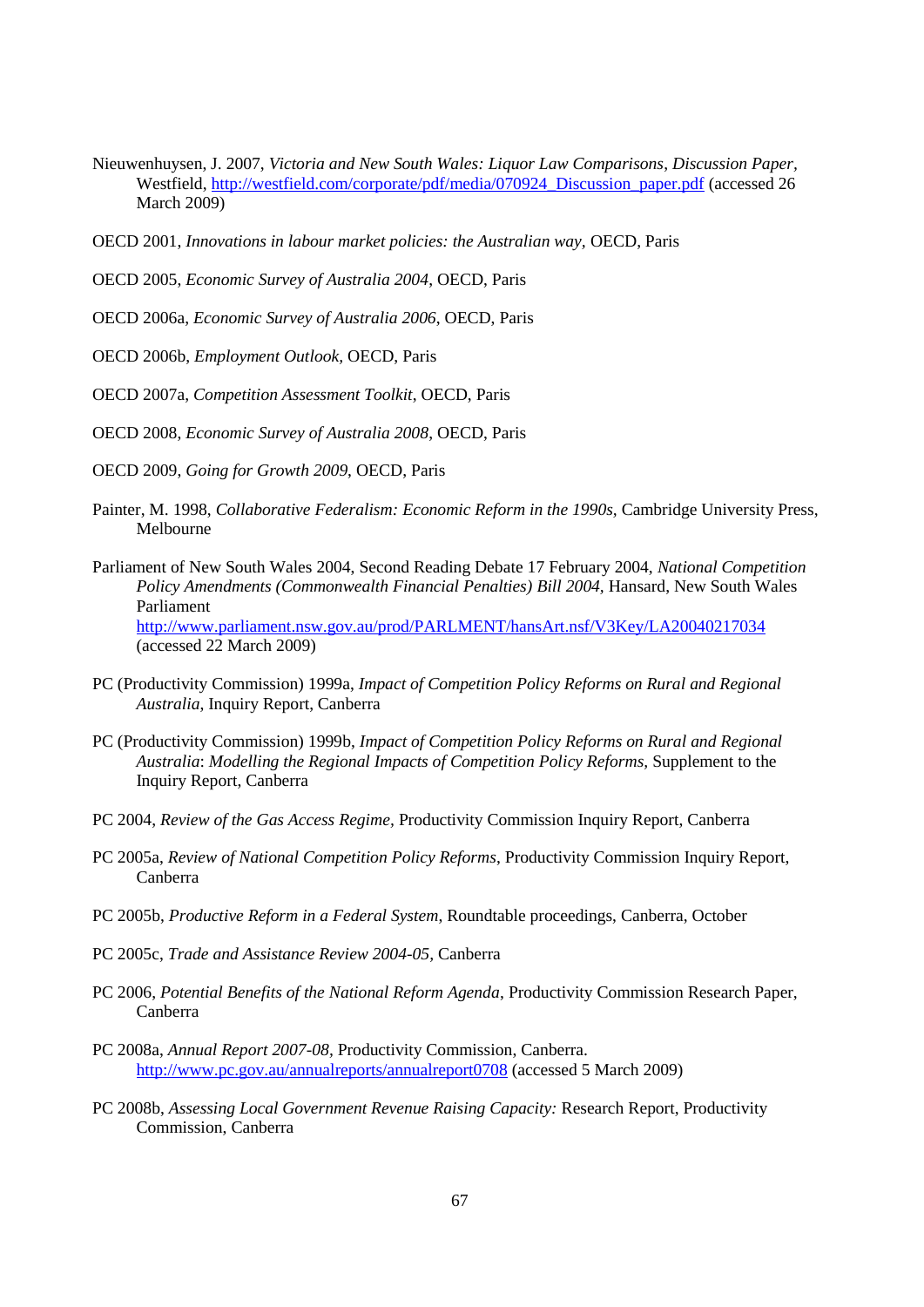Nieuwenhuysen, J. 2007, *Victoria and New South Wales: Liquor Law Comparisons*, *Discussion Paper*, Westfield, http://westfield.com/corporate/pdf/media/070924_Discussion_paper.pdf (accessed 26 March 2009)

OECD 2001, *Innovations in labour market policies: the Australian way*, OECD, Paris

OECD 2005, *Economic Survey of Australia 2004*, OECD, Paris

OECD 2006a, *Economic Survey of Australia 2006*, OECD, Paris

OECD 2006b, *Employment Outlook*, OECD, Paris

OECD 2007a, *Competition Assessment Toolkit*, OECD, Paris

OECD 2008, *Economic Survey of Australia 2008*, OECD, Paris

OECD 2009, *Going for Growth 2009*, OECD, Paris

Painter, M. 1998, *Collaborative Federalism: Economic Reform in the 1990s*, Cambridge University Press, Melbourne

Parliament of New South Wales 2004, Second Reading Debate 17 February 2004, *National Competition Policy Amendments (Commonwealth Financial Penalties) Bill 2004*, Hansard, New South Wales Parliament http://www.parliament.nsw.gov.au/prod/PARLMENT/hansArt.nsf/V3Key/LA20040217034 (accessed 22 March 2009)

PC (Productivity Commission) 1999a, *Impact of Competition Policy Reforms on Rural and Regional Australia*, Inquiry Report, Canberra

PC (Productivity Commission) 1999b, *Impact of Competition Policy Reforms on Rural and Regional Australia*: *Modelling the Regional Impacts of Competition Policy Reforms*, Supplement to the Inquiry Report, Canberra

PC 2004, *Review of the Gas Access Regime*, Productivity Commission Inquiry Report, Canberra

PC 2005a, *Review of National Competition Policy Reforms*, Productivity Commission Inquiry Report, Canberra

PC 2005b, *Productive Reform in a Federal System*, Roundtable proceedings, Canberra, October

PC 2005c, *Trade and Assistance Review 2004-05*, Canberra

PC 2006, *Potential Benefits of the National Reform Agenda*, Productivity Commission Research Paper, Canberra

PC 2008a, *Annual Report 2007-08*, Productivity Commission, Canberra. http://www.pc.gov.au/annualreports/annualreport0708 (accessed 5 March 2009)

PC 2008b, *Assessing Local Government Revenue Raising Capacity:* Research Report, Productivity Commission, Canberra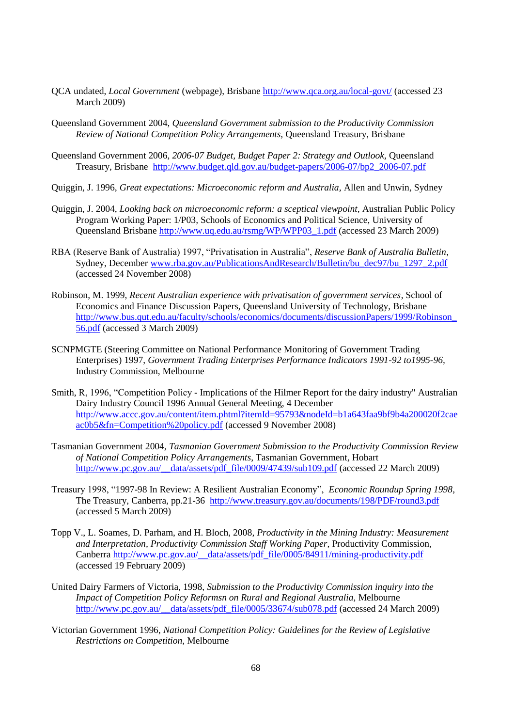QCA undated, *Local Government* (webpage), Brisbane http://www.qca.org.au/local-govt/ (accessed 23 March 2009)

Queensland Government 2004, *Queensland Government submission to the Productivity Commission Review of National Competition Policy Arrangements*, Queensland Treasury, Brisbane

Queensland Government 2006, *2006-07 Budget, Budget Paper 2: Strategy and Outlook*, Queensland Treasury, Brisbane http://www.budget.qld.gov.au/budget-papers/2006-07/bp2_2006-07.pdf

Quiggin, J. 1996, *Great expectations: Microeconomic reform and Australia*, Allen and Unwin, Sydney

Quiggin, J. 2004, *Looking back on microeconomic reform: a sceptical viewpoint*, Australian Public Policy Program Working Paper: 1/P03, Schools of Economics and Political Science, University of Queensland Brisbane http://www.uq.edu.au/rsmg/WP/WPP03_1.pdf (accessed 23 March 2009)

RBA (Reserve Bank of Australia) 1997, "Privatisation in Australia", *Reserve Bank of Australia Bulletin*, Sydney, December www.rba.gov.au/PublicationsAndResearch/Bulletin/bu_dec97/bu_1297_2.pdf (accessed 24 November 2008)

Robinson, M. 1999, *Recent Australian experience with privatisation of government services*, School of Economics and Finance Discussion Papers, Queensland University of Technology, Brisbane http://www.bus.qut.edu.au/faculty/schools/economics/documents/discussionPapers/1999/Robinson_56.pdf (accessed 3 March 2009)

SCNPMGTE (Steering Committee on National Performance Monitoring of Government Trading Enterprises) 1997, *Government Trading Enterprises Performance Indicators 1991-92 to1995-96*, Industry Commission, Melbourne

Smith, R, 1996, "Competition Policy - Implications of the Hilmer Report for the dairy industry" Australian Dairy Industry Council 1996 Annual General Meeting, 4 December http://www.accc.gov.au/content/item.phtml?itemId=95793&nodeId=b1a643faa9bf9b4a200020f2caeac0b5&fn=Competition%20policy.pdf (accessed 9 November 2008)

Tasmanian Government 2004, *Tasmanian Government Submission to the Productivity Commission Review of National Competition Policy Arrangements*, Tasmanian Government, Hobart http://www.pc.gov.au/__data/assets/pdf_file/0009/47439/sub109.pdf (accessed 22 March 2009)

Treasury 1998, "1997-98 In Review: A Resilient Australian Economy", *Economic Roundup Spring 1998*, The Treasury, Canberra, pp.21-36 http://www.treasury.gov.au/documents/198/PDF/round3.pdf (accessed 5 March 2009)

Topp V., L. Soames, D. Parham, and H. Bloch, 2008, *Productivity in the Mining Industry: Measurement and Interpretation, Productivity Commission Staff Working Paper*, Productivity Commission, Canberra http://www.pc.gov.au/__data/assets/pdf_file/0005/84911/mining-productivity.pdf (accessed 19 February 2009)

United Dairy Farmers of Victoria, 1998, *Submission to the Productivity Commission inquiry into the Impact of Competition Policy Reformsn on Rural and Regional Australia*, Melbourne http://www.pc.gov.au/__data/assets/pdf_file/0005/33674/sub078.pdf (accessed 24 March 2009)

Victorian Government 1996, *National Competition Policy: Guidelines for the Review of Legislative Restrictions on Competition*, Melbourne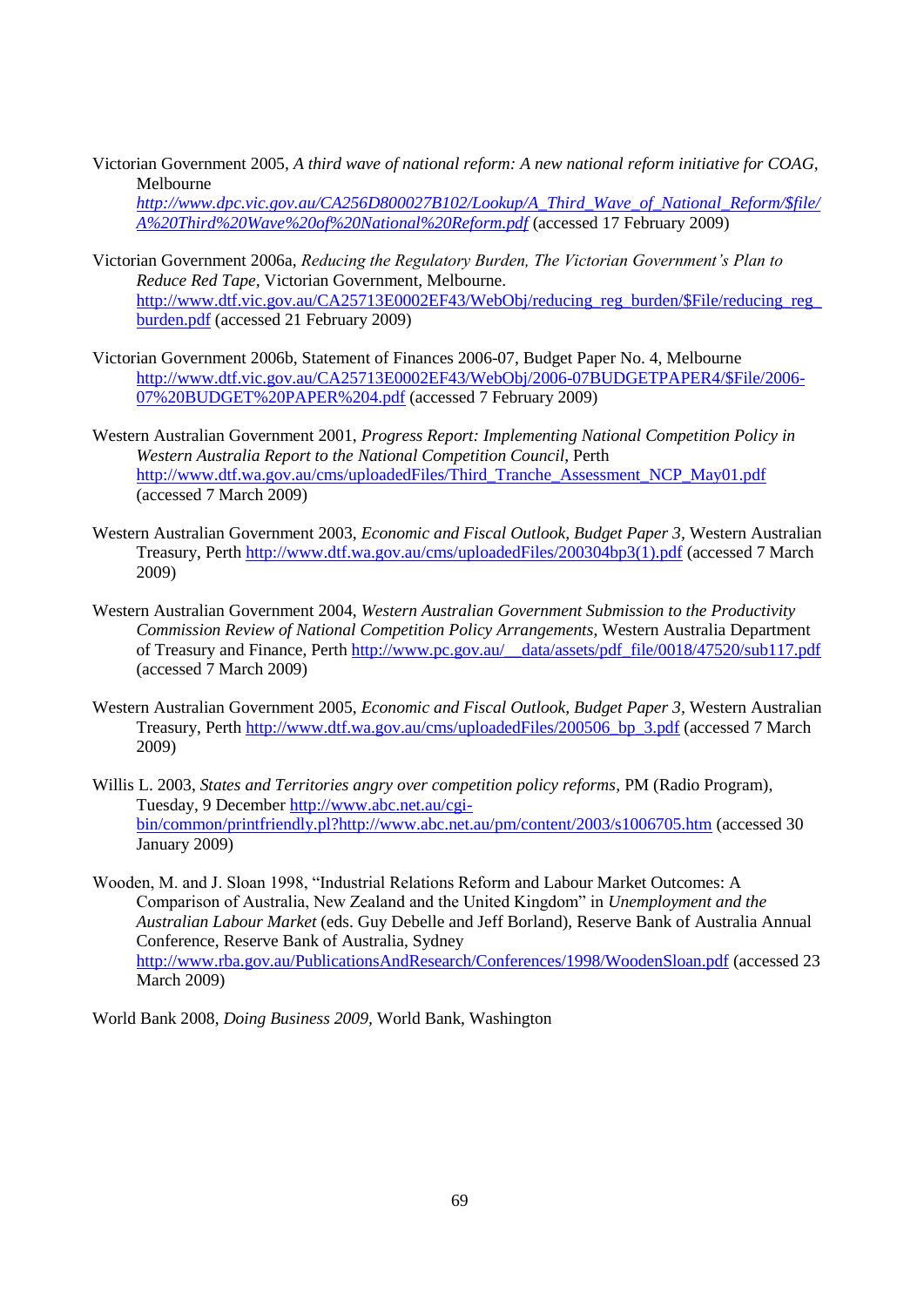Victorian Government 2005, *A third wave of national reform: A new national reform initiative for COAG*, Melbourne *http://www.dpc.vic.gov.au/CA256D800027B102/Lookup/A_Third_Wave_of_National_Reform/$file/A%20Third%20Wave%20of%20National%20Reform.pdf* (accessed 17 February 2009)

Victorian Government 2006a, *Reducing the Regulatory Burden, The Victorian Government's Plan to Reduce Red Tape*, Victorian Government, Melbourne. http://www.dtf.vic.gov.au/CA25713E0002EF43/WebObj/reducing_reg_burden/$File/reducing_reg_burden.pdf (accessed 21 February 2009)

Victorian Government 2006b, Statement of Finances 2006-07, Budget Paper No. 4, Melbourne http://www.dtf.vic.gov.au/CA25713E0002EF43/WebObj/2006-07BUDGETPAPER4/$File/2006-07%20BUDGET%20PAPER%204.pdf (accessed 7 February 2009)

Western Australian Government 2001, *Progress Report: Implementing National Competition Policy in Western Australia Report to the National Competition Council*, Perth http://www.dtf.wa.gov.au/cms/uploadedFiles/Third_Tranche_Assessment_NCP_May01.pdf (accessed 7 March 2009)

Western Australian Government 2003, *Economic and Fiscal Outlook, Budget Paper 3*, Western Australian Treasury, Perth http://www.dtf.wa.gov.au/cms/uploadedFiles/200304bp3(1).pdf (accessed 7 March 2009)

Western Australian Government 2004, *Western Australian Government Submission to the Productivity Commission Review of National Competition Policy Arrangements*, Western Australia Department of Treasury and Finance, Perth http://www.pc.gov.au/__data/assets/pdf_file/0018/47520/sub117.pdf (accessed 7 March 2009)

Western Australian Government 2005, *Economic and Fiscal Outlook, Budget Paper 3*, Western Australian Treasury, Perth http://www.dtf.wa.gov.au/cms/uploadedFiles/200506_bp_3.pdf (accessed 7 March 2009)

Willis L. 2003, *States and Territories angry over competition policy reforms*, PM (Radio Program), Tuesday, 9 December http://www.abc.net.au/cgi-bin/common/printfriendly.pl?http://www.abc.net.au/pm/content/2003/s1006705.htm (accessed 30 January 2009)

Wooden, M. and J. Sloan 1998, "Industrial Relations Reform and Labour Market Outcomes: A Comparison of Australia, New Zealand and the United Kingdom" in *Unemployment and the Australian Labour Market* (eds. Guy Debelle and Jeff Borland), Reserve Bank of Australia Annual Conference, Reserve Bank of Australia, Sydney http://www.rba.gov.au/PublicationsAndResearch/Conferences/1998/WoodenSloan.pdf (accessed 23 March 2009)

World Bank 2008, *Doing Business 2009*, World Bank, Washington